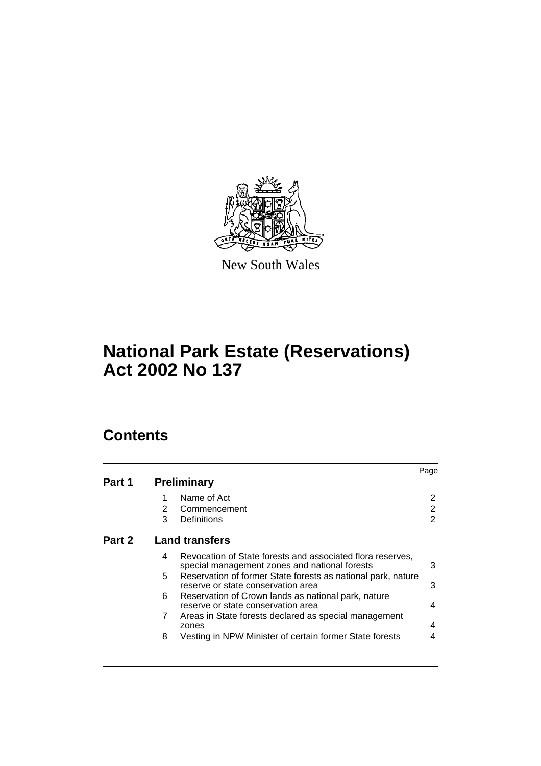New South Wales

# National Park Estate (Reservations) Act 2002 No 137

## Contents

| | | | Page |
|---|---|---|---|
| **Part 1** | **Preliminary** | | |
| | 1 | Name of Act | 2 |
| | 2 | Commencement | 2 |
| | 3 | Definitions | 2 |
| **Part 2** | **Land transfers** | | |
| | 4 | Revocation of State forests and associated flora reserves, special management zones and national forests | 3 |
| | 5 | Reservation of former State forests as national park, nature reserve or state conservation area | 3 |
| | 6 | Reservation of Crown lands as national park, nature reserve or state conservation area | 4 |
| | 7 | Areas in State forests declared as special management zones | 4 |
| | 8 | Vesting in NPW Minister of certain former State forests | 4 |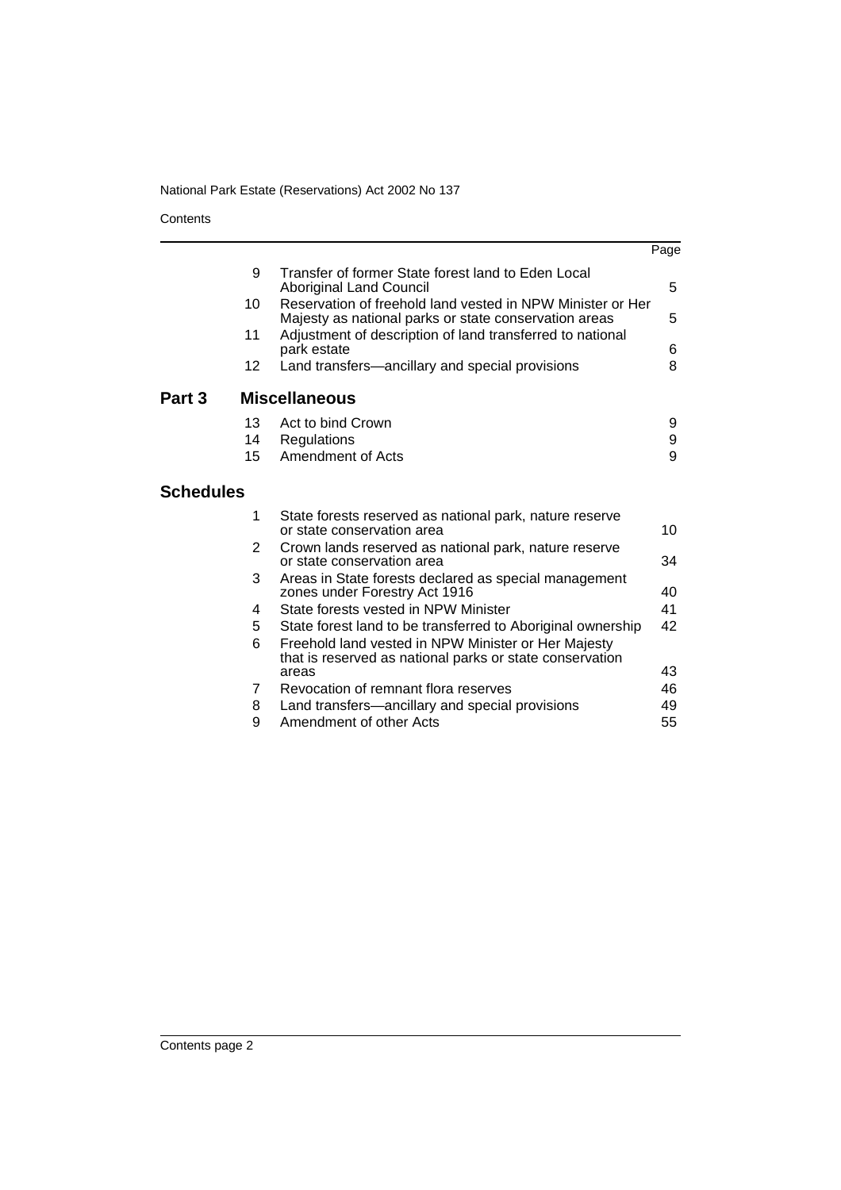| | | Page |
|---|---|---|
| 9 | Transfer of former State forest land to Eden Local Aboriginal Land Council | 5 |
| 10 | Reservation of freehold land vested in NPW Minister or Her Majesty as national parks or state conservation areas | 5 |
| 11 | Adjustment of description of land transferred to national park estate | 6 |
| 12 | Land transfers—ancillary and special provisions | 8 |

## Part 3 Miscellaneous

| | | |
|---|---|---|
| 13 | Act to bind Crown | 9 |
| 14 | Regulations | 9 |
| 15 | Amendment of Acts | 9 |

## Schedules

| | | |
|---|---|---|
| 1 | State forests reserved as national park, nature reserve or state conservation area | 10 |
| 2 | Crown lands reserved as national park, nature reserve or state conservation area | 34 |
| 3 | Areas in State forests declared as special management zones under Forestry Act 1916 | 40 |
| 4 | State forests vested in NPW Minister | 41 |
| 5 | State forest land to be transferred to Aboriginal ownership | 42 |
| 6 | Freehold land vested in NPW Minister or Her Majesty that is reserved as national parks or state conservation areas | 43 |
| 7 | Revocation of remnant flora reserves | 46 |
| 8 | Land transfers—ancillary and special provisions | 49 |
| 9 | Amendment of other Acts | 55 |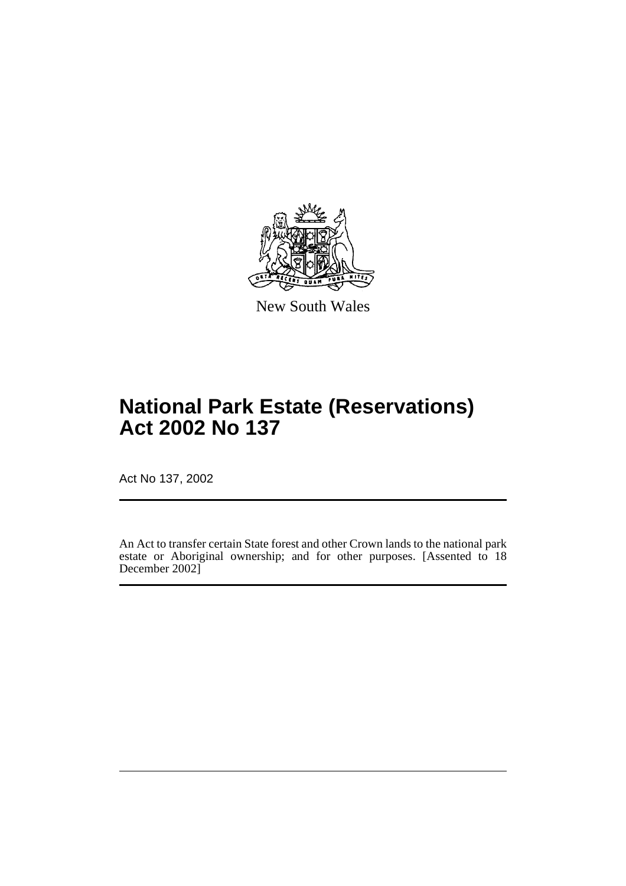New South Wales

# National Park Estate (Reservations) Act 2002 No 137

Act No 137, 2002

An Act to transfer certain State forest and other Crown lands to the national park estate or Aboriginal ownership; and for other purposes. [Assented to 18 December 2002]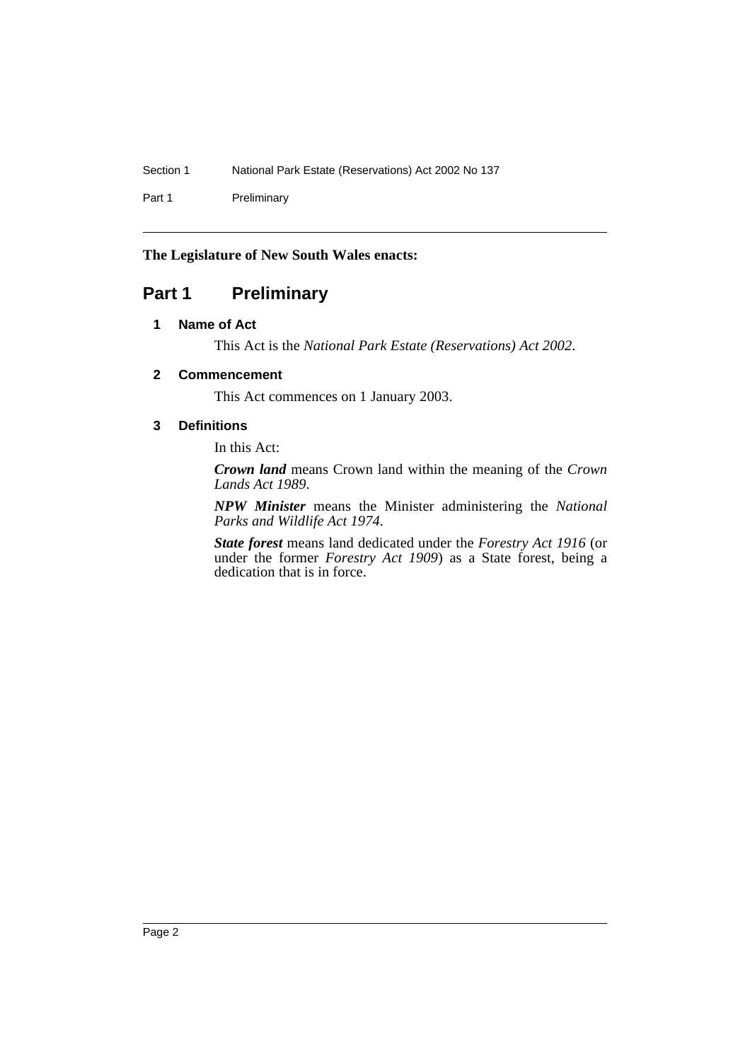**The Legislature of New South Wales enacts:**

# Part 1 Preliminary

### 1 Name of Act

This Act is the *National Park Estate (Reservations) Act 2002*.

### 2 Commencement

This Act commences on 1 January 2003.

### 3 Definitions

In this Act:

***Crown land*** means Crown land within the meaning of the *Crown Lands Act 1989*.

***NPW Minister*** means the Minister administering the *National Parks and Wildlife Act 1974*.

***State forest*** means land dedicated under the *Forestry Act 1916* (or under the former *Forestry Act 1909*) as a State forest, being a dedication that is in force.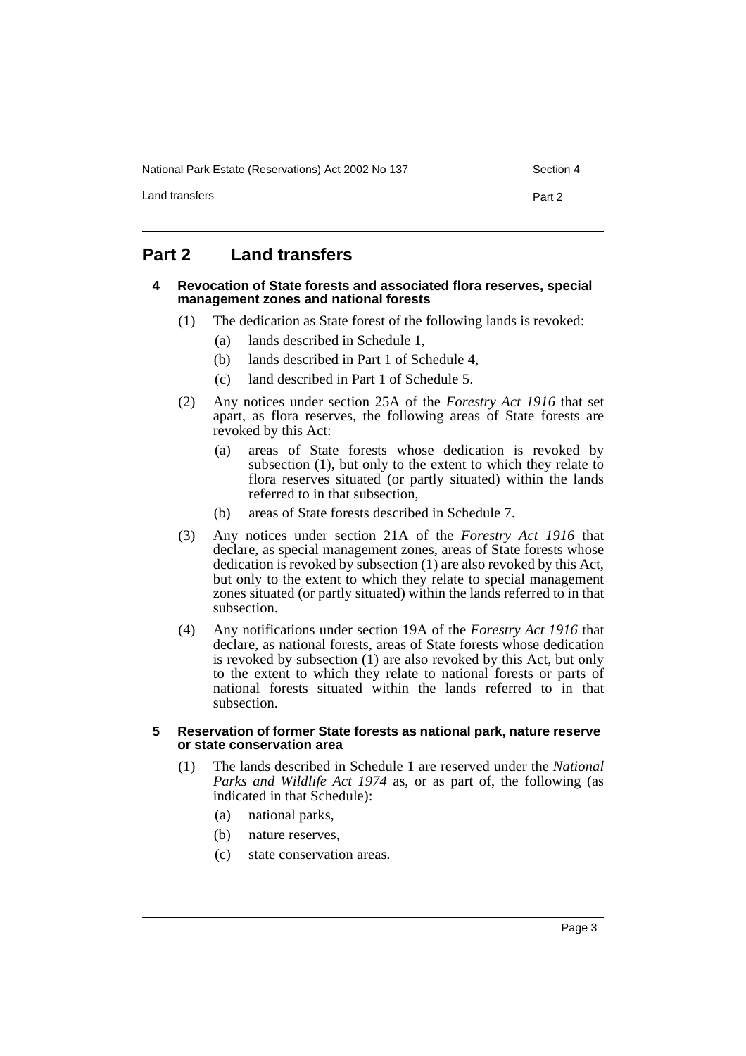## Part 2 Land transfers

### 4 Revocation of State forests and associated flora reserves, special management zones and national forests

(1) The dedication as State forest of the following lands is revoked:

- (a) lands described in Schedule 1,
- (b) lands described in Part 1 of Schedule 4,
- (c) land described in Part 1 of Schedule 5.

(2) Any notices under section 25A of the *Forestry Act 1916* that set apart, as flora reserves, the following areas of State forests are revoked by this Act:

- (a) areas of State forests whose dedication is revoked by subsection (1), but only to the extent to which they relate to flora reserves situated (or partly situated) within the lands referred to in that subsection,
- (b) areas of State forests described in Schedule 7.

(3) Any notices under section 21A of the *Forestry Act 1916* that declare, as special management zones, areas of State forests whose dedication is revoked by subsection (1) are also revoked by this Act, but only to the extent to which they relate to special management zones situated (or partly situated) within the lands referred to in that subsection.

(4) Any notifications under section 19A of the *Forestry Act 1916* that declare, as national forests, areas of State forests whose dedication is revoked by subsection (1) are also revoked by this Act, but only to the extent to which they relate to national forests or parts of national forests situated within the lands referred to in that subsection.

### 5 Reservation of former State forests as national park, nature reserve or state conservation area

(1) The lands described in Schedule 1 are reserved under the *National Parks and Wildlife Act 1974* as, or as part of, the following (as indicated in that Schedule):

- (a) national parks,
- (b) nature reserves,
- (c) state conservation areas.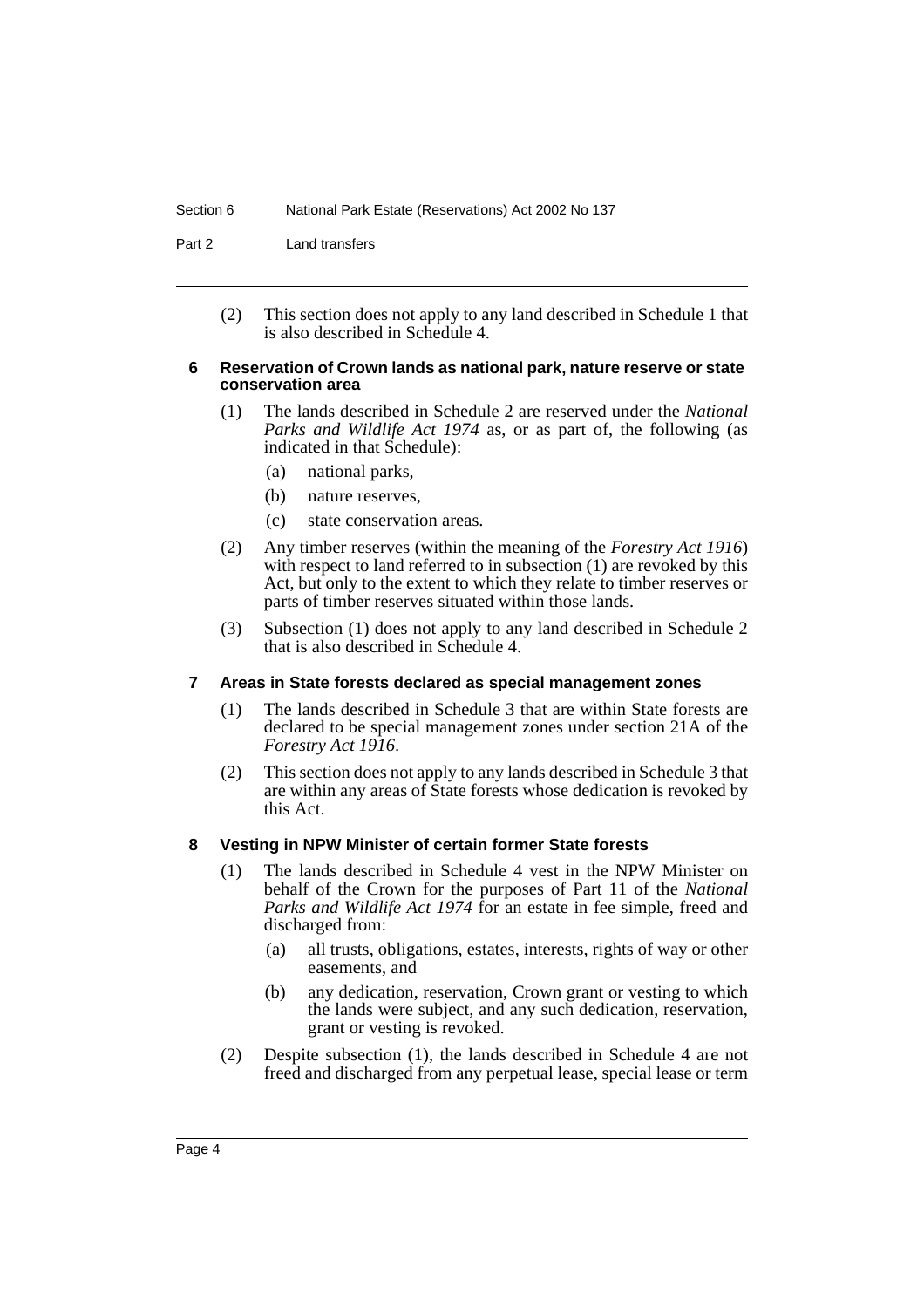(2) This section does not apply to any land described in Schedule 1 that is also described in Schedule 4.

### 6 Reservation of Crown lands as national park, nature reserve or state conservation area

(1) The lands described in Schedule 2 are reserved under the *National Parks and Wildlife Act 1974* as, or as part of, the following (as indicated in that Schedule):

- (a) national parks,
- (b) nature reserves,
- (c) state conservation areas.

(2) Any timber reserves (within the meaning of the *Forestry Act 1916*) with respect to land referred to in subsection (1) are revoked by this Act, but only to the extent to which they relate to timber reserves or parts of timber reserves situated within those lands.

(3) Subsection (1) does not apply to any land described in Schedule 2 that is also described in Schedule 4.

### 7 Areas in State forests declared as special management zones

(1) The lands described in Schedule 3 that are within State forests are declared to be special management zones under section 21A of the *Forestry Act 1916*.

(2) This section does not apply to any lands described in Schedule 3 that are within any areas of State forests whose dedication is revoked by this Act.

### 8 Vesting in NPW Minister of certain former State forests

(1) The lands described in Schedule 4 vest in the NPW Minister on behalf of the Crown for the purposes of Part 11 of the *National Parks and Wildlife Act 1974* for an estate in fee simple, freed and discharged from:

- (a) all trusts, obligations, estates, interests, rights of way or other easements, and
- (b) any dedication, reservation, Crown grant or vesting to which the lands were subject, and any such dedication, reservation, grant or vesting is revoked.

(2) Despite subsection (1), the lands described in Schedule 4 are not freed and discharged from any perpetual lease, special lease or term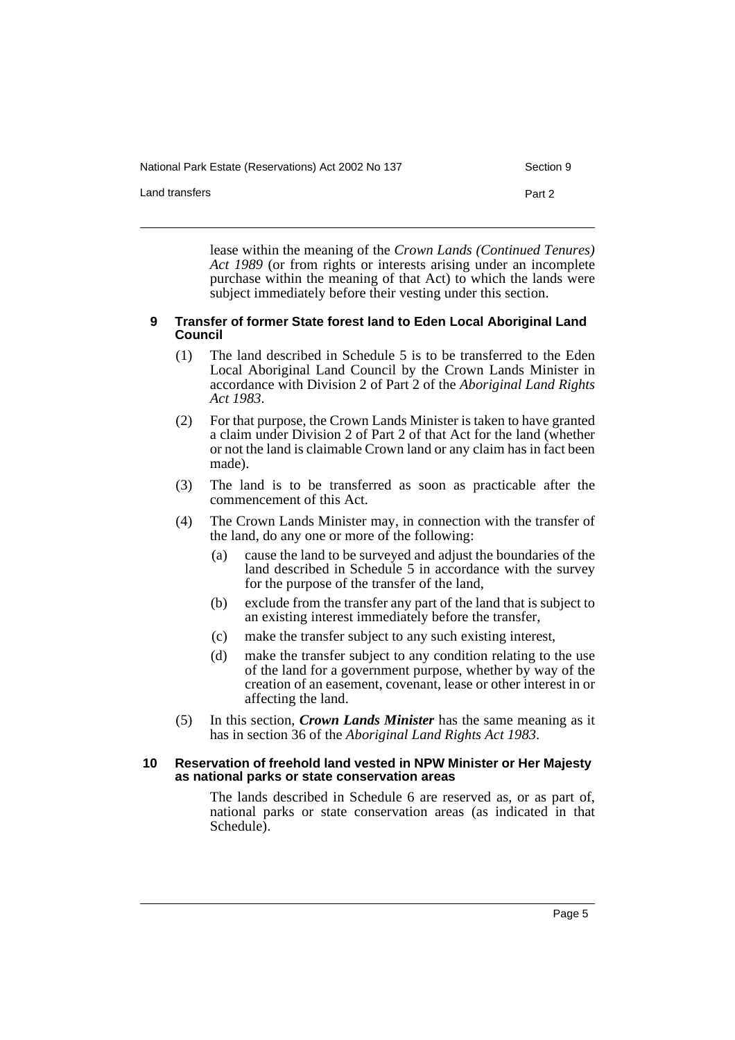lease within the meaning of the *Crown Lands (Continued Tenures) Act 1989* (or from rights or interests arising under an incomplete purchase within the meaning of that Act) to which the lands were subject immediately before their vesting under this section.

### 9 Transfer of former State forest land to Eden Local Aboriginal Land Council

(1) The land described in Schedule 5 is to be transferred to the Eden Local Aboriginal Land Council by the Crown Lands Minister in accordance with Division 2 of Part 2 of the *Aboriginal Land Rights Act 1983*.

(2) For that purpose, the Crown Lands Minister is taken to have granted a claim under Division 2 of Part 2 of that Act for the land (whether or not the land is claimable Crown land or any claim has in fact been made).

(3) The land is to be transferred as soon as practicable after the commencement of this Act.

(4) The Crown Lands Minister may, in connection with the transfer of the land, do any one or more of the following:

- (a) cause the land to be surveyed and adjust the boundaries of the land described in Schedule 5 in accordance with the survey for the purpose of the transfer of the land,
- (b) exclude from the transfer any part of the land that is subject to an existing interest immediately before the transfer,
- (c) make the transfer subject to any such existing interest,
- (d) make the transfer subject to any condition relating to the use of the land for a government purpose, whether by way of the creation of an easement, covenant, lease or other interest in or affecting the land.

(5) In this section, ***Crown Lands Minister*** has the same meaning as it has in section 36 of the *Aboriginal Land Rights Act 1983*.

### 10 Reservation of freehold land vested in NPW Minister or Her Majesty as national parks or state conservation areas

The lands described in Schedule 6 are reserved as, or as part of, national parks or state conservation areas (as indicated in that Schedule).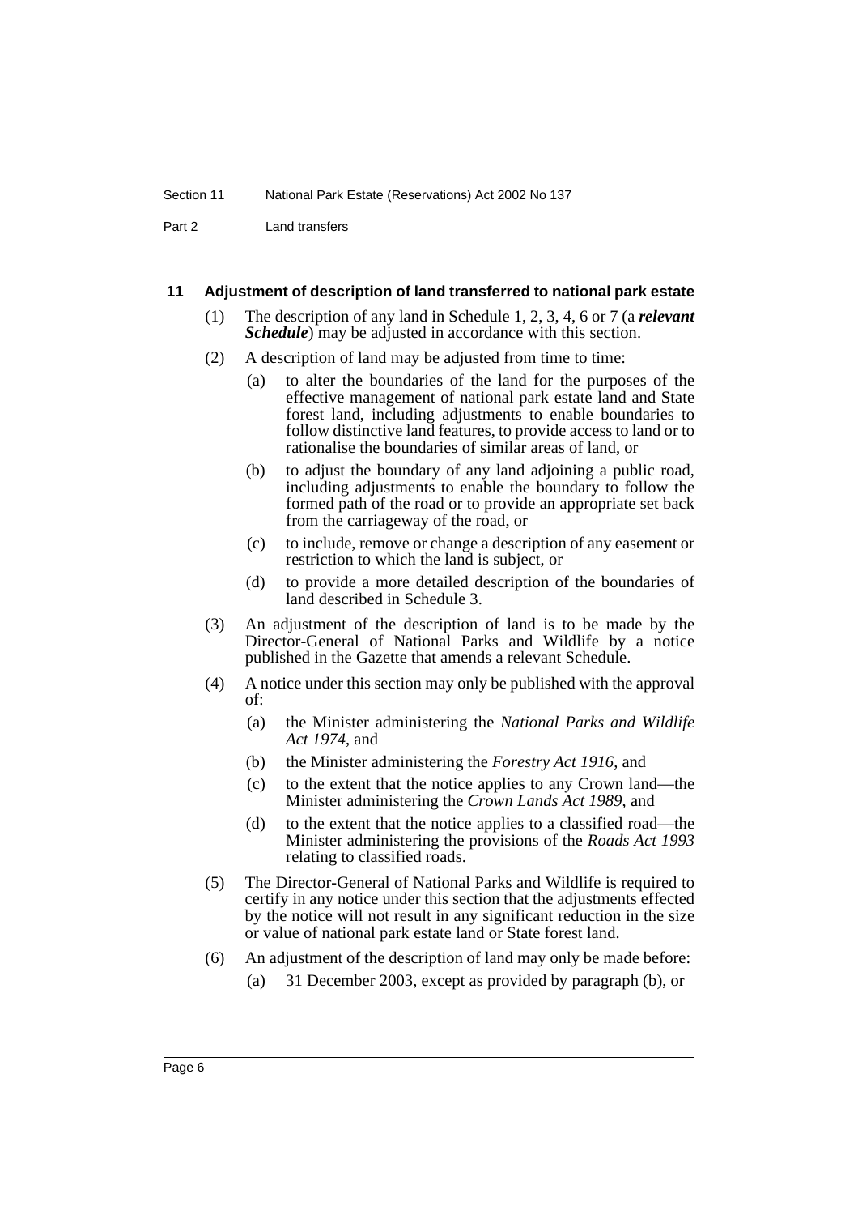### 11 Adjustment of description of land transferred to national park estate

(1) The description of any land in Schedule 1, 2, 3, 4, 6 or 7 (a ***relevant Schedule***) may be adjusted in accordance with this section.

(2) A description of land may be adjusted from time to time:

- (a) to alter the boundaries of the land for the purposes of the effective management of national park estate land and State forest land, including adjustments to enable boundaries to follow distinctive land features, to provide access to land or to rationalise the boundaries of similar areas of land, or
- (b) to adjust the boundary of any land adjoining a public road, including adjustments to enable the boundary to follow the formed path of the road or to provide an appropriate set back from the carriageway of the road, or
- (c) to include, remove or change a description of any easement or restriction to which the land is subject, or
- (d) to provide a more detailed description of the boundaries of land described in Schedule 3.

(3) An adjustment of the description of land is to be made by the Director-General of National Parks and Wildlife by a notice published in the Gazette that amends a relevant Schedule.

(4) A notice under this section may only be published with the approval of:

- (a) the Minister administering the *National Parks and Wildlife Act 1974*, and
- (b) the Minister administering the *Forestry Act 1916*, and
- (c) to the extent that the notice applies to any Crown land—the Minister administering the *Crown Lands Act 1989*, and
- (d) to the extent that the notice applies to a classified road—the Minister administering the provisions of the *Roads Act 1993* relating to classified roads.

(5) The Director-General of National Parks and Wildlife is required to certify in any notice under this section that the adjustments effected by the notice will not result in any significant reduction in the size or value of national park estate land or State forest land.

(6) An adjustment of the description of land may only be made before:

- (a) 31 December 2003, except as provided by paragraph (b), or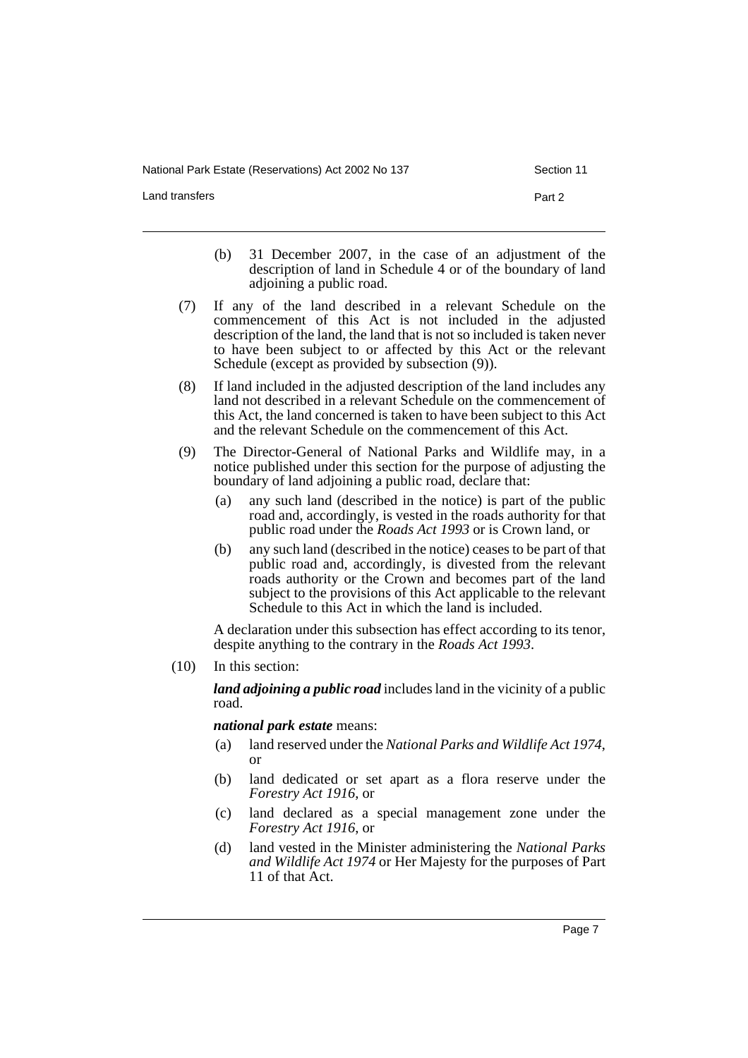(b) 31 December 2007, in the case of an adjustment of the description of land in Schedule 4 or of the boundary of land adjoining a public road.

(7) If any of the land described in a relevant Schedule on the commencement of this Act is not included in the adjusted description of the land, the land that is not so included is taken never to have been subject to or affected by this Act or the relevant Schedule (except as provided by subsection (9)).

(8) If land included in the adjusted description of the land includes any land not described in a relevant Schedule on the commencement of this Act, the land concerned is taken to have been subject to this Act and the relevant Schedule on the commencement of this Act.

(9) The Director-General of National Parks and Wildlife may, in a notice published under this section for the purpose of adjusting the boundary of land adjoining a public road, declare that:

(a) any such land (described in the notice) is part of the public road and, accordingly, is vested in the roads authority for that public road under the *Roads Act 1993* or is Crown land, or

(b) any such land (described in the notice) ceases to be part of that public road and, accordingly, is divested from the relevant roads authority or the Crown and becomes part of the land subject to the provisions of this Act applicable to the relevant Schedule to this Act in which the land is included.

A declaration under this subsection has effect according to its tenor, despite anything to the contrary in the *Roads Act 1993*.

(10) In this section:

***land adjoining a public road*** includes land in the vicinity of a public road.

***national park estate*** means:

(a) land reserved under the *National Parks and Wildlife Act 1974*, or

(b) land dedicated or set apart as a flora reserve under the *Forestry Act 1916*, or

(c) land declared as a special management zone under the *Forestry Act 1916*, or

(d) land vested in the Minister administering the *National Parks and Wildlife Act 1974* or Her Majesty for the purposes of Part 11 of that Act.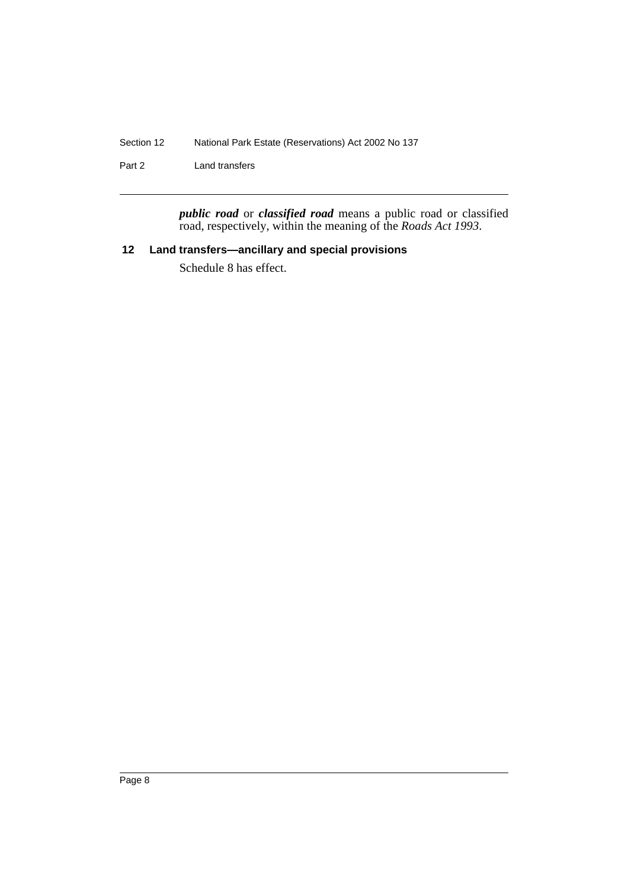***public road*** or ***classified road*** means a public road or classified road, respectively, within the meaning of the *Roads Act 1993*.

### 12 Land transfers—ancillary and special provisions

Schedule 8 has effect.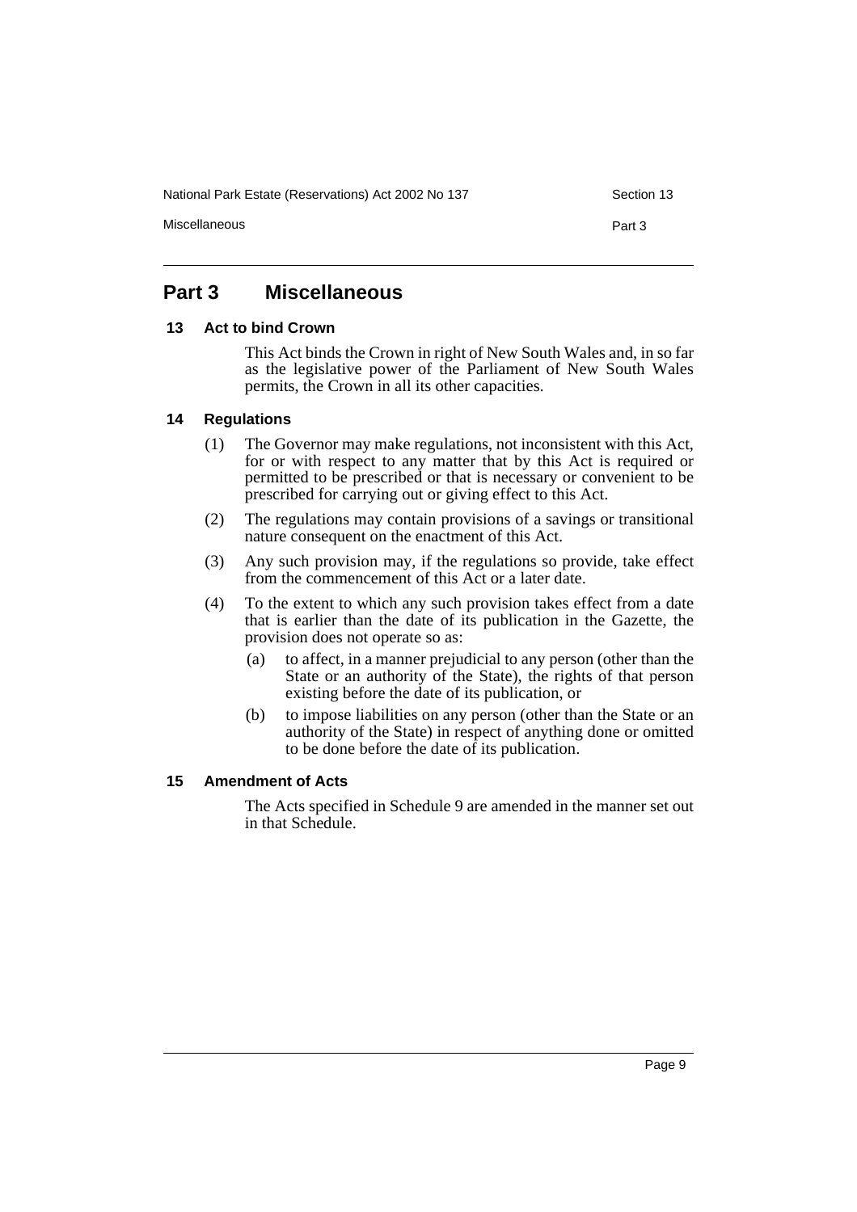## Part 3 Miscellaneous

### 13 Act to bind Crown

This Act binds the Crown in right of New South Wales and, in so far as the legislative power of the Parliament of New South Wales permits, the Crown in all its other capacities.

### 14 Regulations

(1) The Governor may make regulations, not inconsistent with this Act, for or with respect to any matter that by this Act is required or permitted to be prescribed or that is necessary or convenient to be prescribed for carrying out or giving effect to this Act.

(2) The regulations may contain provisions of a savings or transitional nature consequent on the enactment of this Act.

(3) Any such provision may, if the regulations so provide, take effect from the commencement of this Act or a later date.

(4) To the extent to which any such provision takes effect from a date that is earlier than the date of its publication in the Gazette, the provision does not operate so as:

- (a) to affect, in a manner prejudicial to any person (other than the State or an authority of the State), the rights of that person existing before the date of its publication, or
- (b) to impose liabilities on any person (other than the State or an authority of the State) in respect of anything done or omitted to be done before the date of its publication.

### 15 Amendment of Acts

The Acts specified in Schedule 9 are amended in the manner set out in that Schedule.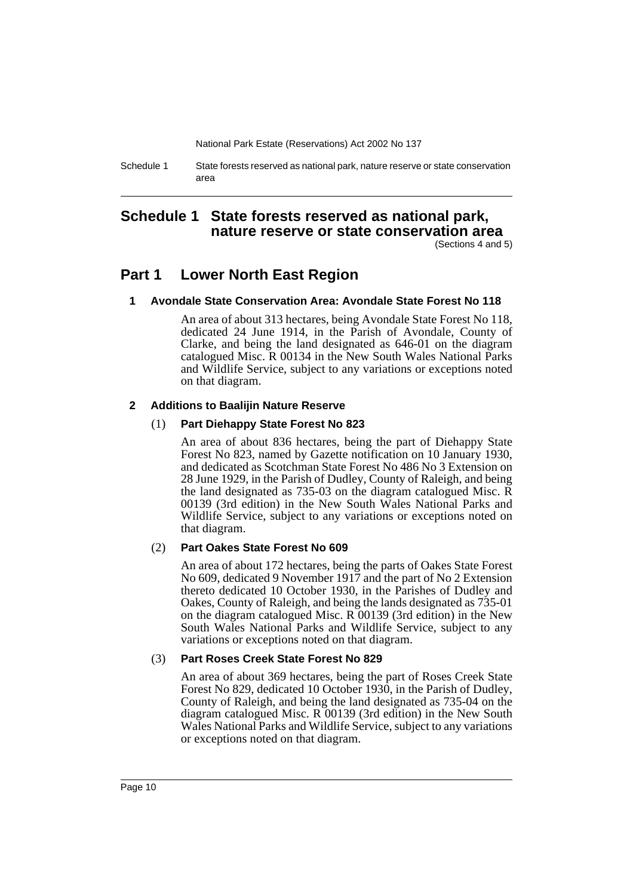# Schedule 1 State forests reserved as national park, nature reserve or state conservation area

(Sections 4 and 5)

## Part 1 Lower North East Region

### 1 Avondale State Conservation Area: Avondale State Forest No 118

An area of about 313 hectares, being Avondale State Forest No 118, dedicated 24 June 1914, in the Parish of Avondale, County of Clarke, and being the land designated as 646-01 on the diagram catalogued Misc. R 00134 in the New South Wales National Parks and Wildlife Service, subject to any variations or exceptions noted on that diagram.

### 2 Additions to Baalijin Nature Reserve

#### (1) Part Diehappy State Forest No 823

An area of about 836 hectares, being the part of Diehappy State Forest No 823, named by Gazette notification on 10 January 1930, and dedicated as Scotchman State Forest No 486 No 3 Extension on 28 June 1929, in the Parish of Dudley, County of Raleigh, and being the land designated as 735-03 on the diagram catalogued Misc. R 00139 (3rd edition) in the New South Wales National Parks and Wildlife Service, subject to any variations or exceptions noted on that diagram.

#### (2) Part Oakes State Forest No 609

An area of about 172 hectares, being the parts of Oakes State Forest No 609, dedicated 9 November 1917 and the part of No 2 Extension thereto dedicated 10 October 1930, in the Parishes of Dudley and Oakes, County of Raleigh, and being the lands designated as 735-01 on the diagram catalogued Misc. R 00139 (3rd edition) in the New South Wales National Parks and Wildlife Service, subject to any variations or exceptions noted on that diagram.

#### (3) Part Roses Creek State Forest No 829

An area of about 369 hectares, being the part of Roses Creek State Forest No 829, dedicated 10 October 1930, in the Parish of Dudley, County of Raleigh, and being the land designated as 735-04 on the diagram catalogued Misc. R 00139 (3rd edition) in the New South Wales National Parks and Wildlife Service, subject to any variations or exceptions noted on that diagram.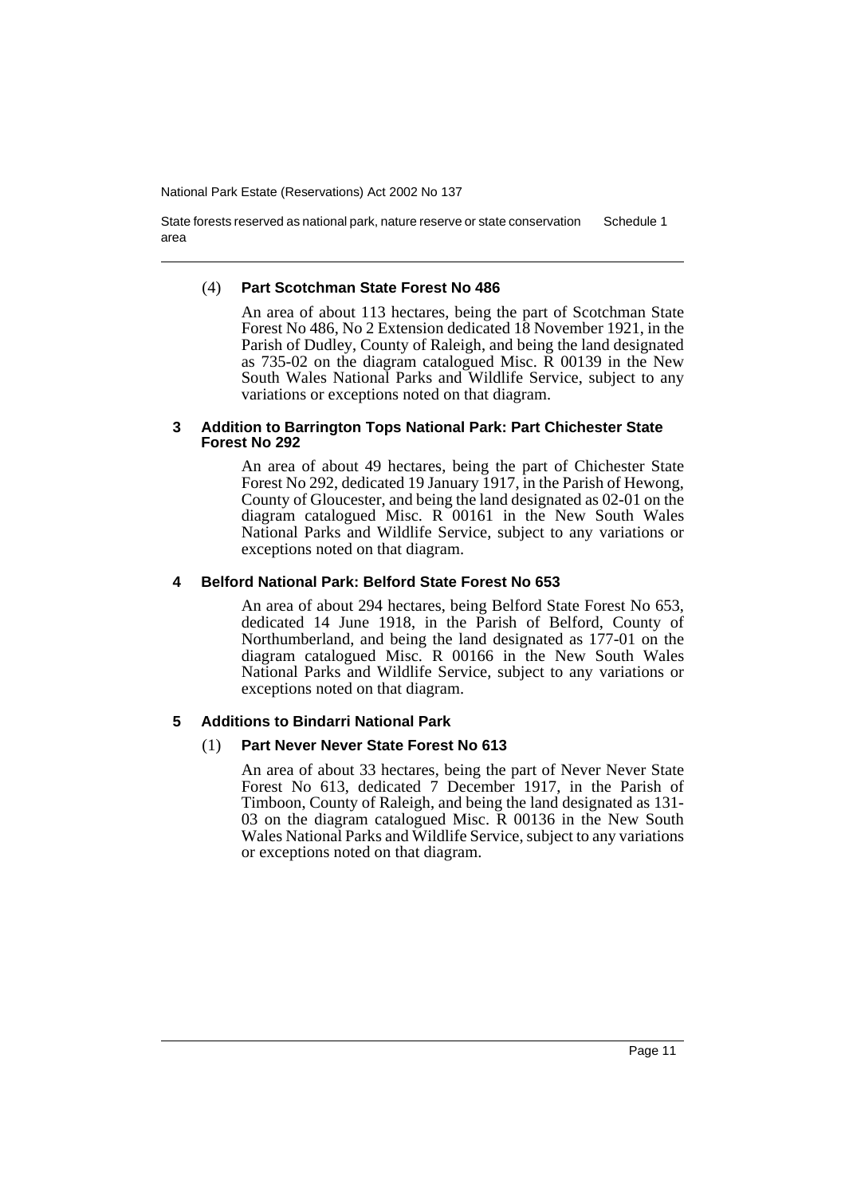#### (4) **Part Scotchman State Forest No 486**

An area of about 113 hectares, being the part of Scotchman State Forest No 486, No 2 Extension dedicated 18 November 1921, in the Parish of Dudley, County of Raleigh, and being the land designated as 735-02 on the diagram catalogued Misc. R 00139 in the New South Wales National Parks and Wildlife Service, subject to any variations or exceptions noted on that diagram.

### 3 Addition to Barrington Tops National Park: Part Chichester State Forest No 292

An area of about 49 hectares, being the part of Chichester State Forest No 292, dedicated 19 January 1917, in the Parish of Hewong, County of Gloucester, and being the land designated as 02-01 on the diagram catalogued Misc. R 00161 in the New South Wales National Parks and Wildlife Service, subject to any variations or exceptions noted on that diagram.

### 4 Belford National Park: Belford State Forest No 653

An area of about 294 hectares, being Belford State Forest No 653, dedicated 14 June 1918, in the Parish of Belford, County of Northumberland, and being the land designated as 177-01 on the diagram catalogued Misc. R 00166 in the New South Wales National Parks and Wildlife Service, subject to any variations or exceptions noted on that diagram.

### 5 Additions to Bindarri National Park

#### (1) **Part Never Never State Forest No 613**

An area of about 33 hectares, being the part of Never Never State Forest No 613, dedicated 7 December 1917, in the Parish of Timboon, County of Raleigh, and being the land designated as 131-03 on the diagram catalogued Misc. R 00136 in the New South Wales National Parks and Wildlife Service, subject to any variations or exceptions noted on that diagram.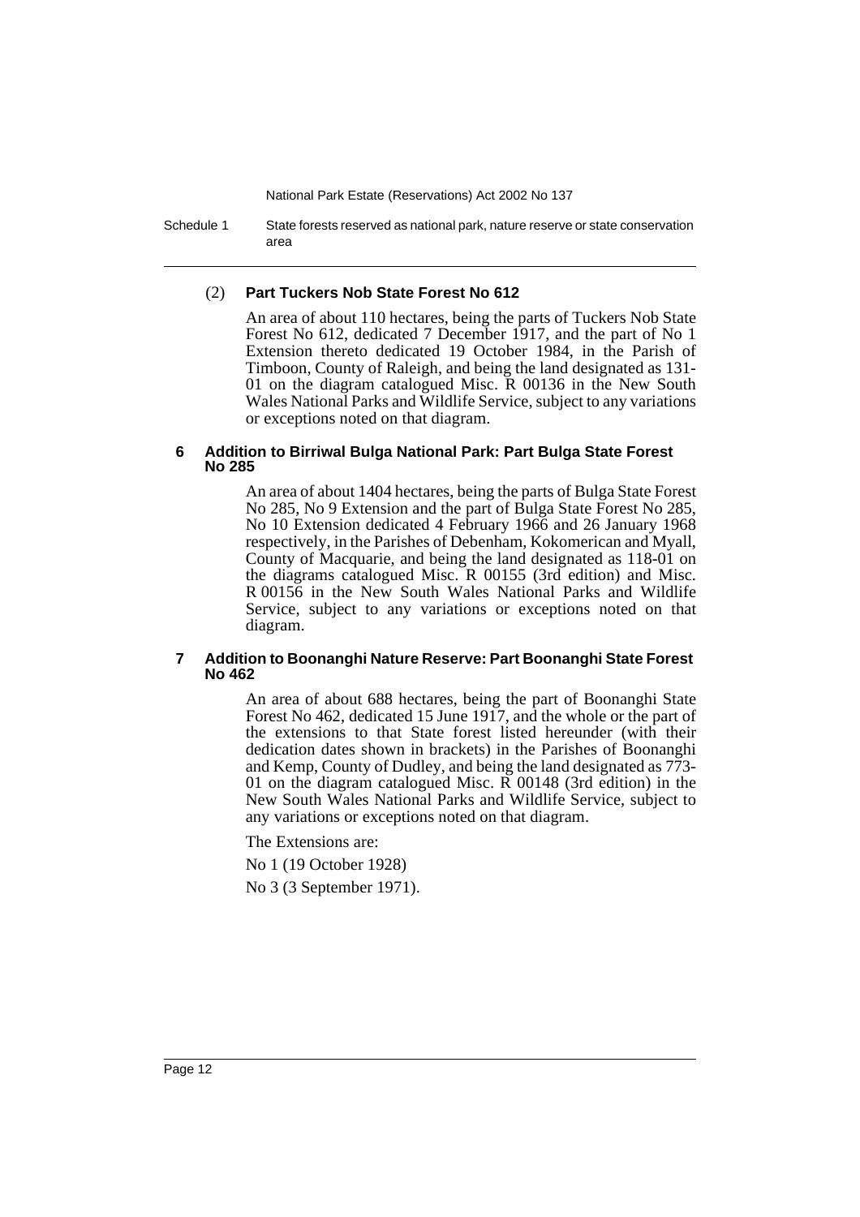(2) **Part Tuckers Nob State Forest No 612**

An area of about 110 hectares, being the parts of Tuckers Nob State Forest No 612, dedicated 7 December 1917, and the part of No 1 Extension thereto dedicated 19 October 1984, in the Parish of Timboon, County of Raleigh, and being the land designated as 131-01 on the diagram catalogued Misc. R 00136 in the New South Wales National Parks and Wildlife Service, subject to any variations or exceptions noted on that diagram.

### 6 Addition to Birriwal Bulga National Park: Part Bulga State Forest No 285

An area of about 1404 hectares, being the parts of Bulga State Forest No 285, No 9 Extension and the part of Bulga State Forest No 285, No 10 Extension dedicated 4 February 1966 and 26 January 1968 respectively, in the Parishes of Debenham, Kokomerican and Myall, County of Macquarie, and being the land designated as 118-01 on the diagrams catalogued Misc. R 00155 (3rd edition) and Misc. R 00156 in the New South Wales National Parks and Wildlife Service, subject to any variations or exceptions noted on that diagram.

### 7 Addition to Boonanghi Nature Reserve: Part Boonanghi State Forest No 462

An area of about 688 hectares, being the part of Boonanghi State Forest No 462, dedicated 15 June 1917, and the whole or the part of the extensions to that State forest listed hereunder (with their dedication dates shown in brackets) in the Parishes of Boonanghi and Kemp, County of Dudley, and being the land designated as 773-01 on the diagram catalogued Misc. R 00148 (3rd edition) in the New South Wales National Parks and Wildlife Service, subject to any variations or exceptions noted on that diagram.

The Extensions are:

No 1 (19 October 1928)

No 3 (3 September 1971).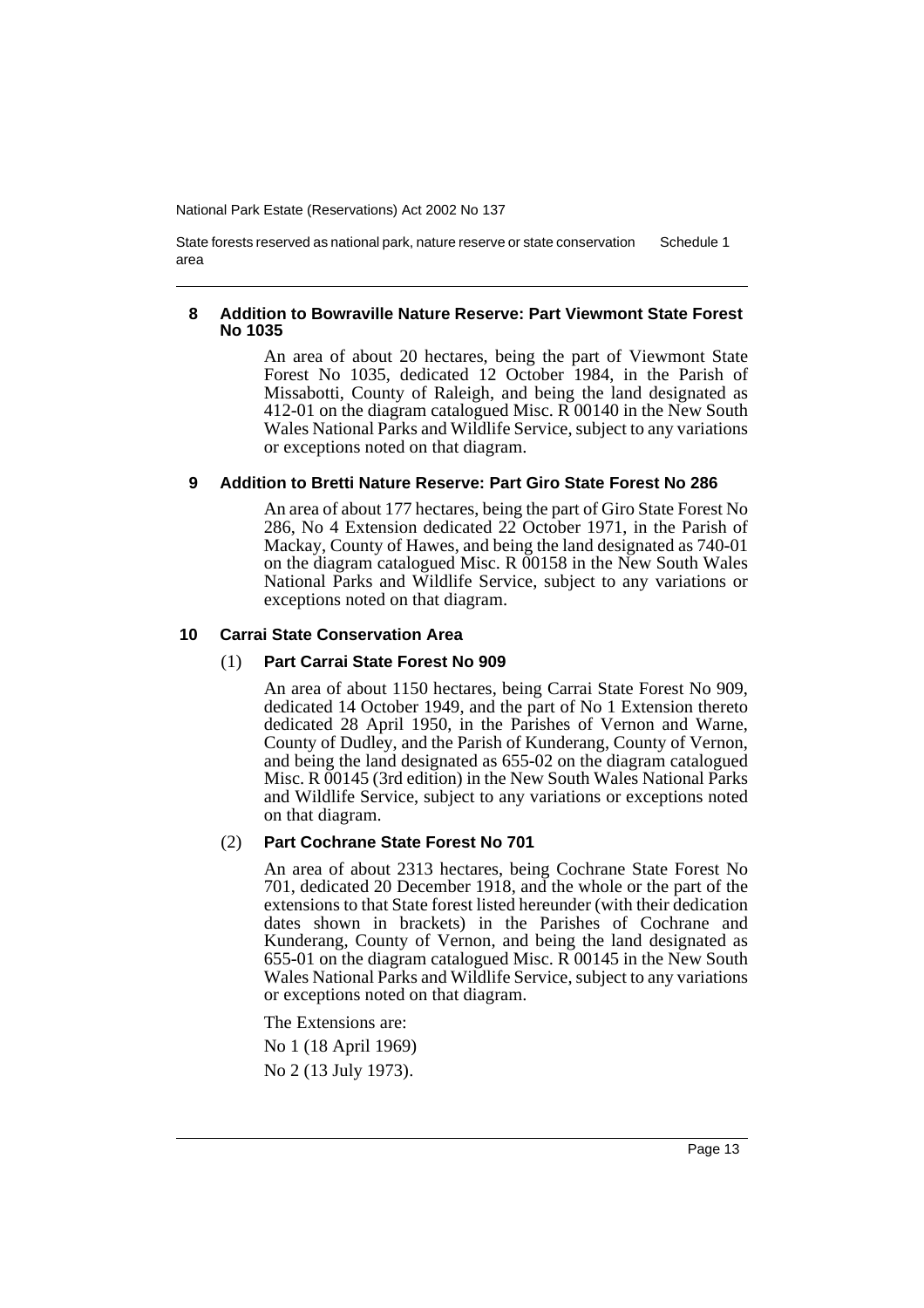### 8 Addition to Bowraville Nature Reserve: Part Viewmont State Forest No 1035

An area of about 20 hectares, being the part of Viewmont State Forest No 1035, dedicated 12 October 1984, in the Parish of Missabotti, County of Raleigh, and being the land designated as 412-01 on the diagram catalogued Misc. R 00140 in the New South Wales National Parks and Wildlife Service, subject to any variations or exceptions noted on that diagram.

### 9 Addition to Bretti Nature Reserve: Part Giro State Forest No 286

An area of about 177 hectares, being the part of Giro State Forest No 286, No 4 Extension dedicated 22 October 1971, in the Parish of Mackay, County of Hawes, and being the land designated as 740-01 on the diagram catalogued Misc. R 00158 in the New South Wales National Parks and Wildlife Service, subject to any variations or exceptions noted on that diagram.

### 10 Carrai State Conservation Area

#### (1) Part Carrai State Forest No 909

An area of about 1150 hectares, being Carrai State Forest No 909, dedicated 14 October 1949, and the part of No 1 Extension thereto dedicated 28 April 1950, in the Parishes of Vernon and Warne, County of Dudley, and the Parish of Kunderang, County of Vernon, and being the land designated as 655-02 on the diagram catalogued Misc. R 00145 (3rd edition) in the New South Wales National Parks and Wildlife Service, subject to any variations or exceptions noted on that diagram.

#### (2) Part Cochrane State Forest No 701

An area of about 2313 hectares, being Cochrane State Forest No 701, dedicated 20 December 1918, and the whole or the part of the extensions to that State forest listed hereunder (with their dedication dates shown in brackets) in the Parishes of Cochrane and Kunderang, County of Vernon, and being the land designated as 655-01 on the diagram catalogued Misc. R 00145 in the New South Wales National Parks and Wildlife Service, subject to any variations or exceptions noted on that diagram.

The Extensions are:

No 1 (18 April 1969)

No 2 (13 July 1973).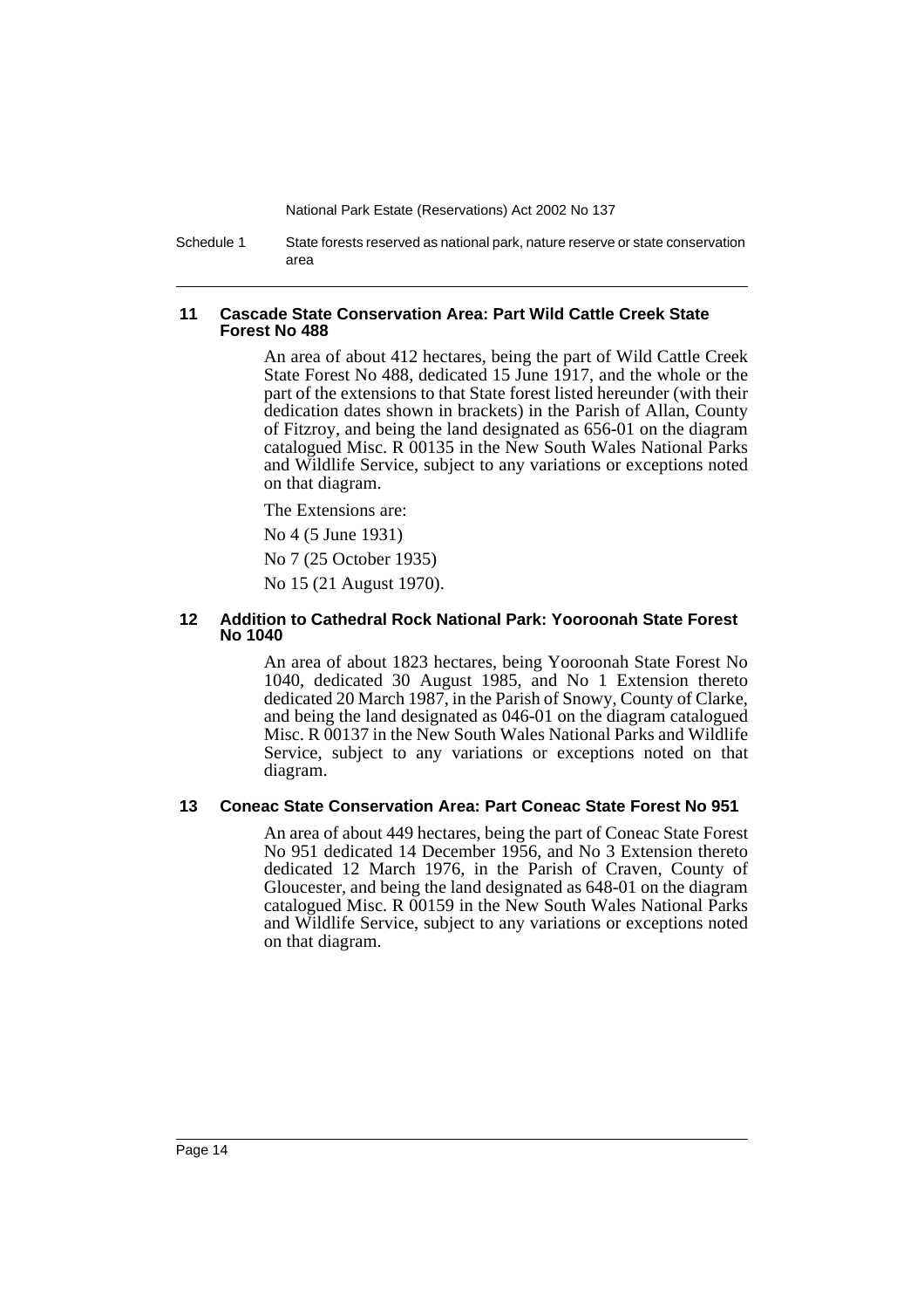### 11 Cascade State Conservation Area: Part Wild Cattle Creek State Forest No 488

An area of about 412 hectares, being the part of Wild Cattle Creek State Forest No 488, dedicated 15 June 1917, and the whole or the part of the extensions to that State forest listed hereunder (with their dedication dates shown in brackets) in the Parish of Allan, County of Fitzroy, and being the land designated as 656-01 on the diagram catalogued Misc. R 00135 in the New South Wales National Parks and Wildlife Service, subject to any variations or exceptions noted on that diagram.

The Extensions are:

No 4 (5 June 1931)

No 7 (25 October 1935)

No 15 (21 August 1970).

### 12 Addition to Cathedral Rock National Park: Yooroonah State Forest No 1040

An area of about 1823 hectares, being Yooroonah State Forest No 1040, dedicated 30 August 1985, and No 1 Extension thereto dedicated 20 March 1987, in the Parish of Snowy, County of Clarke, and being the land designated as 046-01 on the diagram catalogued Misc. R 00137 in the New South Wales National Parks and Wildlife Service, subject to any variations or exceptions noted on that diagram.

### 13 Coneac State Conservation Area: Part Coneac State Forest No 951

An area of about 449 hectares, being the part of Coneac State Forest No 951 dedicated 14 December 1956, and No 3 Extension thereto dedicated 12 March 1976, in the Parish of Craven, County of Gloucester, and being the land designated as 648-01 on the diagram catalogued Misc. R 00159 in the New South Wales National Parks and Wildlife Service, subject to any variations or exceptions noted on that diagram.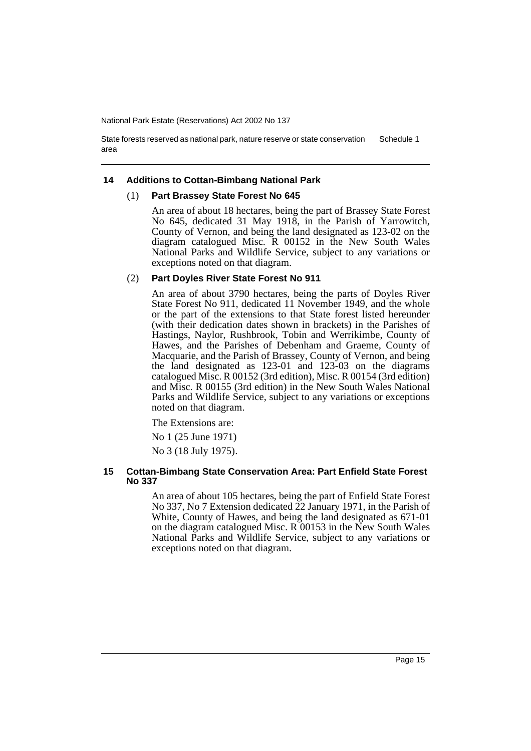### 14 Additions to Cottan-Bimbang National Park

(1) **Part Brassey State Forest No 645**

An area of about 18 hectares, being the part of Brassey State Forest No 645, dedicated 31 May 1918, in the Parish of Yarrowitch, County of Vernon, and being the land designated as 123-02 on the diagram catalogued Misc. R 00152 in the New South Wales National Parks and Wildlife Service, subject to any variations or exceptions noted on that diagram.

(2) **Part Doyles River State Forest No 911**

An area of about 3790 hectares, being the parts of Doyles River State Forest No 911, dedicated 11 November 1949, and the whole or the part of the extensions to that State forest listed hereunder (with their dedication dates shown in brackets) in the Parishes of Hastings, Naylor, Rushbrook, Tobin and Werrikimbe, County of Hawes, and the Parishes of Debenham and Graeme, County of Macquarie, and the Parish of Brassey, County of Vernon, and being the land designated as 123-01 and 123-03 on the diagrams catalogued Misc. R 00152 (3rd edition), Misc. R 00154 (3rd edition) and Misc. R 00155 (3rd edition) in the New South Wales National Parks and Wildlife Service, subject to any variations or exceptions noted on that diagram.

The Extensions are:

No 1 (25 June 1971)

No 3 (18 July 1975).

### 15 Cottan-Bimbang State Conservation Area: Part Enfield State Forest No 337

An area of about 105 hectares, being the part of Enfield State Forest No 337, No 7 Extension dedicated 22 January 1971, in the Parish of White, County of Hawes, and being the land designated as 671-01 on the diagram catalogued Misc. R 00153 in the New South Wales National Parks and Wildlife Service, subject to any variations or exceptions noted on that diagram.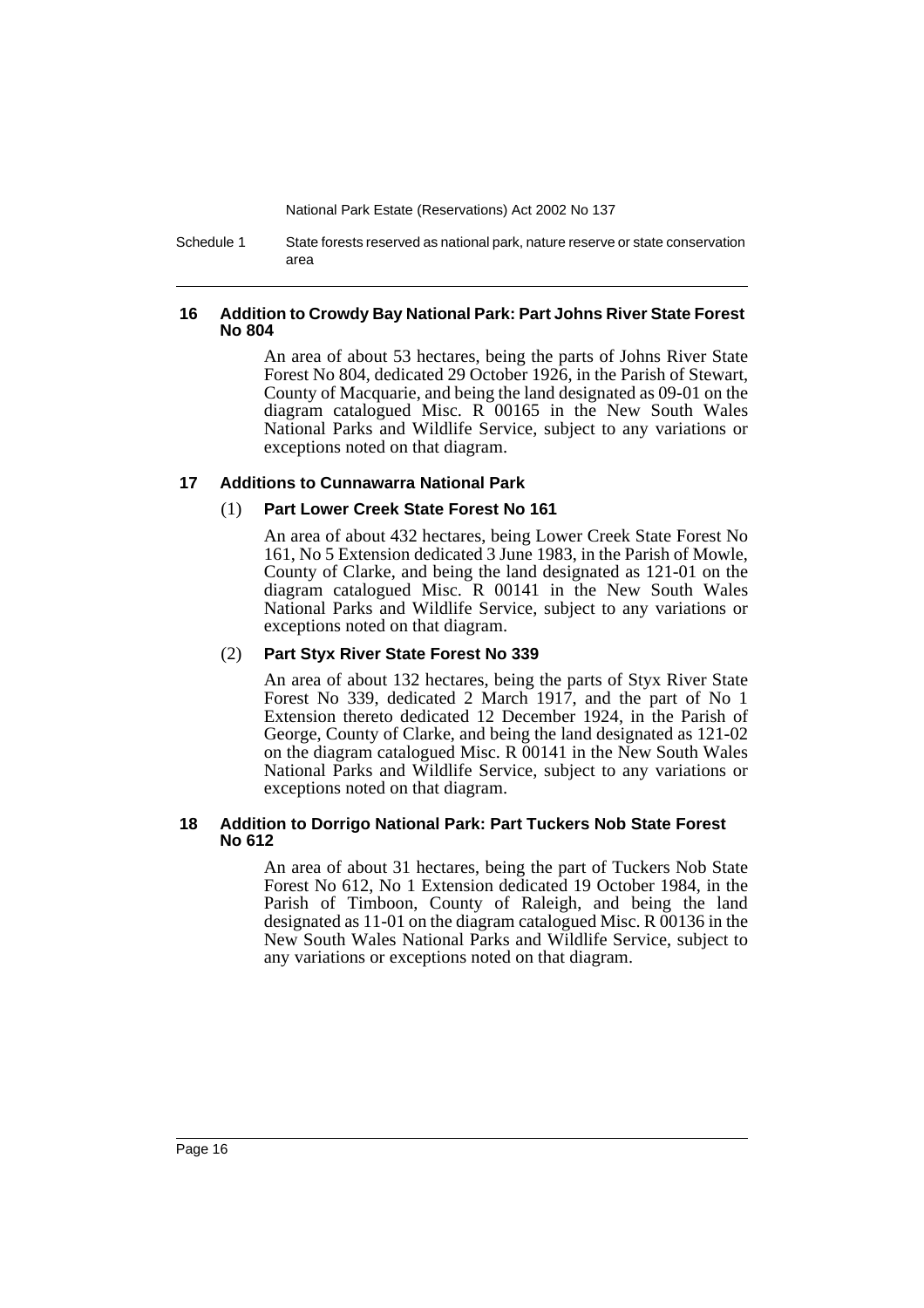### 16 Addition to Crowdy Bay National Park: Part Johns River State Forest No 804

An area of about 53 hectares, being the parts of Johns River State Forest No 804, dedicated 29 October 1926, in the Parish of Stewart, County of Macquarie, and being the land designated as 09-01 on the diagram catalogued Misc. R 00165 in the New South Wales National Parks and Wildlife Service, subject to any variations or exceptions noted on that diagram.

### 17 Additions to Cunnawarra National Park

#### (1) Part Lower Creek State Forest No 161

An area of about 432 hectares, being Lower Creek State Forest No 161, No 5 Extension dedicated 3 June 1983, in the Parish of Mowle, County of Clarke, and being the land designated as 121-01 on the diagram catalogued Misc. R 00141 in the New South Wales National Parks and Wildlife Service, subject to any variations or exceptions noted on that diagram.

#### (2) Part Styx River State Forest No 339

An area of about 132 hectares, being the parts of Styx River State Forest No 339, dedicated 2 March 1917, and the part of No 1 Extension thereto dedicated 12 December 1924, in the Parish of George, County of Clarke, and being the land designated as 121-02 on the diagram catalogued Misc. R 00141 in the New South Wales National Parks and Wildlife Service, subject to any variations or exceptions noted on that diagram.

### 18 Addition to Dorrigo National Park: Part Tuckers Nob State Forest No 612

An area of about 31 hectares, being the part of Tuckers Nob State Forest No 612, No 1 Extension dedicated 19 October 1984, in the Parish of Timboon, County of Raleigh, and being the land designated as 11-01 on the diagram catalogued Misc. R 00136 in the New South Wales National Parks and Wildlife Service, subject to any variations or exceptions noted on that diagram.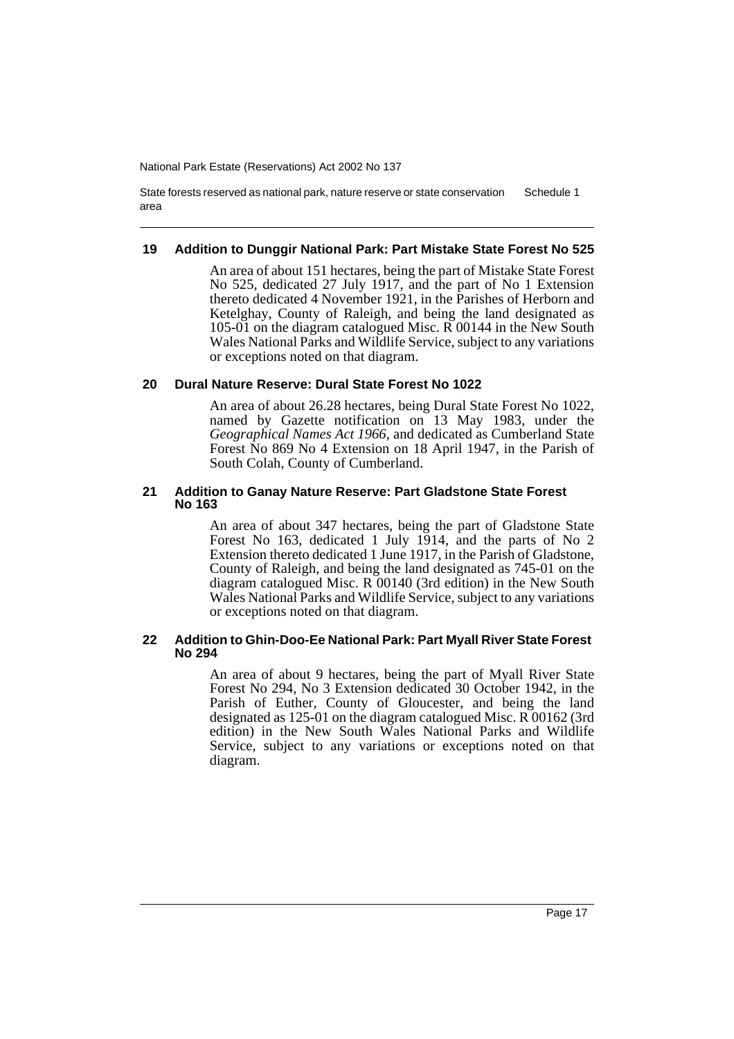### 19 Addition to Dunggir National Park: Part Mistake State Forest No 525

An area of about 151 hectares, being the part of Mistake State Forest No 525, dedicated 27 July 1917, and the part of No 1 Extension thereto dedicated 4 November 1921, in the Parishes of Herborn and Ketelghay, County of Raleigh, and being the land designated as 105-01 on the diagram catalogued Misc. R 00144 in the New South Wales National Parks and Wildlife Service, subject to any variations or exceptions noted on that diagram.

### 20 Dural Nature Reserve: Dural State Forest No 1022

An area of about 26.28 hectares, being Dural State Forest No 1022, named by Gazette notification on 13 May 1983, under the *Geographical Names Act 1966*, and dedicated as Cumberland State Forest No 869 No 4 Extension on 18 April 1947, in the Parish of South Colah, County of Cumberland.

### 21 Addition to Ganay Nature Reserve: Part Gladstone State Forest No 163

An area of about 347 hectares, being the part of Gladstone State Forest No 163, dedicated 1 July 1914, and the parts of No 2 Extension thereto dedicated 1 June 1917, in the Parish of Gladstone, County of Raleigh, and being the land designated as 745-01 on the diagram catalogued Misc. R 00140 (3rd edition) in the New South Wales National Parks and Wildlife Service, subject to any variations or exceptions noted on that diagram.

### 22 Addition to Ghin-Doo-Ee National Park: Part Myall River State Forest No 294

An area of about 9 hectares, being the part of Myall River State Forest No 294, No 3 Extension dedicated 30 October 1942, in the Parish of Euther, County of Gloucester, and being the land designated as 125-01 on the diagram catalogued Misc. R 00162 (3rd edition) in the New South Wales National Parks and Wildlife Service, subject to any variations or exceptions noted on that diagram.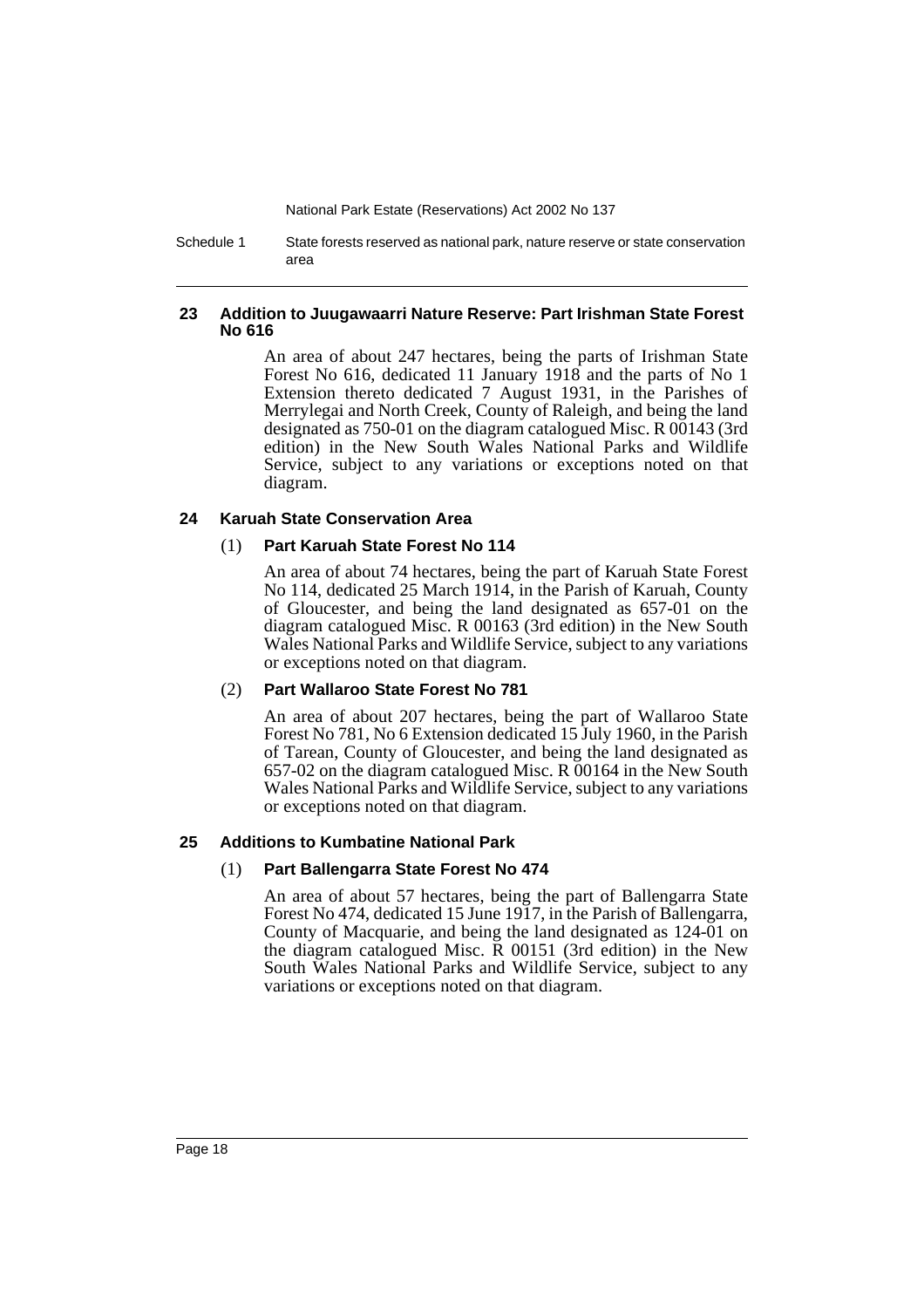### 23 Addition to Juugawaarri Nature Reserve: Part Irishman State Forest No 616

An area of about 247 hectares, being the parts of Irishman State Forest No 616, dedicated 11 January 1918 and the parts of No 1 Extension thereto dedicated 7 August 1931, in the Parishes of Merrylegai and North Creek, County of Raleigh, and being the land designated as 750-01 on the diagram catalogued Misc. R 00143 (3rd edition) in the New South Wales National Parks and Wildlife Service, subject to any variations or exceptions noted on that diagram.

### 24 Karuah State Conservation Area

#### (1) Part Karuah State Forest No 114

An area of about 74 hectares, being the part of Karuah State Forest No 114, dedicated 25 March 1914, in the Parish of Karuah, County of Gloucester, and being the land designated as 657-01 on the diagram catalogued Misc. R 00163 (3rd edition) in the New South Wales National Parks and Wildlife Service, subject to any variations or exceptions noted on that diagram.

#### (2) Part Wallaroo State Forest No 781

An area of about 207 hectares, being the part of Wallaroo State Forest No 781, No 6 Extension dedicated 15 July 1960, in the Parish of Tarean, County of Gloucester, and being the land designated as 657-02 on the diagram catalogued Misc. R 00164 in the New South Wales National Parks and Wildlife Service, subject to any variations or exceptions noted on that diagram.

### 25 Additions to Kumbatine National Park

#### (1) Part Ballengarra State Forest No 474

An area of about 57 hectares, being the part of Ballengarra State Forest No 474, dedicated 15 June 1917, in the Parish of Ballengarra, County of Macquarie, and being the land designated as 124-01 on the diagram catalogued Misc. R 00151 (3rd edition) in the New South Wales National Parks and Wildlife Service, subject to any variations or exceptions noted on that diagram.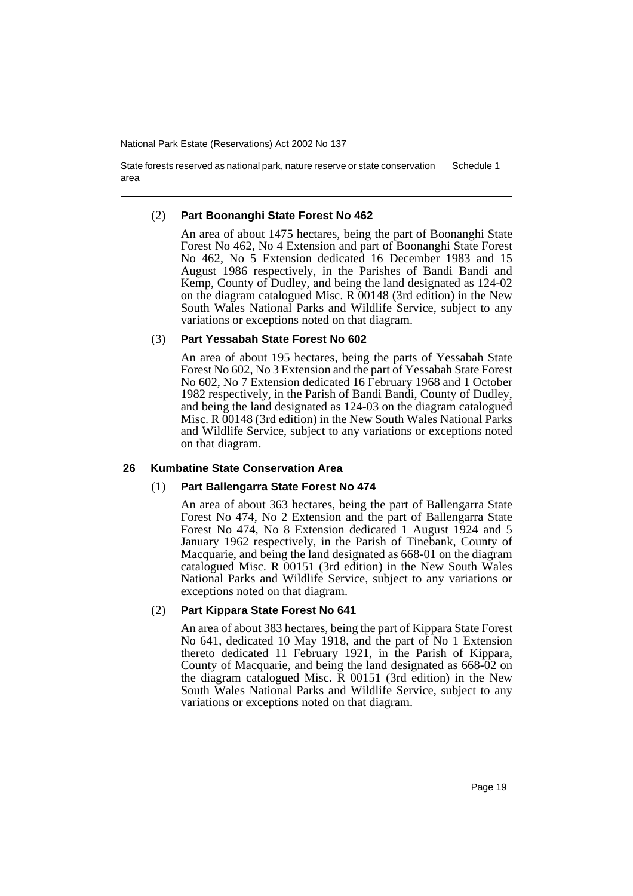(2) **Part Boonanghi State Forest No 462**

An area of about 1475 hectares, being the part of Boonanghi State Forest No 462, No 4 Extension and part of Boonanghi State Forest No 462, No 5 Extension dedicated 16 December 1983 and 15 August 1986 respectively, in the Parishes of Bandi Bandi and Kemp, County of Dudley, and being the land designated as 124-02 on the diagram catalogued Misc. R 00148 (3rd edition) in the New South Wales National Parks and Wildlife Service, subject to any variations or exceptions noted on that diagram.

(3) **Part Yessabah State Forest No 602**

An area of about 195 hectares, being the parts of Yessabah State Forest No 602, No 3 Extension and the part of Yessabah State Forest No 602, No 7 Extension dedicated 16 February 1968 and 1 October 1982 respectively, in the Parish of Bandi Bandi, County of Dudley, and being the land designated as 124-03 on the diagram catalogued Misc. R 00148 (3rd edition) in the New South Wales National Parks and Wildlife Service, subject to any variations or exceptions noted on that diagram.

### 26 Kumbatine State Conservation Area

(1) **Part Ballengarra State Forest No 474**

An area of about 363 hectares, being the part of Ballengarra State Forest No 474, No 2 Extension and the part of Ballengarra State Forest No 474, No 8 Extension dedicated 1 August 1924 and 5 January 1962 respectively, in the Parish of Tinebank, County of Macquarie, and being the land designated as 668-01 on the diagram catalogued Misc. R 00151 (3rd edition) in the New South Wales National Parks and Wildlife Service, subject to any variations or exceptions noted on that diagram.

(2) **Part Kippara State Forest No 641**

An area of about 383 hectares, being the part of Kippara State Forest No 641, dedicated 10 May 1918, and the part of No 1 Extension thereto dedicated 11 February 1921, in the Parish of Kippara, County of Macquarie, and being the land designated as 668-02 on the diagram catalogued Misc. R 00151 (3rd edition) in the New South Wales National Parks and Wildlife Service, subject to any variations or exceptions noted on that diagram.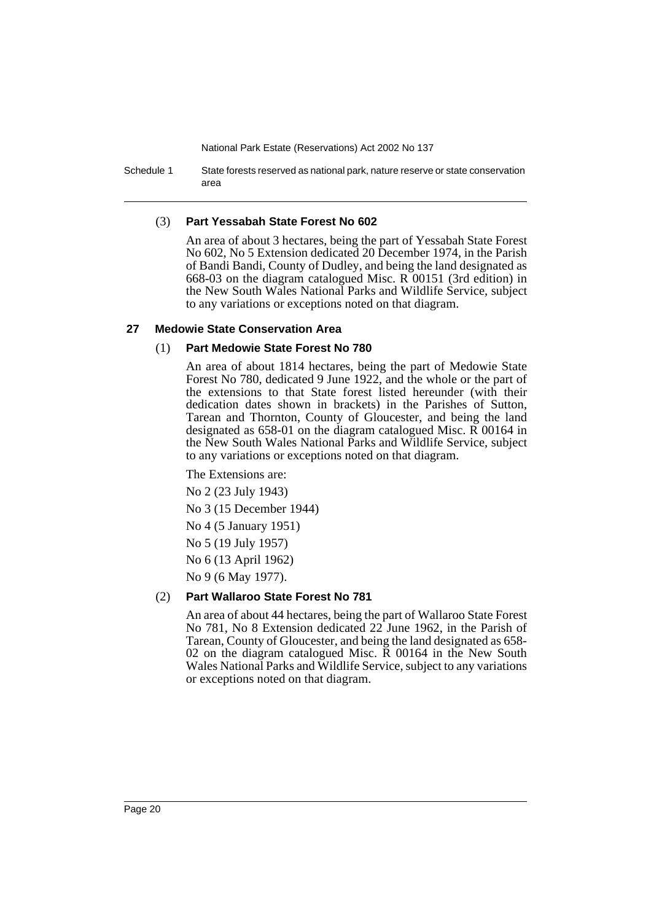(3) **Part Yessabah State Forest No 602**

An area of about 3 hectares, being the part of Yessabah State Forest No 602, No 5 Extension dedicated 20 December 1974, in the Parish of Bandi Bandi, County of Dudley, and being the land designated as 668-03 on the diagram catalogued Misc. R 00151 (3rd edition) in the New South Wales National Parks and Wildlife Service, subject to any variations or exceptions noted on that diagram.

### 27 Medowie State Conservation Area

(1) **Part Medowie State Forest No 780**

An area of about 1814 hectares, being the part of Medowie State Forest No 780, dedicated 9 June 1922, and the whole or the part of the extensions to that State forest listed hereunder (with their dedication dates shown in brackets) in the Parishes of Sutton, Tarean and Thornton, County of Gloucester, and being the land designated as 658-01 on the diagram catalogued Misc. R 00164 in the New South Wales National Parks and Wildlife Service, subject to any variations or exceptions noted on that diagram.

The Extensions are:

No 2 (23 July 1943)

No 3 (15 December 1944)

No 4 (5 January 1951)

No 5 (19 July 1957)

No 6 (13 April 1962)

No 9 (6 May 1977).

(2) **Part Wallaroo State Forest No 781**

An area of about 44 hectares, being the part of Wallaroo State Forest No 781, No 8 Extension dedicated 22 June 1962, in the Parish of Tarean, County of Gloucester, and being the land designated as 658-02 on the diagram catalogued Misc. R 00164 in the New South Wales National Parks and Wildlife Service, subject to any variations or exceptions noted on that diagram.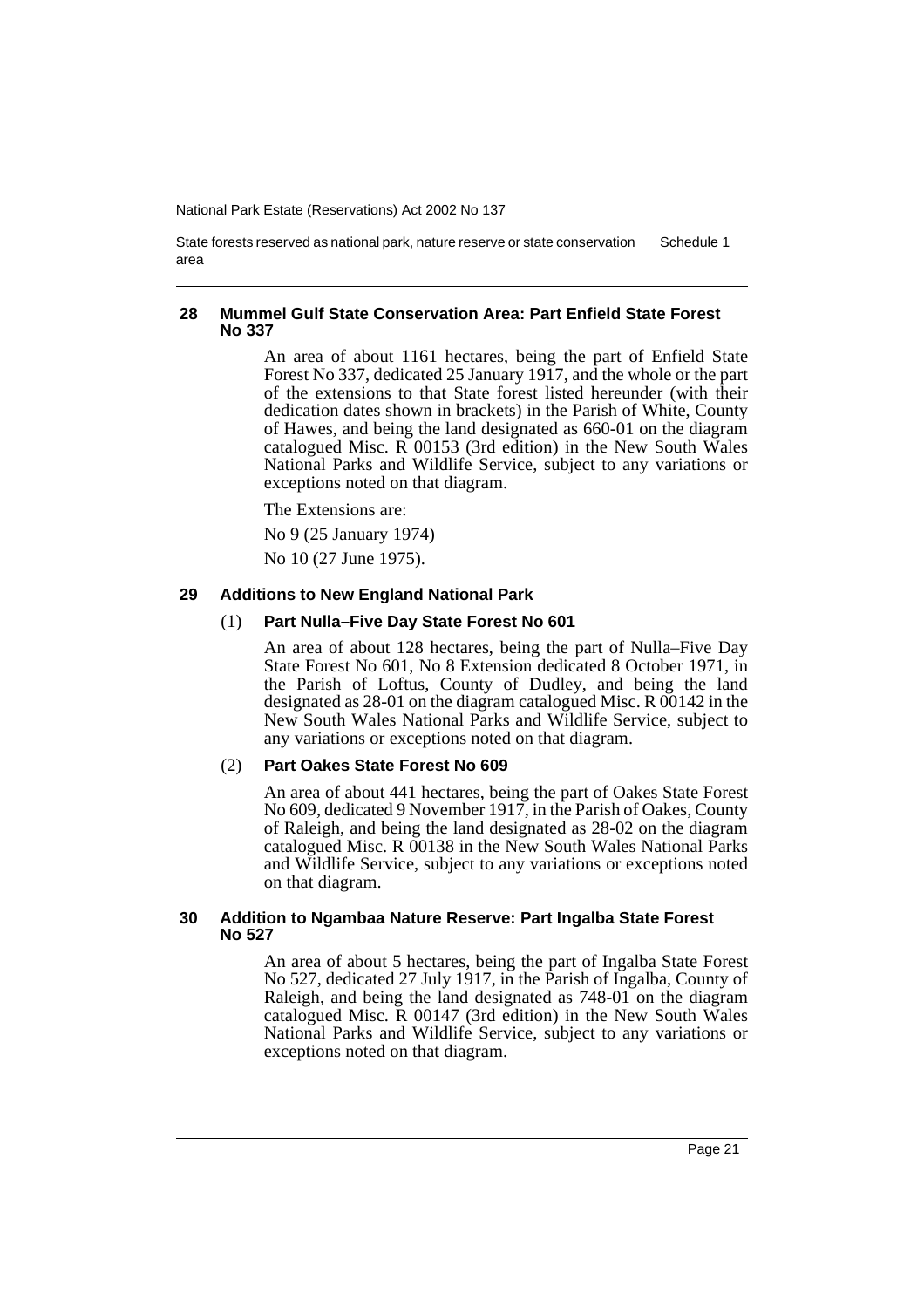#### 28 Mummel Gulf State Conservation Area: Part Enfield State Forest No 337

An area of about 1161 hectares, being the part of Enfield State Forest No 337, dedicated 25 January 1917, and the whole or the part of the extensions to that State forest listed hereunder (with their dedication dates shown in brackets) in the Parish of White, County of Hawes, and being the land designated as 660-01 on the diagram catalogued Misc. R 00153 (3rd edition) in the New South Wales National Parks and Wildlife Service, subject to any variations or exceptions noted on that diagram.

The Extensions are:

No 9 (25 January 1974)

No 10 (27 June 1975).

#### 29 Additions to New England National Park

##### (1) Part Nulla–Five Day State Forest No 601

An area of about 128 hectares, being the part of Nulla–Five Day State Forest No 601, No 8 Extension dedicated 8 October 1971, in the Parish of Loftus, County of Dudley, and being the land designated as 28-01 on the diagram catalogued Misc. R 00142 in the New South Wales National Parks and Wildlife Service, subject to any variations or exceptions noted on that diagram.

##### (2) Part Oakes State Forest No 609

An area of about 441 hectares, being the part of Oakes State Forest No 609, dedicated 9 November 1917, in the Parish of Oakes, County of Raleigh, and being the land designated as 28-02 on the diagram catalogued Misc. R 00138 in the New South Wales National Parks and Wildlife Service, subject to any variations or exceptions noted on that diagram.

#### 30 Addition to Ngambaa Nature Reserve: Part Ingalba State Forest No 527

An area of about 5 hectares, being the part of Ingalba State Forest No 527, dedicated 27 July 1917, in the Parish of Ingalba, County of Raleigh, and being the land designated as 748-01 on the diagram catalogued Misc. R 00147 (3rd edition) in the New South Wales National Parks and Wildlife Service, subject to any variations or exceptions noted on that diagram.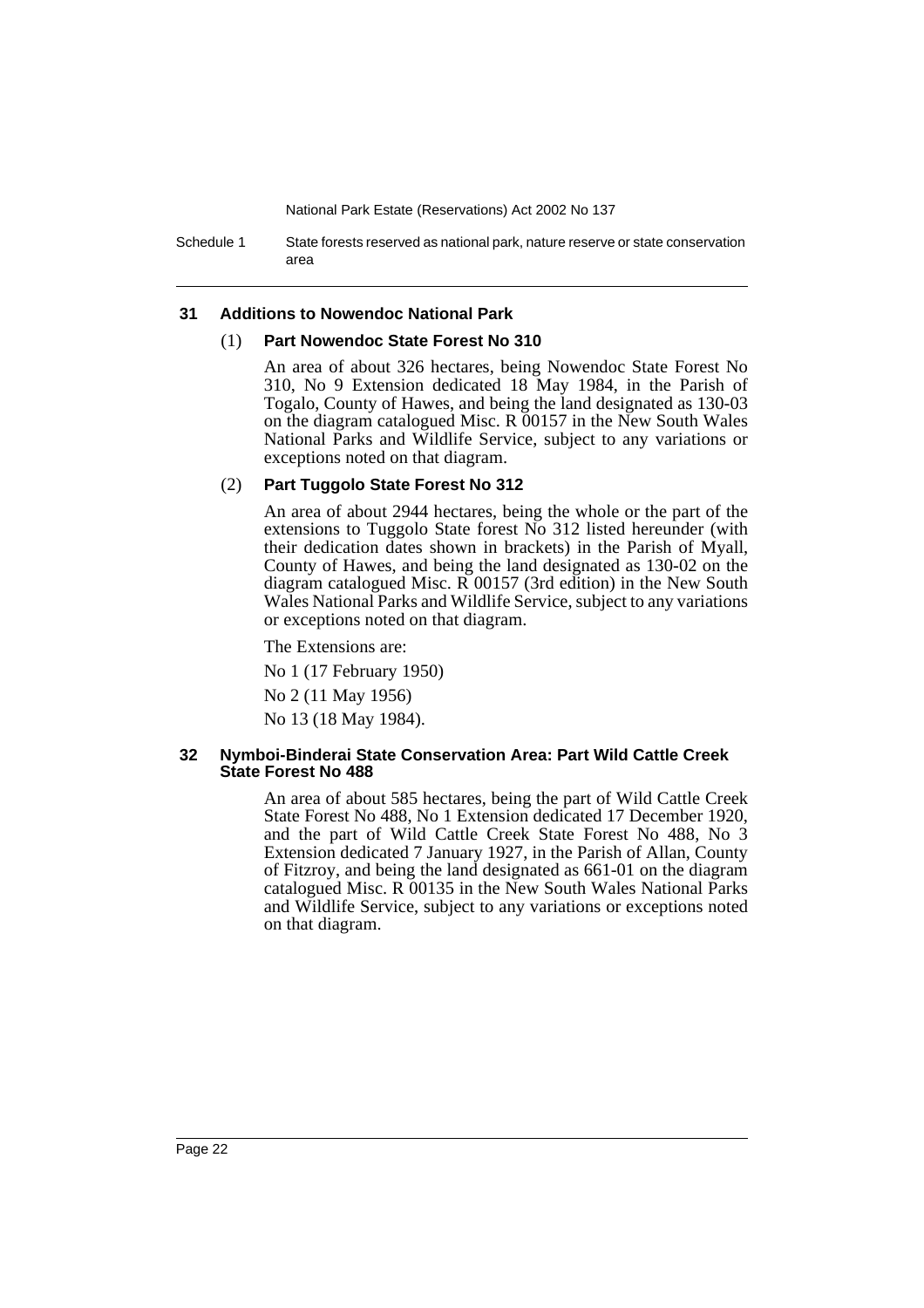### 31 Additions to Nowendoc National Park

#### (1) Part Nowendoc State Forest No 310

An area of about 326 hectares, being Nowendoc State Forest No 310, No 9 Extension dedicated 18 May 1984, in the Parish of Togalo, County of Hawes, and being the land designated as 130-03 on the diagram catalogued Misc. R 00157 in the New South Wales National Parks and Wildlife Service, subject to any variations or exceptions noted on that diagram.

#### (2) Part Tuggolo State Forest No 312

An area of about 2944 hectares, being the whole or the part of the extensions to Tuggolo State forest No 312 listed hereunder (with their dedication dates shown in brackets) in the Parish of Myall, County of Hawes, and being the land designated as 130-02 on the diagram catalogued Misc. R 00157 (3rd edition) in the New South Wales National Parks and Wildlife Service, subject to any variations or exceptions noted on that diagram.

The Extensions are:

No 1 (17 February 1950)

No 2 (11 May 1956)

No 13 (18 May 1984).

### 32 Nymboi-Binderai State Conservation Area: Part Wild Cattle Creek State Forest No 488

An area of about 585 hectares, being the part of Wild Cattle Creek State Forest No 488, No 1 Extension dedicated 17 December 1920, and the part of Wild Cattle Creek State Forest No 488, No 3 Extension dedicated 7 January 1927, in the Parish of Allan, County of Fitzroy, and being the land designated as 661-01 on the diagram catalogued Misc. R 00135 in the New South Wales National Parks and Wildlife Service, subject to any variations or exceptions noted on that diagram.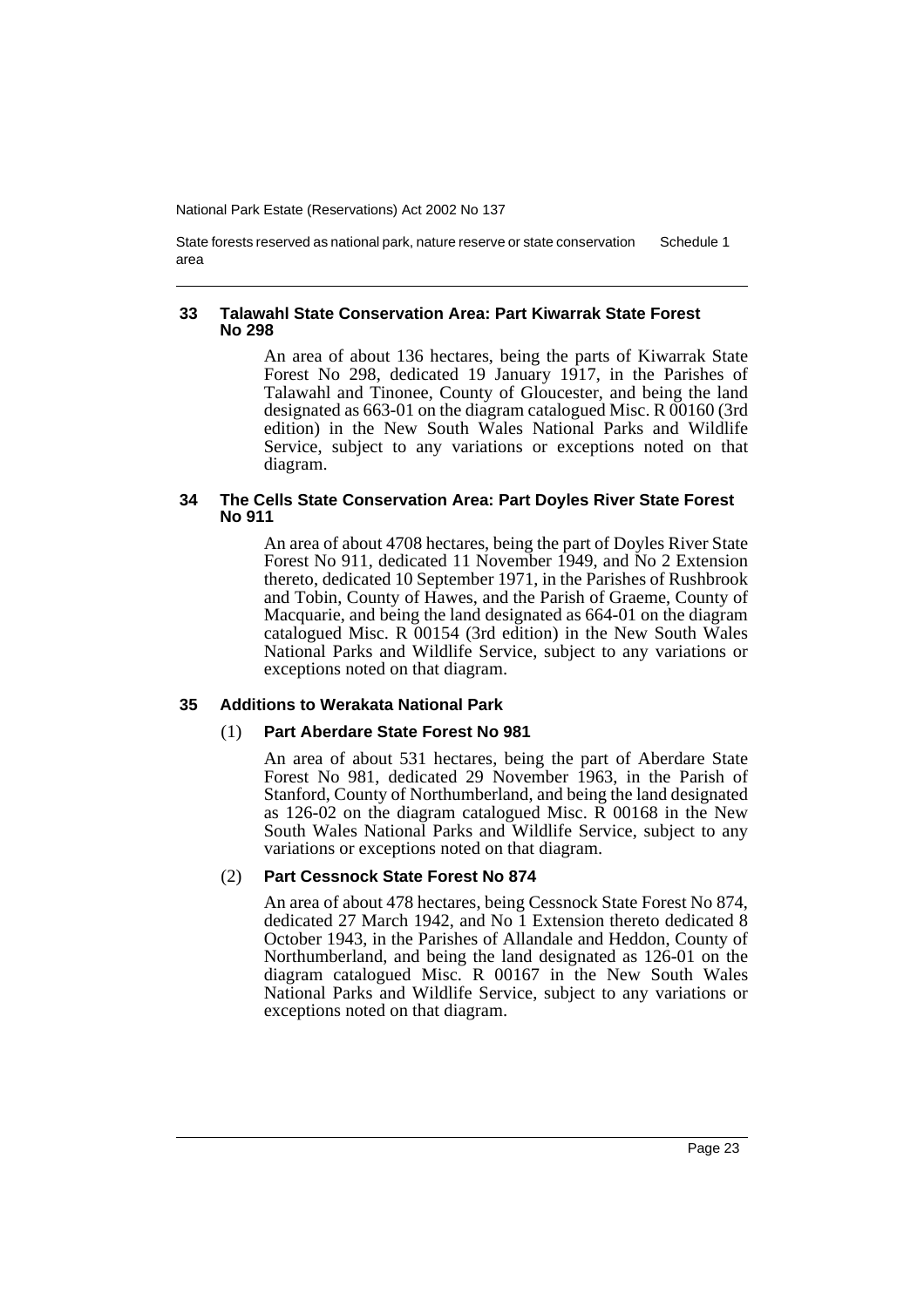### 33 Talawahl State Conservation Area: Part Kiwarrak State Forest No 298

An area of about 136 hectares, being the parts of Kiwarrak State Forest No 298, dedicated 19 January 1917, in the Parishes of Talawahl and Tinonee, County of Gloucester, and being the land designated as 663-01 on the diagram catalogued Misc. R 00160 (3rd edition) in the New South Wales National Parks and Wildlife Service, subject to any variations or exceptions noted on that diagram.

### 34 The Cells State Conservation Area: Part Doyles River State Forest No 911

An area of about 4708 hectares, being the part of Doyles River State Forest No 911, dedicated 11 November 1949, and No 2 Extension thereto, dedicated 10 September 1971, in the Parishes of Rushbrook and Tobin, County of Hawes, and the Parish of Graeme, County of Macquarie, and being the land designated as 664-01 on the diagram catalogued Misc. R 00154 (3rd edition) in the New South Wales National Parks and Wildlife Service, subject to any variations or exceptions noted on that diagram.

### 35 Additions to Werakata National Park

#### (1) Part Aberdare State Forest No 981

An area of about 531 hectares, being the part of Aberdare State Forest No 981, dedicated 29 November 1963, in the Parish of Stanford, County of Northumberland, and being the land designated as 126-02 on the diagram catalogued Misc. R 00168 in the New South Wales National Parks and Wildlife Service, subject to any variations or exceptions noted on that diagram.

#### (2) Part Cessnock State Forest No 874

An area of about 478 hectares, being Cessnock State Forest No 874, dedicated 27 March 1942, and No 1 Extension thereto dedicated 8 October 1943, in the Parishes of Allandale and Heddon, County of Northumberland, and being the land designated as 126-01 on the diagram catalogued Misc. R 00167 in the New South Wales National Parks and Wildlife Service, subject to any variations or exceptions noted on that diagram.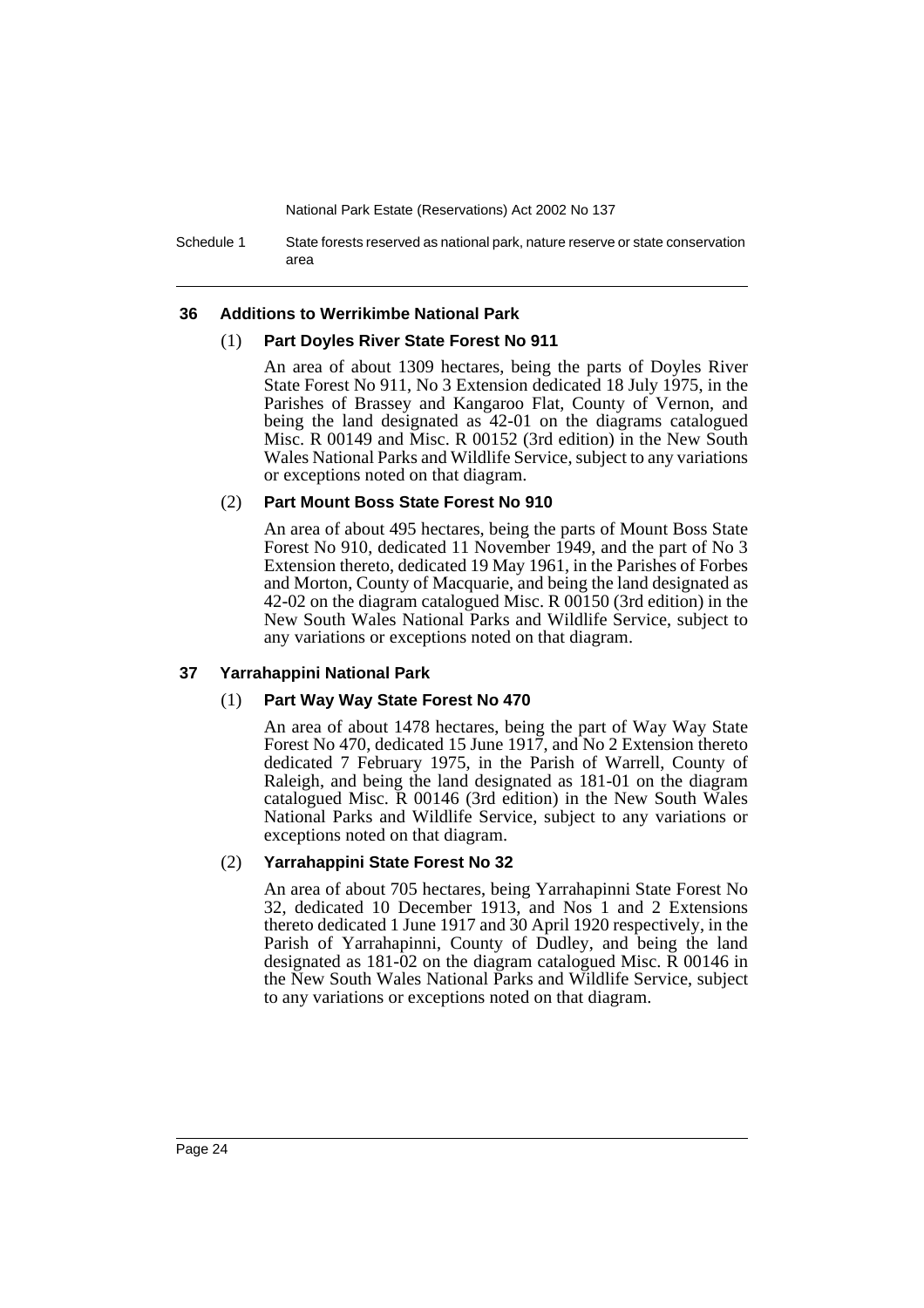### 36 Additions to Werrikimbe National Park

(1) **Part Doyles River State Forest No 911**

An area of about 1309 hectares, being the parts of Doyles River State Forest No 911, No 3 Extension dedicated 18 July 1975, in the Parishes of Brassey and Kangaroo Flat, County of Vernon, and being the land designated as 42-01 on the diagrams catalogued Misc. R 00149 and Misc. R 00152 (3rd edition) in the New South Wales National Parks and Wildlife Service, subject to any variations or exceptions noted on that diagram.

(2) **Part Mount Boss State Forest No 910**

An area of about 495 hectares, being the parts of Mount Boss State Forest No 910, dedicated 11 November 1949, and the part of No 3 Extension thereto, dedicated 19 May 1961, in the Parishes of Forbes and Morton, County of Macquarie, and being the land designated as 42-02 on the diagram catalogued Misc. R 00150 (3rd edition) in the New South Wales National Parks and Wildlife Service, subject to any variations or exceptions noted on that diagram.

### 37 Yarrahappini National Park

(1) **Part Way Way State Forest No 470**

An area of about 1478 hectares, being the part of Way Way State Forest No 470, dedicated 15 June 1917, and No 2 Extension thereto dedicated 7 February 1975, in the Parish of Warrell, County of Raleigh, and being the land designated as 181-01 on the diagram catalogued Misc. R 00146 (3rd edition) in the New South Wales National Parks and Wildlife Service, subject to any variations or exceptions noted on that diagram.

(2) **Yarrahappini State Forest No 32**

An area of about 705 hectares, being Yarrahapinni State Forest No 32, dedicated 10 December 1913, and Nos 1 and 2 Extensions thereto dedicated 1 June 1917 and 30 April 1920 respectively, in the Parish of Yarrahapinni, County of Dudley, and being the land designated as 181-02 on the diagram catalogued Misc. R 00146 in the New South Wales National Parks and Wildlife Service, subject to any variations or exceptions noted on that diagram.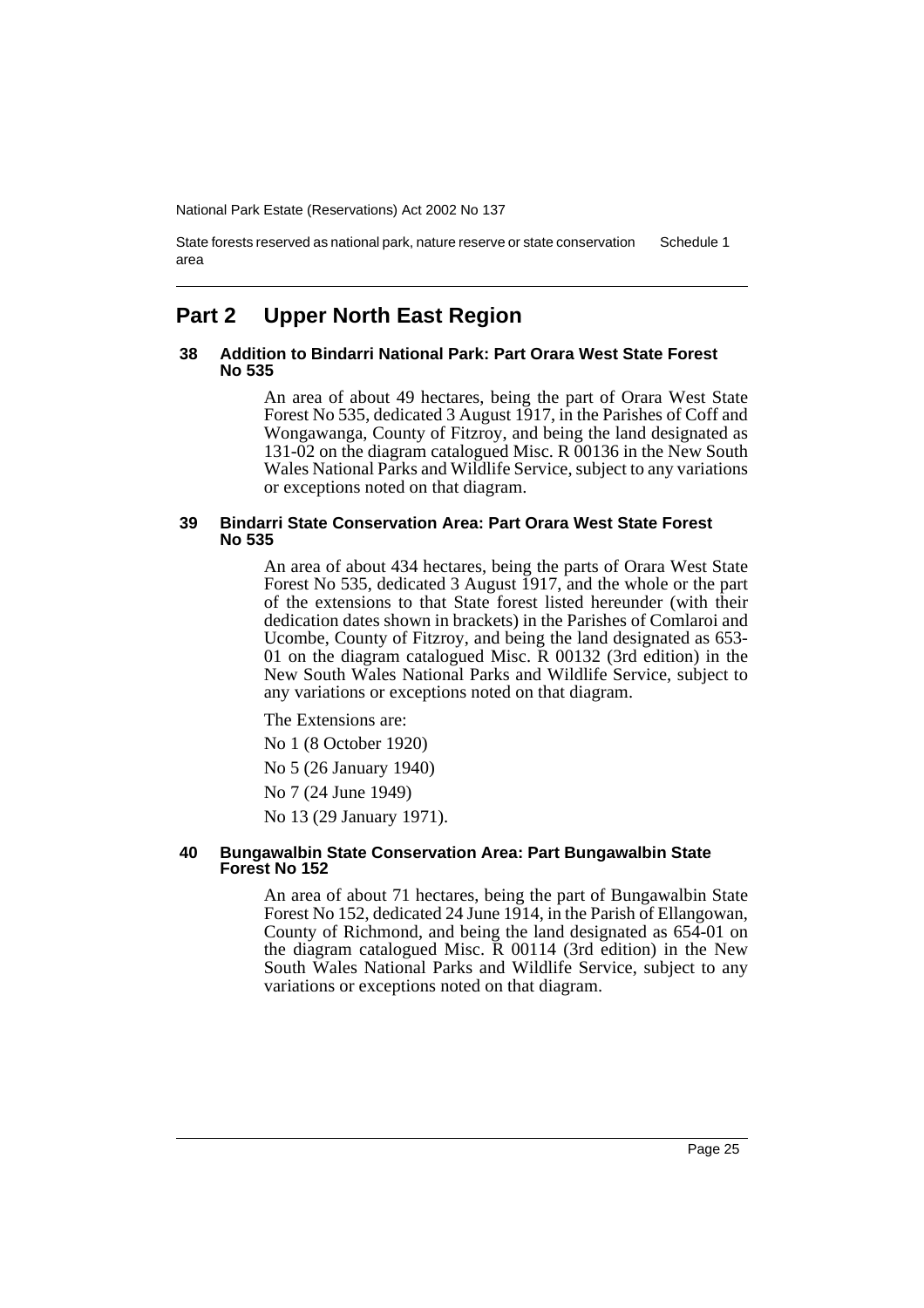## Part 2 Upper North East Region

### 38 Addition to Bindarri National Park: Part Orara West State Forest No 535

An area of about 49 hectares, being the part of Orara West State Forest No 535, dedicated 3 August 1917, in the Parishes of Coff and Wongawanga, County of Fitzroy, and being the land designated as 131-02 on the diagram catalogued Misc. R 00136 in the New South Wales National Parks and Wildlife Service, subject to any variations or exceptions noted on that diagram.

### 39 Bindarri State Conservation Area: Part Orara West State Forest No 535

An area of about 434 hectares, being the parts of Orara West State Forest No 535, dedicated 3 August 1917, and the whole or the part of the extensions to that State forest listed hereunder (with their dedication dates shown in brackets) in the Parishes of Comlaroi and Ucombe, County of Fitzroy, and being the land designated as 653-01 on the diagram catalogued Misc. R 00132 (3rd edition) in the New South Wales National Parks and Wildlife Service, subject to any variations or exceptions noted on that diagram.

The Extensions are:

No 1 (8 October 1920)

No 5 (26 January 1940)

No 7 (24 June 1949)

No 13 (29 January 1971).

### 40 Bungawalbin State Conservation Area: Part Bungawalbin State Forest No 152

An area of about 71 hectares, being the part of Bungawalbin State Forest No 152, dedicated 24 June 1914, in the Parish of Ellangowan, County of Richmond, and being the land designated as 654-01 on the diagram catalogued Misc. R 00114 (3rd edition) in the New South Wales National Parks and Wildlife Service, subject to any variations or exceptions noted on that diagram.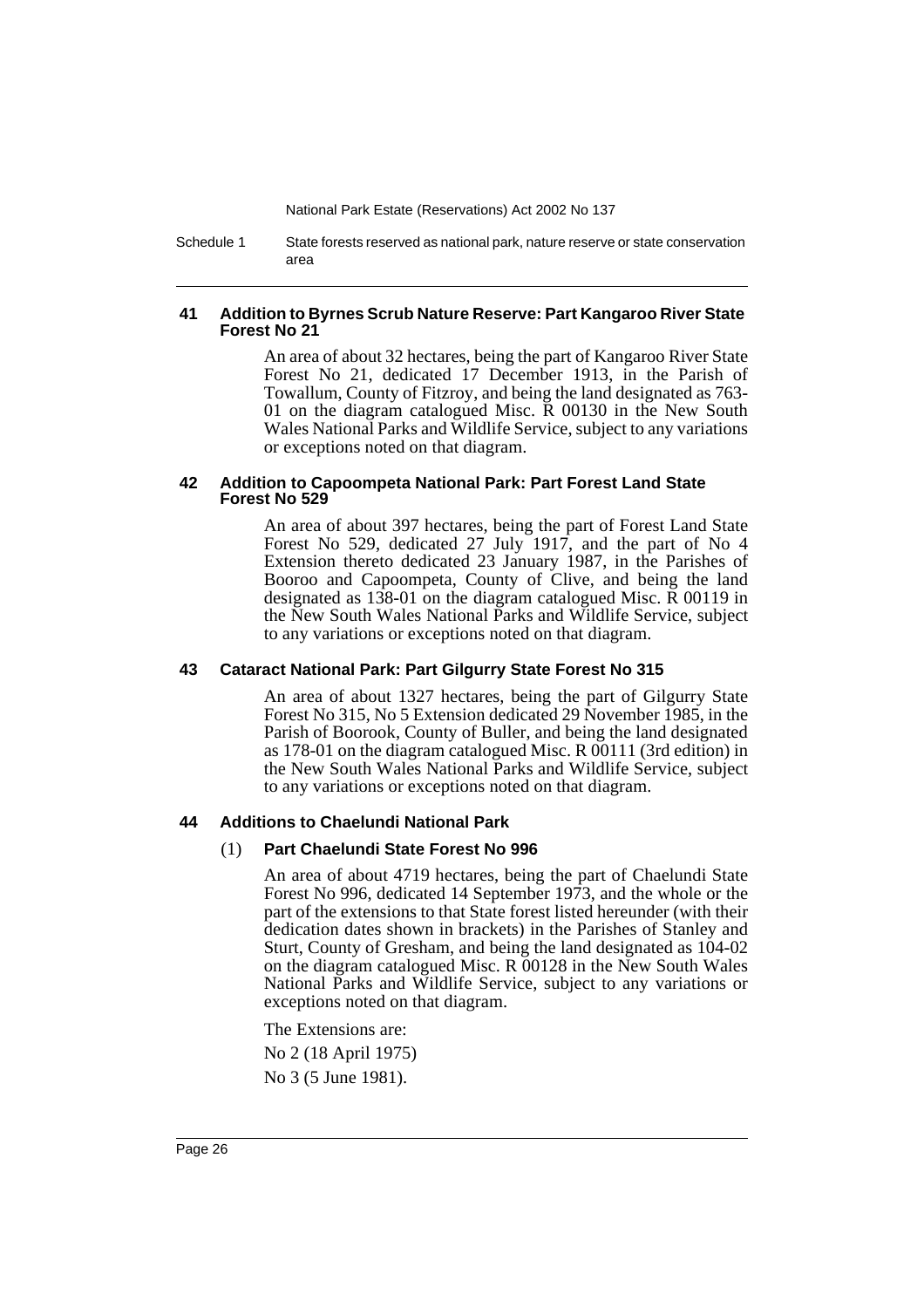### 41 Addition to Byrnes Scrub Nature Reserve: Part Kangaroo River State Forest No 21

An area of about 32 hectares, being the part of Kangaroo River State Forest No 21, dedicated 17 December 1913, in the Parish of Towallum, County of Fitzroy, and being the land designated as 763-01 on the diagram catalogued Misc. R 00130 in the New South Wales National Parks and Wildlife Service, subject to any variations or exceptions noted on that diagram.

### 42 Addition to Capoompeta National Park: Part Forest Land State Forest No 529

An area of about 397 hectares, being the part of Forest Land State Forest No 529, dedicated 27 July 1917, and the part of No 4 Extension thereto dedicated 23 January 1987, in the Parishes of Booroo and Capoompeta, County of Clive, and being the land designated as 138-01 on the diagram catalogued Misc. R 00119 in the New South Wales National Parks and Wildlife Service, subject to any variations or exceptions noted on that diagram.

### 43 Cataract National Park: Part Gilgurry State Forest No 315

An area of about 1327 hectares, being the part of Gilgurry State Forest No 315, No 5 Extension dedicated 29 November 1985, in the Parish of Boorook, County of Buller, and being the land designated as 178-01 on the diagram catalogued Misc. R 00111 (3rd edition) in the New South Wales National Parks and Wildlife Service, subject to any variations or exceptions noted on that diagram.

### 44 Additions to Chaelundi National Park

#### (1) Part Chaelundi State Forest No 996

An area of about 4719 hectares, being the part of Chaelundi State Forest No 996, dedicated 14 September 1973, and the whole or the part of the extensions to that State forest listed hereunder (with their dedication dates shown in brackets) in the Parishes of Stanley and Sturt, County of Gresham, and being the land designated as 104-02 on the diagram catalogued Misc. R 00128 in the New South Wales National Parks and Wildlife Service, subject to any variations or exceptions noted on that diagram.

The Extensions are:

No 2 (18 April 1975)

No 3 (5 June 1981).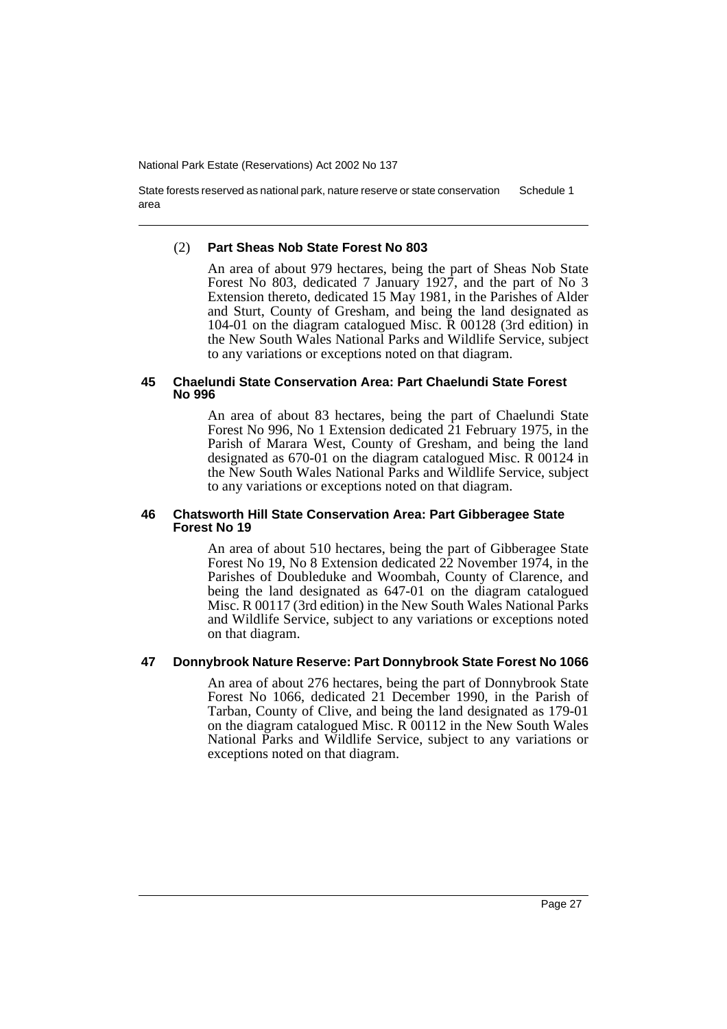(2) **Part Sheas Nob State Forest No 803**

An area of about 979 hectares, being the part of Sheas Nob State Forest No 803, dedicated 7 January 1927, and the part of No 3 Extension thereto, dedicated 15 May 1981, in the Parishes of Alder and Sturt, County of Gresham, and being the land designated as 104-01 on the diagram catalogued Misc. R 00128 (3rd edition) in the New South Wales National Parks and Wildlife Service, subject to any variations or exceptions noted on that diagram.

### 45 Chaelundi State Conservation Area: Part Chaelundi State Forest No 996

An area of about 83 hectares, being the part of Chaelundi State Forest No 996, No 1 Extension dedicated 21 February 1975, in the Parish of Marara West, County of Gresham, and being the land designated as 670-01 on the diagram catalogued Misc. R 00124 in the New South Wales National Parks and Wildlife Service, subject to any variations or exceptions noted on that diagram.

### 46 Chatsworth Hill State Conservation Area: Part Gibberagee State Forest No 19

An area of about 510 hectares, being the part of Gibberagee State Forest No 19, No 8 Extension dedicated 22 November 1974, in the Parishes of Doubleduke and Woombah, County of Clarence, and being the land designated as 647-01 on the diagram catalogued Misc. R 00117 (3rd edition) in the New South Wales National Parks and Wildlife Service, subject to any variations or exceptions noted on that diagram.

### 47 Donnybrook Nature Reserve: Part Donnybrook State Forest No 1066

An area of about 276 hectares, being the part of Donnybrook State Forest No 1066, dedicated 21 December 1990, in the Parish of Tarban, County of Clive, and being the land designated as 179-01 on the diagram catalogued Misc. R 00112 in the New South Wales National Parks and Wildlife Service, subject to any variations or exceptions noted on that diagram.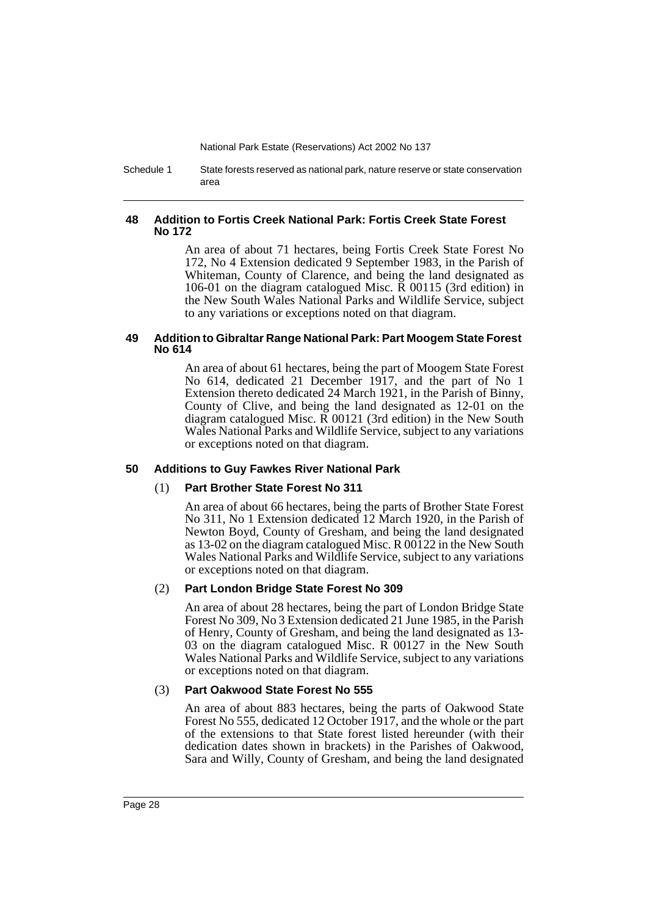### 48 Addition to Fortis Creek National Park: Fortis Creek State Forest No 172

An area of about 71 hectares, being Fortis Creek State Forest No 172, No 4 Extension dedicated 9 September 1983, in the Parish of Whiteman, County of Clarence, and being the land designated as 106-01 on the diagram catalogued Misc. R 00115 (3rd edition) in the New South Wales National Parks and Wildlife Service, subject to any variations or exceptions noted on that diagram.

### 49 Addition to Gibraltar Range National Park: Part Moogem State Forest No 614

An area of about 61 hectares, being the part of Moogem State Forest No 614, dedicated 21 December 1917, and the part of No 1 Extension thereto dedicated 24 March 1921, in the Parish of Binny, County of Clive, and being the land designated as 12-01 on the diagram catalogued Misc. R 00121 (3rd edition) in the New South Wales National Parks and Wildlife Service, subject to any variations or exceptions noted on that diagram.

### 50 Additions to Guy Fawkes River National Park

(1) **Part Brother State Forest No 311**

An area of about 66 hectares, being the parts of Brother State Forest No 311, No 1 Extension dedicated 12 March 1920, in the Parish of Newton Boyd, County of Gresham, and being the land designated as 13-02 on the diagram catalogued Misc. R 00122 in the New South Wales National Parks and Wildlife Service, subject to any variations or exceptions noted on that diagram.

(2) **Part London Bridge State Forest No 309**

An area of about 28 hectares, being the part of London Bridge State Forest No 309, No 3 Extension dedicated 21 June 1985, in the Parish of Henry, County of Gresham, and being the land designated as 13-03 on the diagram catalogued Misc. R 00127 in the New South Wales National Parks and Wildlife Service, subject to any variations or exceptions noted on that diagram.

(3) **Part Oakwood State Forest No 555**

An area of about 883 hectares, being the parts of Oakwood State Forest No 555, dedicated 12 October 1917, and the whole or the part of the extensions to that State forest listed hereunder (with their dedication dates shown in brackets) in the Parishes of Oakwood, Sara and Willy, County of Gresham, and being the land designated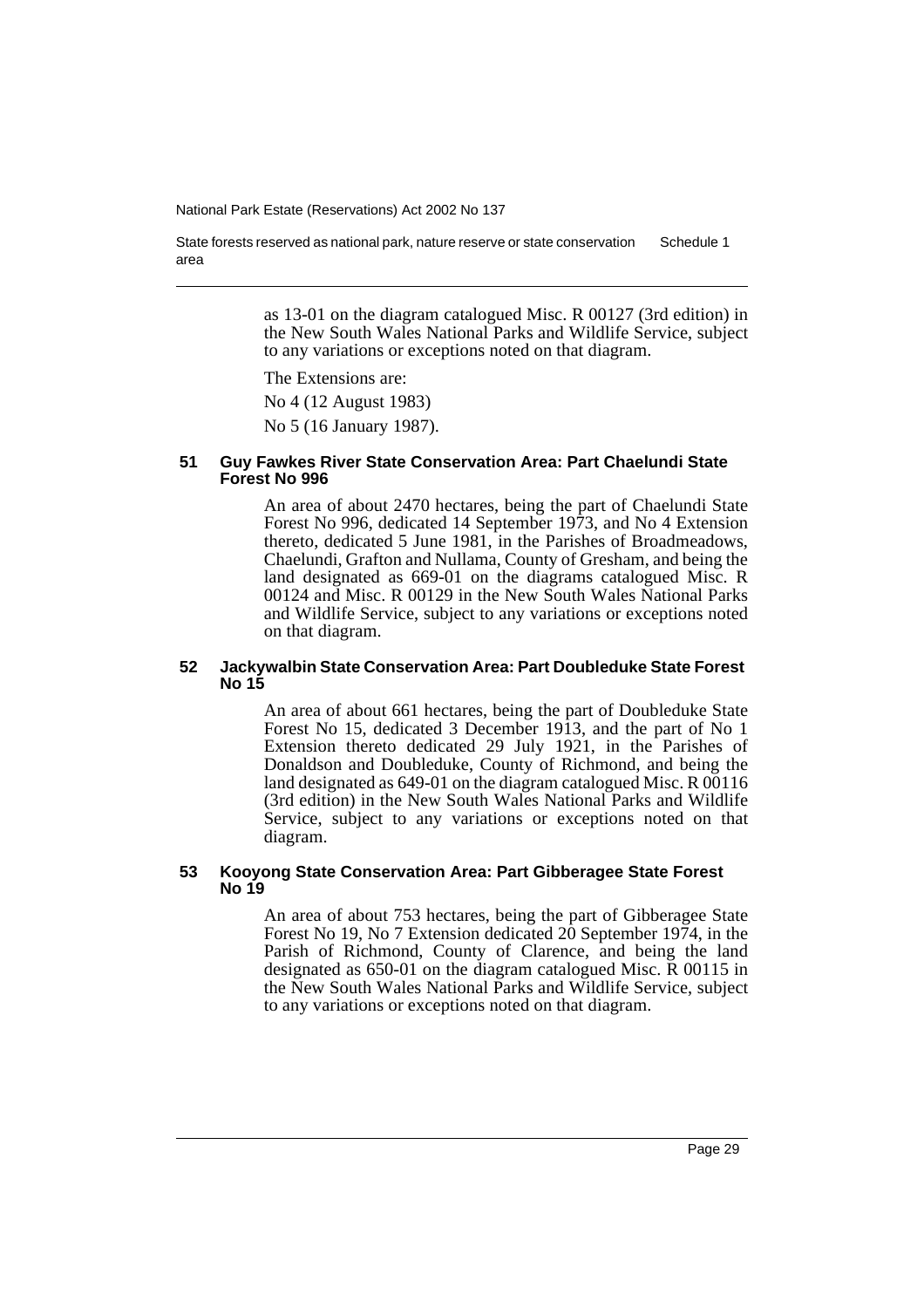as 13-01 on the diagram catalogued Misc. R 00127 (3rd edition) in the New South Wales National Parks and Wildlife Service, subject to any variations or exceptions noted on that diagram.

The Extensions are:

No 4 (12 August 1983)

No 5 (16 January 1987).

### 51 Guy Fawkes River State Conservation Area: Part Chaelundi State Forest No 996

An area of about 2470 hectares, being the part of Chaelundi State Forest No 996, dedicated 14 September 1973, and No 4 Extension thereto, dedicated 5 June 1981, in the Parishes of Broadmeadows, Chaelundi, Grafton and Nullama, County of Gresham, and being the land designated as 669-01 on the diagrams catalogued Misc. R 00124 and Misc. R 00129 in the New South Wales National Parks and Wildlife Service, subject to any variations or exceptions noted on that diagram.

### 52 Jackywalbin State Conservation Area: Part Doubleduke State Forest No 15

An area of about 661 hectares, being the part of Doubleduke State Forest No 15, dedicated 3 December 1913, and the part of No 1 Extension thereto dedicated 29 July 1921, in the Parishes of Donaldson and Doubleduke, County of Richmond, and being the land designated as 649-01 on the diagram catalogued Misc. R 00116 (3rd edition) in the New South Wales National Parks and Wildlife Service, subject to any variations or exceptions noted on that diagram.

### 53 Kooyong State Conservation Area: Part Gibberagee State Forest No 19

An area of about 753 hectares, being the part of Gibberagee State Forest No 19, No 7 Extension dedicated 20 September 1974, in the Parish of Richmond, County of Clarence, and being the land designated as 650-01 on the diagram catalogued Misc. R 00115 in the New South Wales National Parks and Wildlife Service, subject to any variations or exceptions noted on that diagram.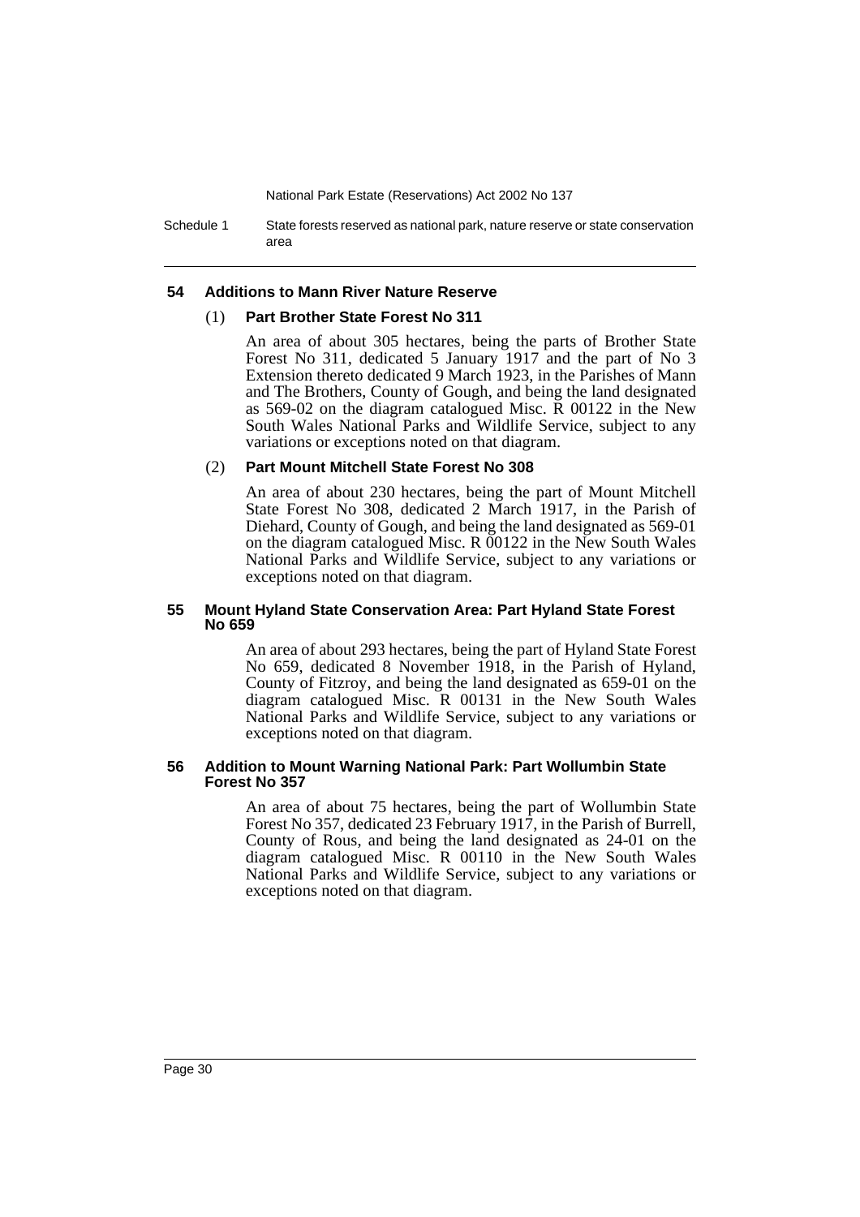### 54 Additions to Mann River Nature Reserve

(1) **Part Brother State Forest No 311**

An area of about 305 hectares, being the parts of Brother State Forest No 311, dedicated 5 January 1917 and the part of No 3 Extension thereto dedicated 9 March 1923, in the Parishes of Mann and The Brothers, County of Gough, and being the land designated as 569-02 on the diagram catalogued Misc. R 00122 in the New South Wales National Parks and Wildlife Service, subject to any variations or exceptions noted on that diagram.

(2) **Part Mount Mitchell State Forest No 308**

An area of about 230 hectares, being the part of Mount Mitchell State Forest No 308, dedicated 2 March 1917, in the Parish of Diehard, County of Gough, and being the land designated as 569-01 on the diagram catalogued Misc. R 00122 in the New South Wales National Parks and Wildlife Service, subject to any variations or exceptions noted on that diagram.

### 55 Mount Hyland State Conservation Area: Part Hyland State Forest No 659

An area of about 293 hectares, being the part of Hyland State Forest No 659, dedicated 8 November 1918, in the Parish of Hyland, County of Fitzroy, and being the land designated as 659-01 on the diagram catalogued Misc. R 00131 in the New South Wales National Parks and Wildlife Service, subject to any variations or exceptions noted on that diagram.

### 56 Addition to Mount Warning National Park: Part Wollumbin State Forest No 357

An area of about 75 hectares, being the part of Wollumbin State Forest No 357, dedicated 23 February 1917, in the Parish of Burrell, County of Rous, and being the land designated as 24-01 on the diagram catalogued Misc. R 00110 in the New South Wales National Parks and Wildlife Service, subject to any variations or exceptions noted on that diagram.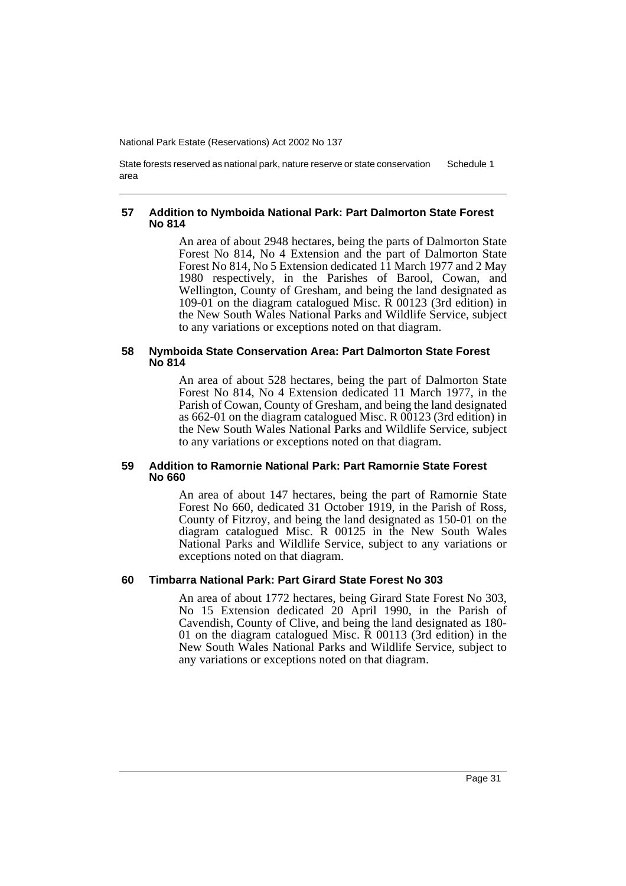#### 57 Addition to Nymboida National Park: Part Dalmorton State Forest No 814

An area of about 2948 hectares, being the parts of Dalmorton State Forest No 814, No 4 Extension and the part of Dalmorton State Forest No 814, No 5 Extension dedicated 11 March 1977 and 2 May 1980 respectively, in the Parishes of Barool, Cowan, and Wellington, County of Gresham, and being the land designated as 109-01 on the diagram catalogued Misc. R 00123 (3rd edition) in the New South Wales National Parks and Wildlife Service, subject to any variations or exceptions noted on that diagram.

#### 58 Nymboida State Conservation Area: Part Dalmorton State Forest No 814

An area of about 528 hectares, being the part of Dalmorton State Forest No 814, No 4 Extension dedicated 11 March 1977, in the Parish of Cowan, County of Gresham, and being the land designated as 662-01 on the diagram catalogued Misc. R 00123 (3rd edition) in the New South Wales National Parks and Wildlife Service, subject to any variations or exceptions noted on that diagram.

#### 59 Addition to Ramornie National Park: Part Ramornie State Forest No 660

An area of about 147 hectares, being the part of Ramornie State Forest No 660, dedicated 31 October 1919, in the Parish of Ross, County of Fitzroy, and being the land designated as 150-01 on the diagram catalogued Misc. R 00125 in the New South Wales National Parks and Wildlife Service, subject to any variations or exceptions noted on that diagram.

#### 60 Timbarra National Park: Part Girard State Forest No 303

An area of about 1772 hectares, being Girard State Forest No 303, No 15 Extension dedicated 20 April 1990, in the Parish of Cavendish, County of Clive, and being the land designated as 180-01 on the diagram catalogued Misc. R 00113 (3rd edition) in the New South Wales National Parks and Wildlife Service, subject to any variations or exceptions noted on that diagram.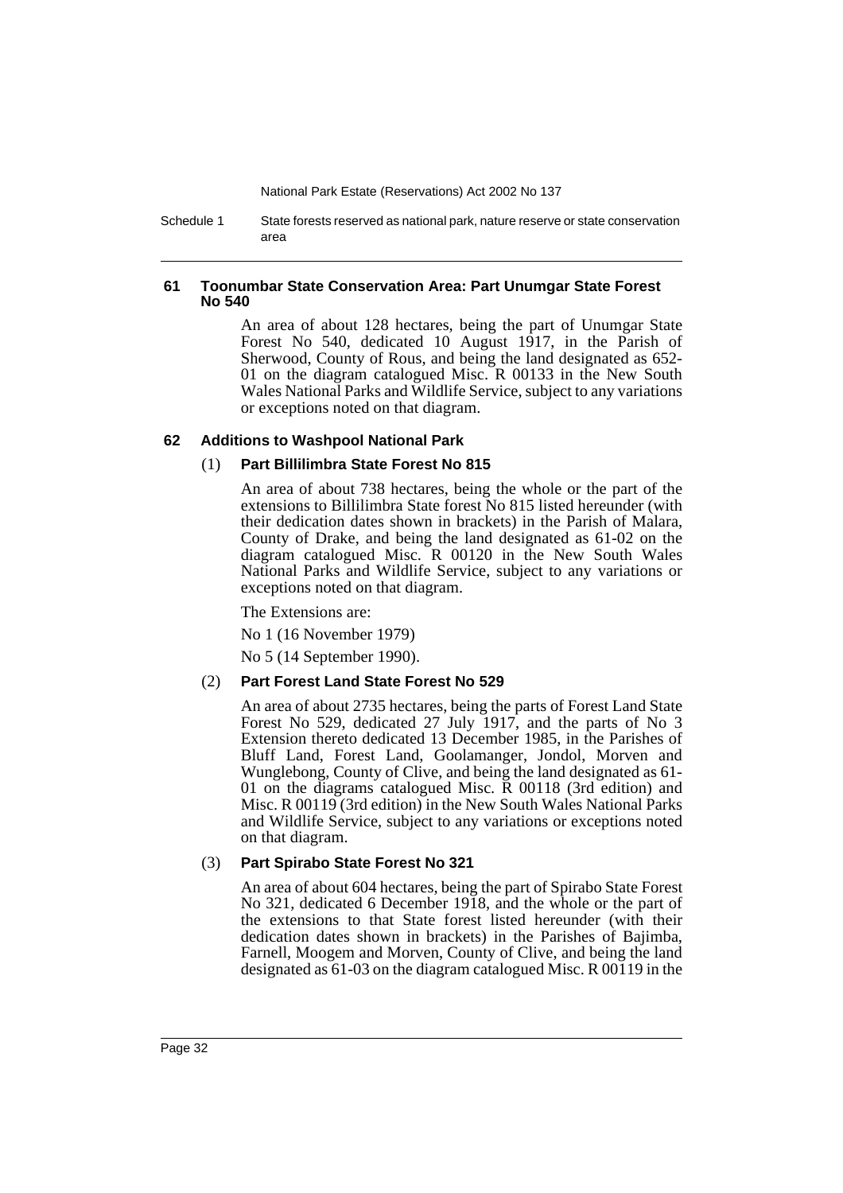#### 61 Toonumbar State Conservation Area: Part Unumgar State Forest No 540

An area of about 128 hectares, being the part of Unumgar State Forest No 540, dedicated 10 August 1917, in the Parish of Sherwood, County of Rous, and being the land designated as 652-01 on the diagram catalogued Misc. R 00133 in the New South Wales National Parks and Wildlife Service, subject to any variations or exceptions noted on that diagram.

#### 62 Additions to Washpool National Park

##### (1) Part Billilimbra State Forest No 815

An area of about 738 hectares, being the whole or the part of the extensions to Billilimbra State forest No 815 listed hereunder (with their dedication dates shown in brackets) in the Parish of Malara, County of Drake, and being the land designated as 61-02 on the diagram catalogued Misc. R 00120 in the New South Wales National Parks and Wildlife Service, subject to any variations or exceptions noted on that diagram.

The Extensions are:

No 1 (16 November 1979)

No 5 (14 September 1990).

##### (2) Part Forest Land State Forest No 529

An area of about 2735 hectares, being the parts of Forest Land State Forest No 529, dedicated 27 July 1917, and the parts of No 3 Extension thereto dedicated 13 December 1985, in the Parishes of Bluff Land, Forest Land, Goolamanger, Jondol, Morven and Wunglebong, County of Clive, and being the land designated as 61-01 on the diagrams catalogued Misc. R 00118 (3rd edition) and Misc. R 00119 (3rd edition) in the New South Wales National Parks and Wildlife Service, subject to any variations or exceptions noted on that diagram.

##### (3) Part Spirabo State Forest No 321

An area of about 604 hectares, being the part of Spirabo State Forest No 321, dedicated 6 December 1918, and the whole or the part of the extensions to that State forest listed hereunder (with their dedication dates shown in brackets) in the Parishes of Bajimba, Farnell, Moogem and Morven, County of Clive, and being the land designated as 61-03 on the diagram catalogued Misc. R 00119 in the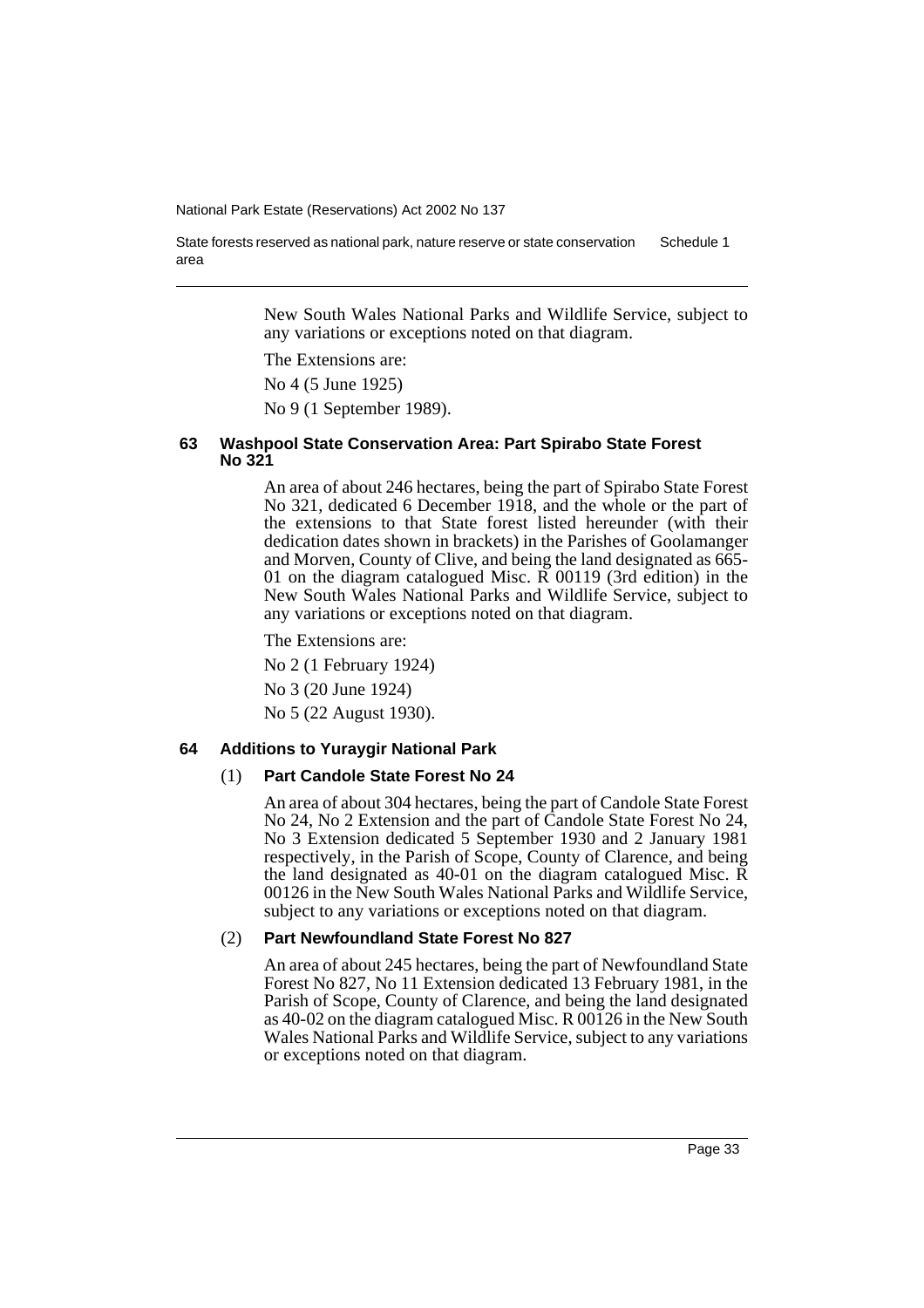New South Wales National Parks and Wildlife Service, subject to any variations or exceptions noted on that diagram.

The Extensions are:

No 4 (5 June 1925)

No 9 (1 September 1989).

### 63 Washpool State Conservation Area: Part Spirabo State Forest No 321

An area of about 246 hectares, being the part of Spirabo State Forest No 321, dedicated 6 December 1918, and the whole or the part of the extensions to that State forest listed hereunder (with their dedication dates shown in brackets) in the Parishes of Goolamanger and Morven, County of Clive, and being the land designated as 665-01 on the diagram catalogued Misc. R 00119 (3rd edition) in the New South Wales National Parks and Wildlife Service, subject to any variations or exceptions noted on that diagram.

The Extensions are:

No 2 (1 February 1924)

No 3 (20 June 1924)

No 5 (22 August 1930).

### 64 Additions to Yuraygir National Park

#### (1) Part Candole State Forest No 24

An area of about 304 hectares, being the part of Candole State Forest No 24, No 2 Extension and the part of Candole State Forest No 24, No 3 Extension dedicated 5 September 1930 and 2 January 1981 respectively, in the Parish of Scope, County of Clarence, and being the land designated as 40-01 on the diagram catalogued Misc. R 00126 in the New South Wales National Parks and Wildlife Service, subject to any variations or exceptions noted on that diagram.

#### (2) Part Newfoundland State Forest No 827

An area of about 245 hectares, being the part of Newfoundland State Forest No 827, No 11 Extension dedicated 13 February 1981, in the Parish of Scope, County of Clarence, and being the land designated as 40-02 on the diagram catalogued Misc. R 00126 in the New South Wales National Parks and Wildlife Service, subject to any variations or exceptions noted on that diagram.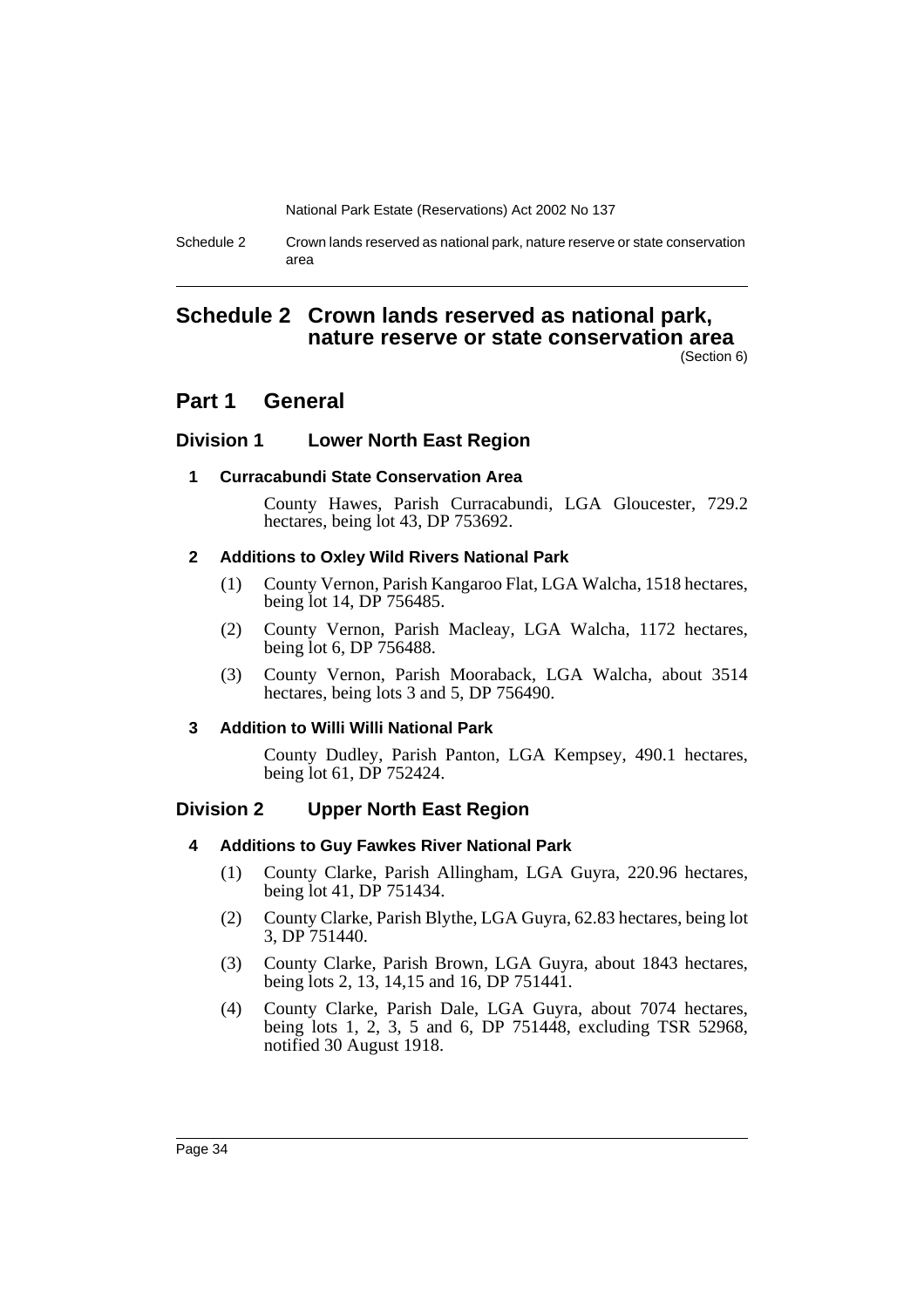# Schedule 2 Crown lands reserved as national park, nature reserve or state conservation area

(Section 6)

## Part 1 General

### Division 1 Lower North East Region

**1 Curracabundi State Conservation Area**

County Hawes, Parish Curracabundi, LGA Gloucester, 729.2 hectares, being lot 43, DP 753692.

**2 Additions to Oxley Wild Rivers National Park**

(1) County Vernon, Parish Kangaroo Flat, LGA Walcha, 1518 hectares, being lot 14, DP 756485.

(2) County Vernon, Parish Macleay, LGA Walcha, 1172 hectares, being lot 6, DP 756488.

(3) County Vernon, Parish Mooraback, LGA Walcha, about 3514 hectares, being lots 3 and 5, DP 756490.

**3 Addition to Willi Willi National Park**

County Dudley, Parish Panton, LGA Kempsey, 490.1 hectares, being lot 61, DP 752424.

### Division 2 Upper North East Region

**4 Additions to Guy Fawkes River National Park**

(1) County Clarke, Parish Allingham, LGA Guyra, 220.96 hectares, being lot 41, DP 751434.

(2) County Clarke, Parish Blythe, LGA Guyra, 62.83 hectares, being lot 3, DP 751440.

(3) County Clarke, Parish Brown, LGA Guyra, about 1843 hectares, being lots 2, 13, 14,15 and 16, DP 751441.

(4) County Clarke, Parish Dale, LGA Guyra, about 7074 hectares, being lots 1, 2, 3, 5 and 6, DP 751448, excluding TSR 52968, notified 30 August 1918.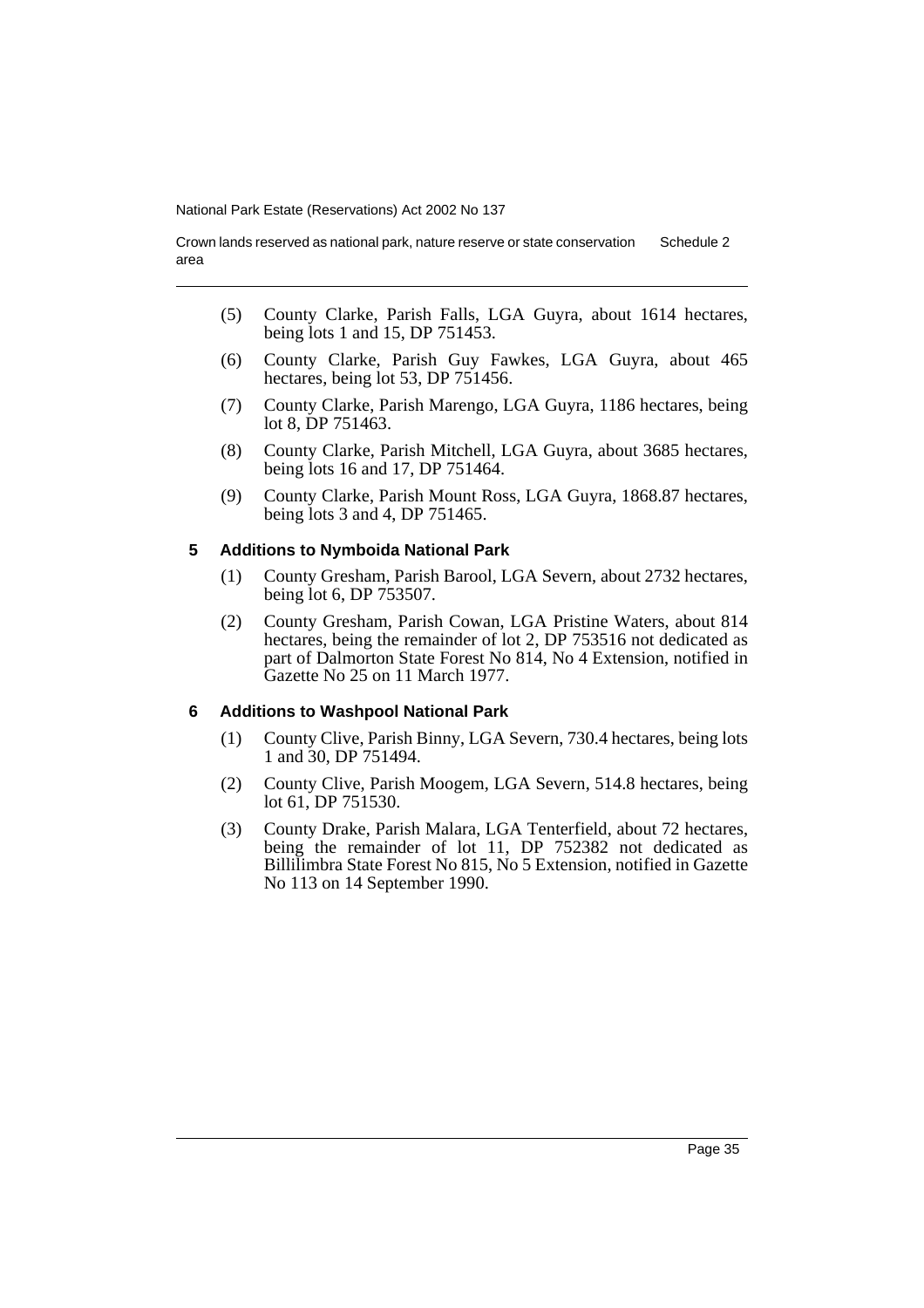(5) County Clarke, Parish Falls, LGA Guyra, about 1614 hectares, being lots 1 and 15, DP 751453.

(6) County Clarke, Parish Guy Fawkes, LGA Guyra, about 465 hectares, being lot 53, DP 751456.

(7) County Clarke, Parish Marengo, LGA Guyra, 1186 hectares, being lot 8, DP 751463.

(8) County Clarke, Parish Mitchell, LGA Guyra, about 3685 hectares, being lots 16 and 17, DP 751464.

(9) County Clarke, Parish Mount Ross, LGA Guyra, 1868.87 hectares, being lots 3 and 4, DP 751465.

### 5 Additions to Nymboida National Park

(1) County Gresham, Parish Barool, LGA Severn, about 2732 hectares, being lot 6, DP 753507.

(2) County Gresham, Parish Cowan, LGA Pristine Waters, about 814 hectares, being the remainder of lot 2, DP 753516 not dedicated as part of Dalmorton State Forest No 814, No 4 Extension, notified in Gazette No 25 on 11 March 1977.

### 6 Additions to Washpool National Park

(1) County Clive, Parish Binny, LGA Severn, 730.4 hectares, being lots 1 and 30, DP 751494.

(2) County Clive, Parish Moogem, LGA Severn, 514.8 hectares, being lot 61, DP 751530.

(3) County Drake, Parish Malara, LGA Tenterfield, about 72 hectares, being the remainder of lot 11, DP 752382 not dedicated as Billilimbra State Forest No 815, No 5 Extension, notified in Gazette No 113 on 14 September 1990.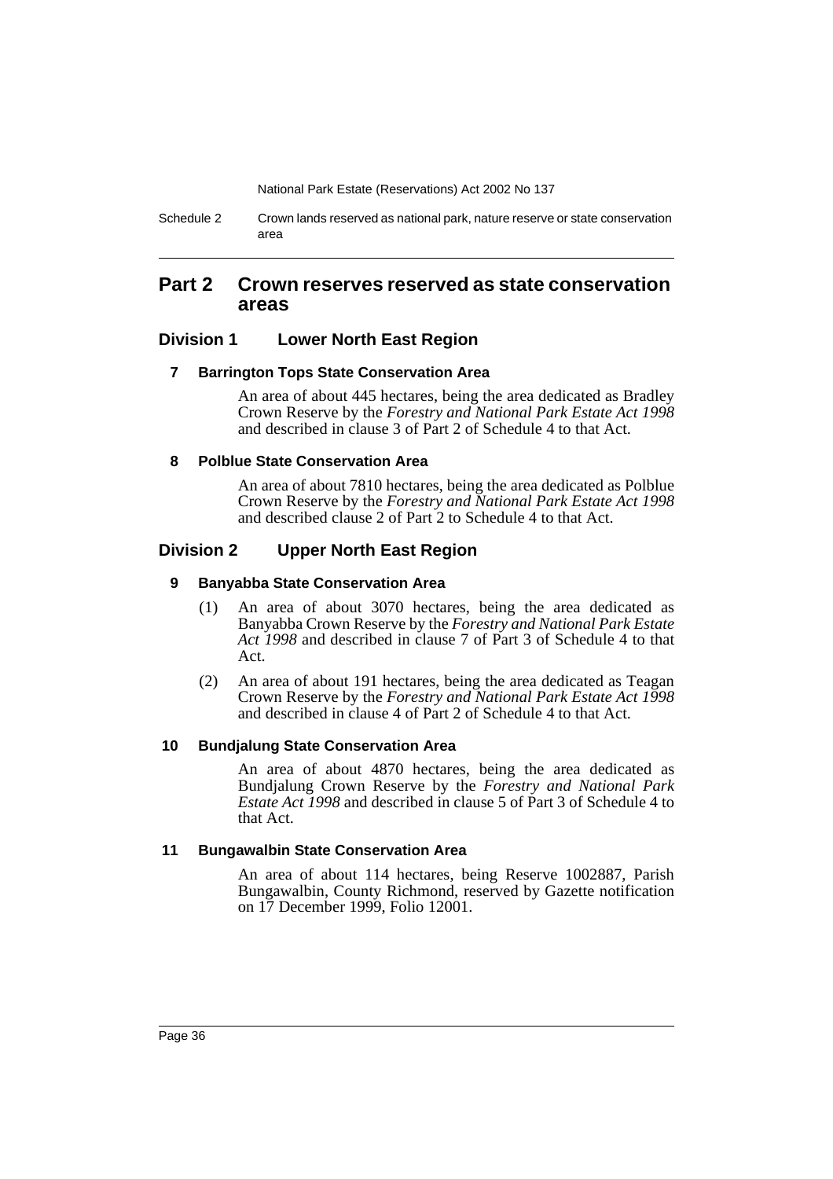## Part 2 Crown reserves reserved as state conservation areas

### Division 1 Lower North East Region

#### 7 Barrington Tops State Conservation Area

An area of about 445 hectares, being the area dedicated as Bradley Crown Reserve by the *Forestry and National Park Estate Act 1998* and described in clause 3 of Part 2 of Schedule 4 to that Act.

#### 8 Polblue State Conservation Area

An area of about 7810 hectares, being the area dedicated as Polblue Crown Reserve by the *Forestry and National Park Estate Act 1998* and described clause 2 of Part 2 to Schedule 4 to that Act.

### Division 2 Upper North East Region

#### 9 Banyabba State Conservation Area

(1) An area of about 3070 hectares, being the area dedicated as Banyabba Crown Reserve by the *Forestry and National Park Estate Act 1998* and described in clause 7 of Part 3 of Schedule 4 to that Act.

(2) An area of about 191 hectares, being the area dedicated as Teagan Crown Reserve by the *Forestry and National Park Estate Act 1998* and described in clause 4 of Part 2 of Schedule 4 to that Act.

#### 10 Bundjalung State Conservation Area

An area of about 4870 hectares, being the area dedicated as Bundjalung Crown Reserve by the *Forestry and National Park Estate Act 1998* and described in clause 5 of Part 3 of Schedule 4 to that Act.

#### 11 Bungawalbin State Conservation Area

An area of about 114 hectares, being Reserve 1002887, Parish Bungawalbin, County Richmond, reserved by Gazette notification on 17 December 1999, Folio 12001.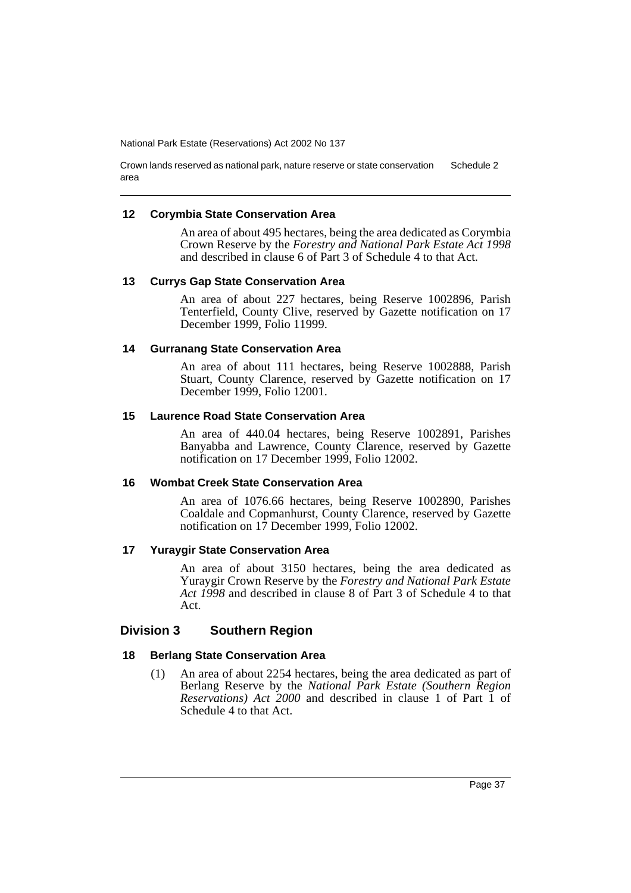#### 12 Corymbia State Conservation Area

An area of about 495 hectares, being the area dedicated as Corymbia Crown Reserve by the *Forestry and National Park Estate Act 1998* and described in clause 6 of Part 3 of Schedule 4 to that Act.

#### 13 Currys Gap State Conservation Area

An area of about 227 hectares, being Reserve 1002896, Parish Tenterfield, County Clive, reserved by Gazette notification on 17 December 1999, Folio 11999.

#### 14 Gurranang State Conservation Area

An area of about 111 hectares, being Reserve 1002888, Parish Stuart, County Clarence, reserved by Gazette notification on 17 December 1999, Folio 12001.

#### 15 Laurence Road State Conservation Area

An area of 440.04 hectares, being Reserve 1002891, Parishes Banyabba and Lawrence, County Clarence, reserved by Gazette notification on 17 December 1999, Folio 12002.

#### 16 Wombat Creek State Conservation Area

An area of 1076.66 hectares, being Reserve 1002890, Parishes Coaldale and Copmanhurst, County Clarence, reserved by Gazette notification on 17 December 1999, Folio 12002.

#### 17 Yuraygir State Conservation Area

An area of about 3150 hectares, being the area dedicated as Yuraygir Crown Reserve by the *Forestry and National Park Estate Act 1998* and described in clause 8 of Part 3 of Schedule 4 to that Act.

### Division 3 Southern Region

#### 18 Berlang State Conservation Area

(1) An area of about 2254 hectares, being the area dedicated as part of Berlang Reserve by the *National Park Estate (Southern Region Reservations) Act 2000* and described in clause 1 of Part 1 of Schedule 4 to that Act.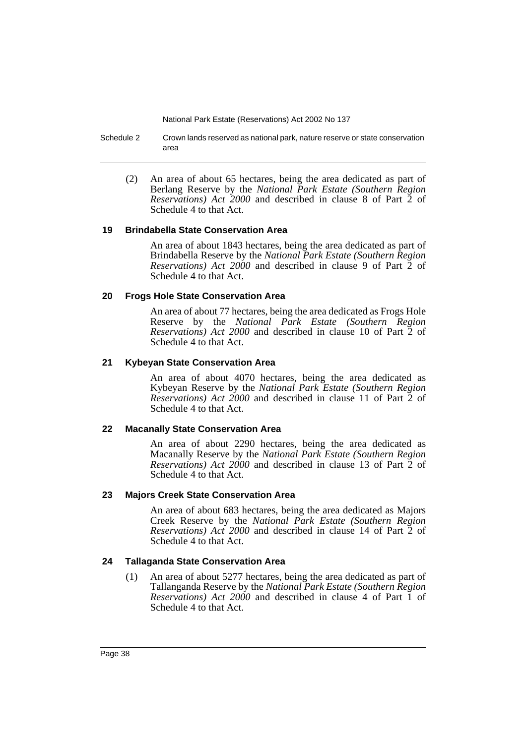(2) An area of about 65 hectares, being the area dedicated as part of Berlang Reserve by the *National Park Estate (Southern Region Reservations) Act 2000* and described in clause 8 of Part 2 of Schedule 4 to that Act.

### 19 Brindabella State Conservation Area

An area of about 1843 hectares, being the area dedicated as part of Brindabella Reserve by the *National Park Estate (Southern Region Reservations) Act 2000* and described in clause 9 of Part 2 of Schedule 4 to that Act.

### 20 Frogs Hole State Conservation Area

An area of about 77 hectares, being the area dedicated as Frogs Hole Reserve by the *National Park Estate (Southern Region Reservations) Act 2000* and described in clause 10 of Part 2 of Schedule 4 to that Act.

### 21 Kybeyan State Conservation Area

An area of about 4070 hectares, being the area dedicated as Kybeyan Reserve by the *National Park Estate (Southern Region Reservations) Act 2000* and described in clause 11 of Part 2 of Schedule 4 to that Act.

### 22 Macanally State Conservation Area

An area of about 2290 hectares, being the area dedicated as Macanally Reserve by the *National Park Estate (Southern Region Reservations) Act 2000* and described in clause 13 of Part 2 of Schedule 4 to that Act.

### 23 Majors Creek State Conservation Area

An area of about 683 hectares, being the area dedicated as Majors Creek Reserve by the *National Park Estate (Southern Region Reservations) Act 2000* and described in clause 14 of Part 2 of Schedule 4 to that Act.

### 24 Tallaganda State Conservation Area

(1) An area of about 5277 hectares, being the area dedicated as part of Tallanganda Reserve by the *National Park Estate (Southern Region Reservations) Act 2000* and described in clause 4 of Part 1 of Schedule 4 to that Act.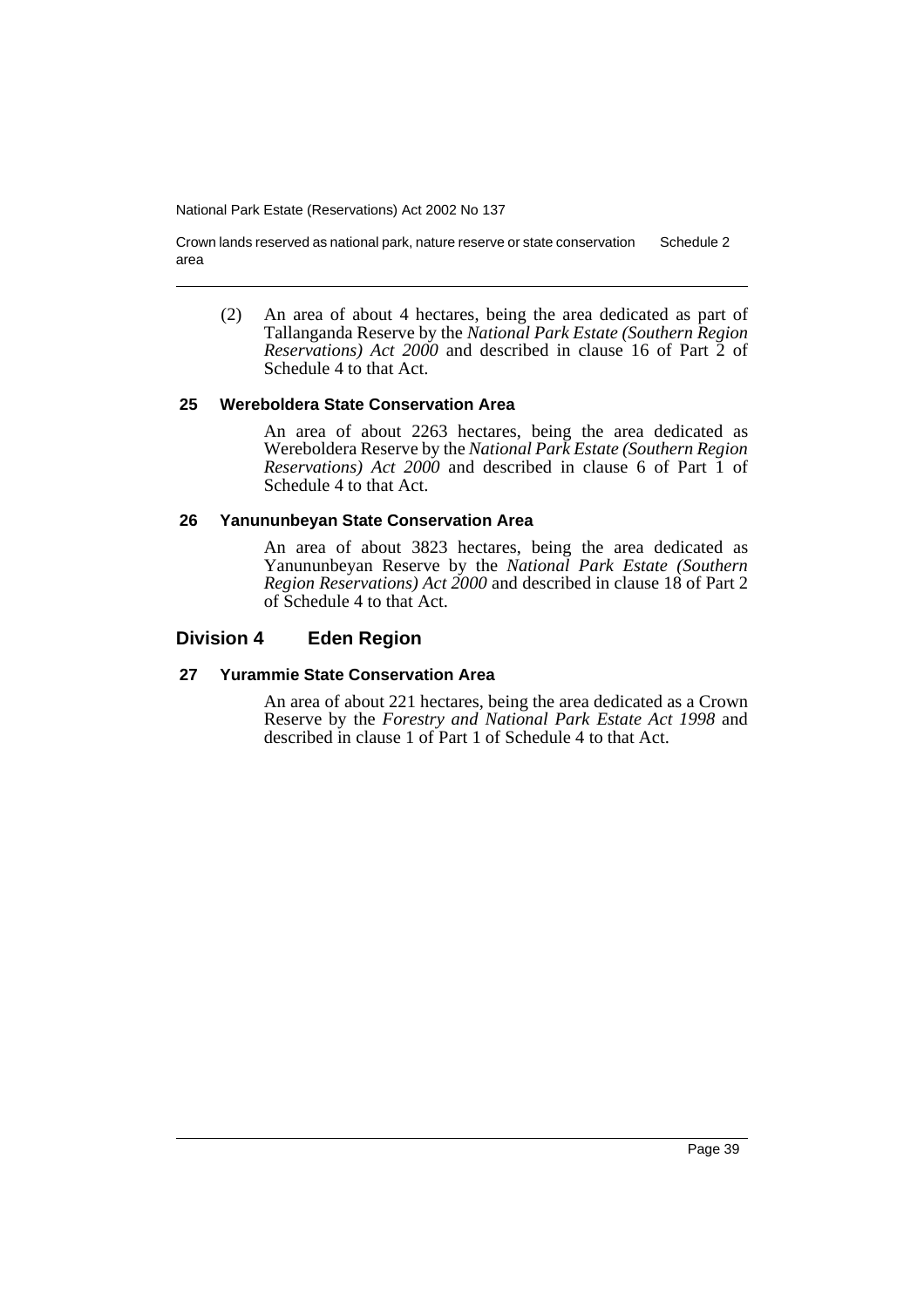(2) An area of about 4 hectares, being the area dedicated as part of Tallanganda Reserve by the *National Park Estate (Southern Region Reservations) Act 2000* and described in clause 16 of Part 2 of Schedule 4 to that Act.

### 25 Wereboldera State Conservation Area

An area of about 2263 hectares, being the area dedicated as Wereboldera Reserve by the *National Park Estate (Southern Region Reservations) Act 2000* and described in clause 6 of Part 1 of Schedule 4 to that Act.

### 26 Yanununbeyan State Conservation Area

An area of about 3823 hectares, being the area dedicated as Yanununbeyan Reserve by the *National Park Estate (Southern Region Reservations) Act 2000* and described in clause 18 of Part 2 of Schedule 4 to that Act.

## Division 4 Eden Region

### 27 Yurammie State Conservation Area

An area of about 221 hectares, being the area dedicated as a Crown Reserve by the *Forestry and National Park Estate Act 1998* and described in clause 1 of Part 1 of Schedule 4 to that Act.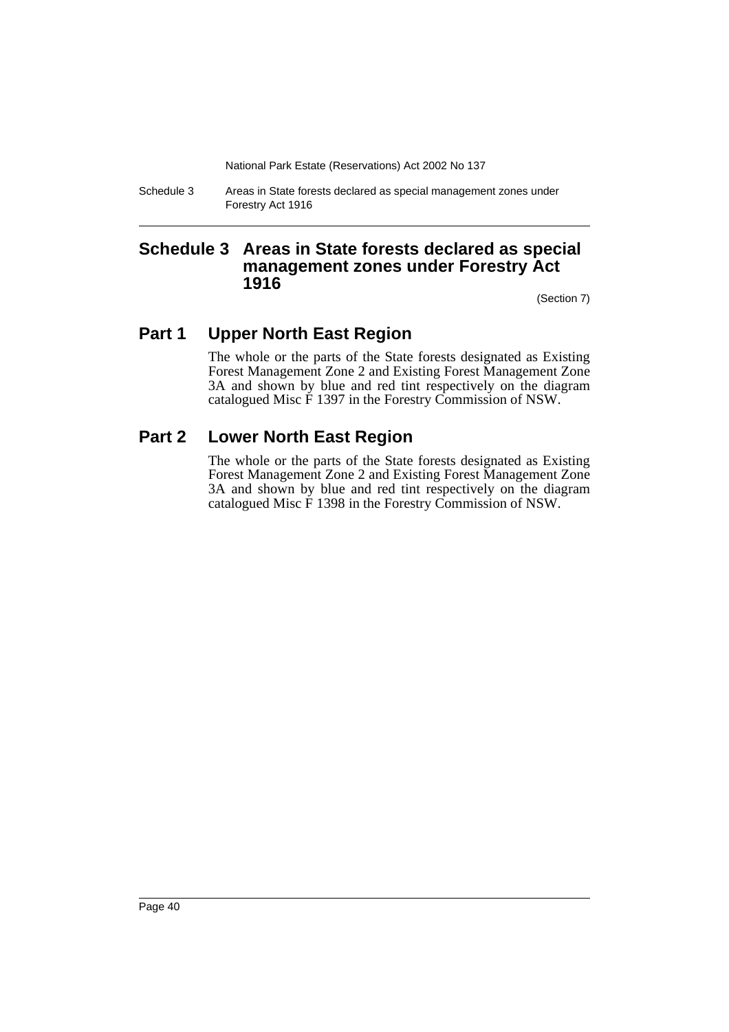# Schedule 3 Areas in State forests declared as special management zones under Forestry Act 1916

(Section 7)

## Part 1 Upper North East Region

The whole or the parts of the State forests designated as Existing Forest Management Zone 2 and Existing Forest Management Zone 3A and shown by blue and red tint respectively on the diagram catalogued Misc F 1397 in the Forestry Commission of NSW.

## Part 2 Lower North East Region

The whole or the parts of the State forests designated as Existing Forest Management Zone 2 and Existing Forest Management Zone 3A and shown by blue and red tint respectively on the diagram catalogued Misc F 1398 in the Forestry Commission of NSW.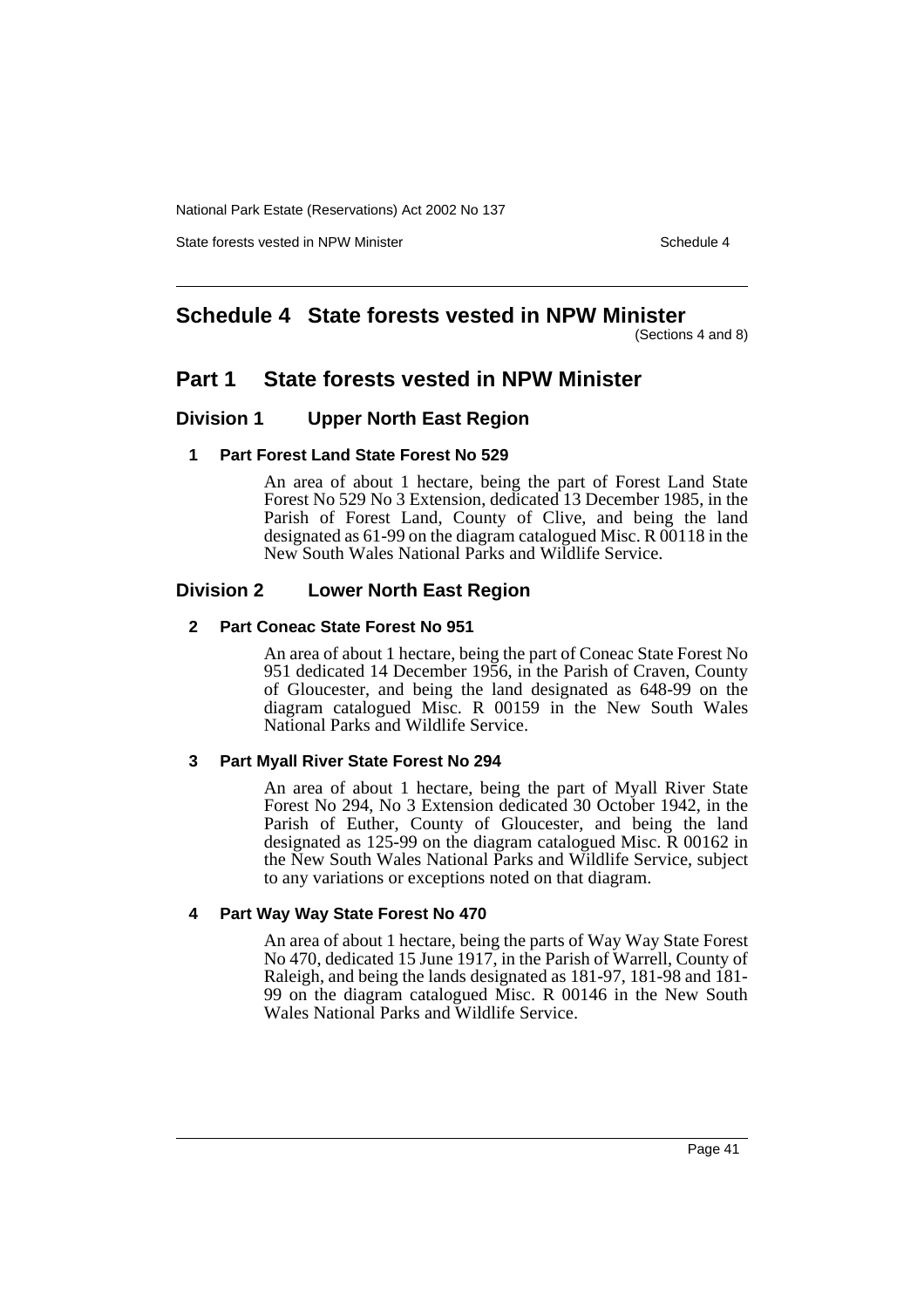# Schedule 4 State forests vested in NPW Minister

(Sections 4 and 8)

## Part 1 State forests vested in NPW Minister

### Division 1 Upper North East Region

#### 1 Part Forest Land State Forest No 529

An area of about 1 hectare, being the part of Forest Land State Forest No 529 No 3 Extension, dedicated 13 December 1985, in the Parish of Forest Land, County of Clive, and being the land designated as 61-99 on the diagram catalogued Misc. R 00118 in the New South Wales National Parks and Wildlife Service.

### Division 2 Lower North East Region

#### 2 Part Coneac State Forest No 951

An area of about 1 hectare, being the part of Coneac State Forest No 951 dedicated 14 December 1956, in the Parish of Craven, County of Gloucester, and being the land designated as 648-99 on the diagram catalogued Misc. R 00159 in the New South Wales National Parks and Wildlife Service.

#### 3 Part Myall River State Forest No 294

An area of about 1 hectare, being the part of Myall River State Forest No 294, No 3 Extension dedicated 30 October 1942, in the Parish of Euther, County of Gloucester, and being the land designated as 125-99 on the diagram catalogued Misc. R 00162 in the New South Wales National Parks and Wildlife Service, subject to any variations or exceptions noted on that diagram.

#### 4 Part Way Way State Forest No 470

An area of about 1 hectare, being the parts of Way Way State Forest No 470, dedicated 15 June 1917, in the Parish of Warrell, County of Raleigh, and being the lands designated as 181-97, 181-98 and 181-99 on the diagram catalogued Misc. R 00146 in the New South Wales National Parks and Wildlife Service.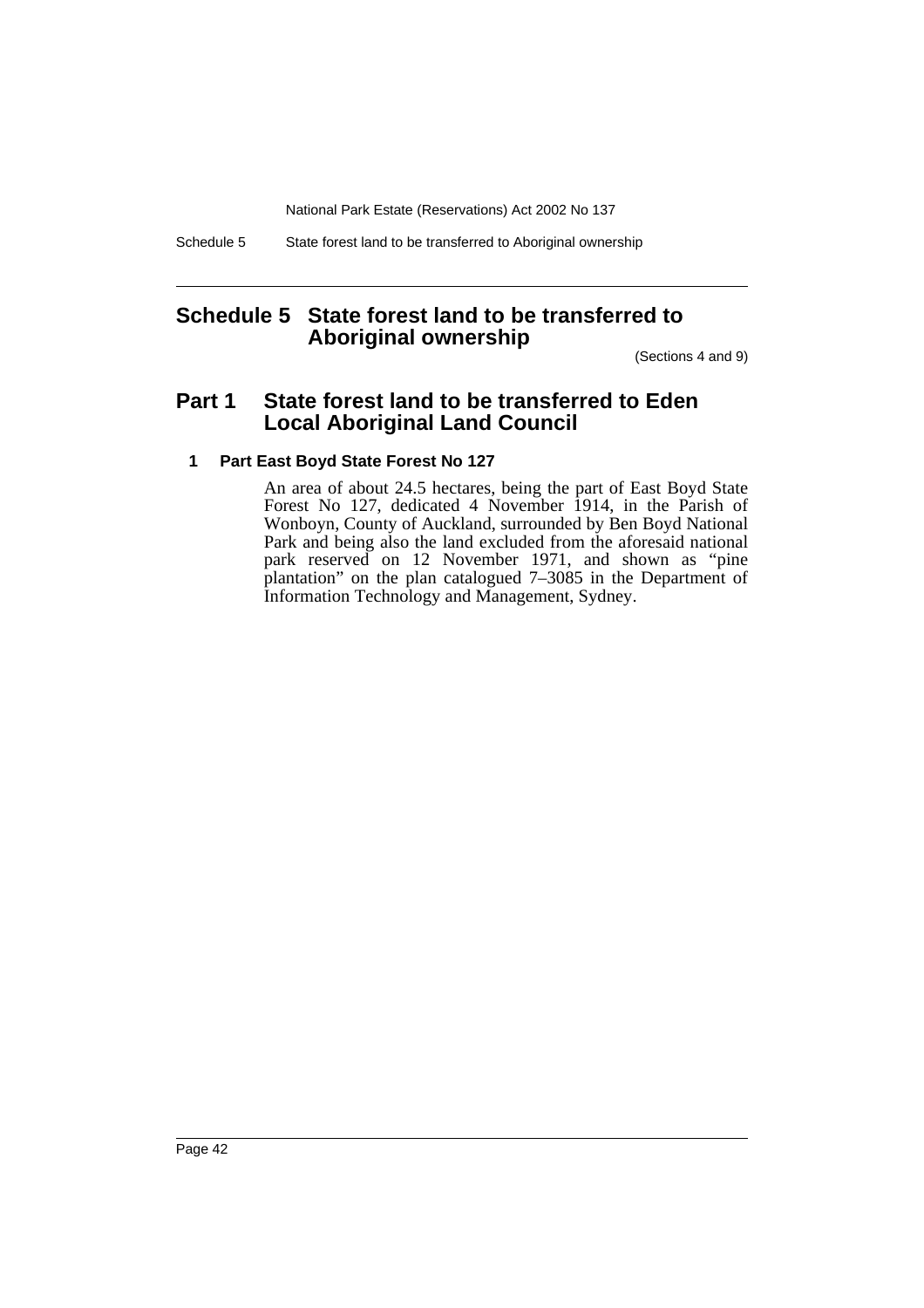# Schedule 5 State forest land to be transferred to Aboriginal ownership

(Sections 4 and 9)

## Part 1 State forest land to be transferred to Eden Local Aboriginal Land Council

### 1 Part East Boyd State Forest No 127

An area of about 24.5 hectares, being the part of East Boyd State Forest No 127, dedicated 4 November 1914, in the Parish of Wonboyn, County of Auckland, surrounded by Ben Boyd National Park and being also the land excluded from the aforesaid national park reserved on 12 November 1971, and shown as "pine plantation" on the plan catalogued 7–3085 in the Department of Information Technology and Management, Sydney.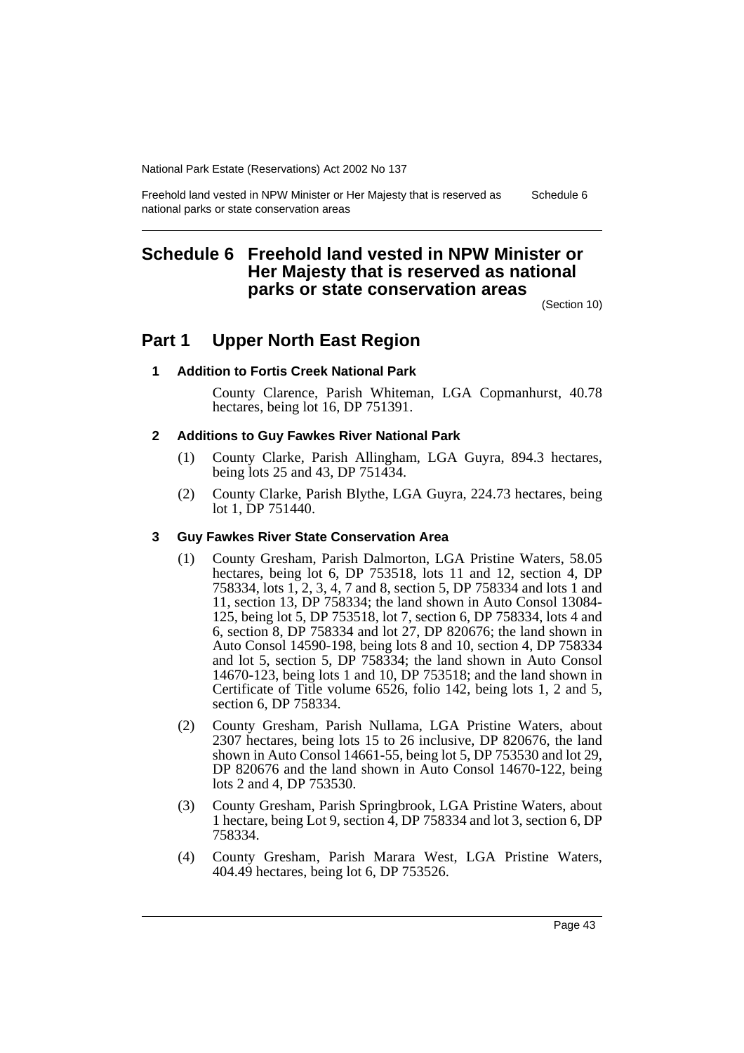# Schedule 6 Freehold land vested in NPW Minister or Her Majesty that is reserved as national parks or state conservation areas

(Section 10)

## Part 1 Upper North East Region

### 1 Addition to Fortis Creek National Park

County Clarence, Parish Whiteman, LGA Copmanhurst, 40.78 hectares, being lot 16, DP 751391.

### 2 Additions to Guy Fawkes River National Park

(1) County Clarke, Parish Allingham, LGA Guyra, 894.3 hectares, being lots 25 and 43, DP 751434.

(2) County Clarke, Parish Blythe, LGA Guyra, 224.73 hectares, being lot 1, DP 751440.

### 3 Guy Fawkes River State Conservation Area

(1) County Gresham, Parish Dalmorton, LGA Pristine Waters, 58.05 hectares, being lot 6, DP 753518, lots 11 and 12, section 4, DP 758334, lots 1, 2, 3, 4, 7 and 8, section 5, DP 758334 and lots 1 and 11, section 13, DP 758334; the land shown in Auto Consol 13084-125, being lot 5, DP 753518, lot 7, section 6, DP 758334, lots 4 and 6, section 8, DP 758334 and lot 27, DP 820676; the land shown in Auto Consol 14590-198, being lots 8 and 10, section 4, DP 758334 and lot 5, section 5, DP 758334; the land shown in Auto Consol 14670-123, being lots 1 and 10, DP 753518; and the land shown in Certificate of Title volume 6526, folio 142, being lots 1, 2 and 5, section 6, DP 758334.

(2) County Gresham, Parish Nullama, LGA Pristine Waters, about 2307 hectares, being lots 15 to 26 inclusive, DP 820676, the land shown in Auto Consol 14661-55, being lot 5, DP 753530 and lot 29, DP 820676 and the land shown in Auto Consol 14670-122, being lots 2 and 4, DP 753530.

(3) County Gresham, Parish Springbrook, LGA Pristine Waters, about 1 hectare, being Lot 9, section 4, DP 758334 and lot 3, section 6, DP 758334.

(4) County Gresham, Parish Marara West, LGA Pristine Waters, 404.49 hectares, being lot 6, DP 753526.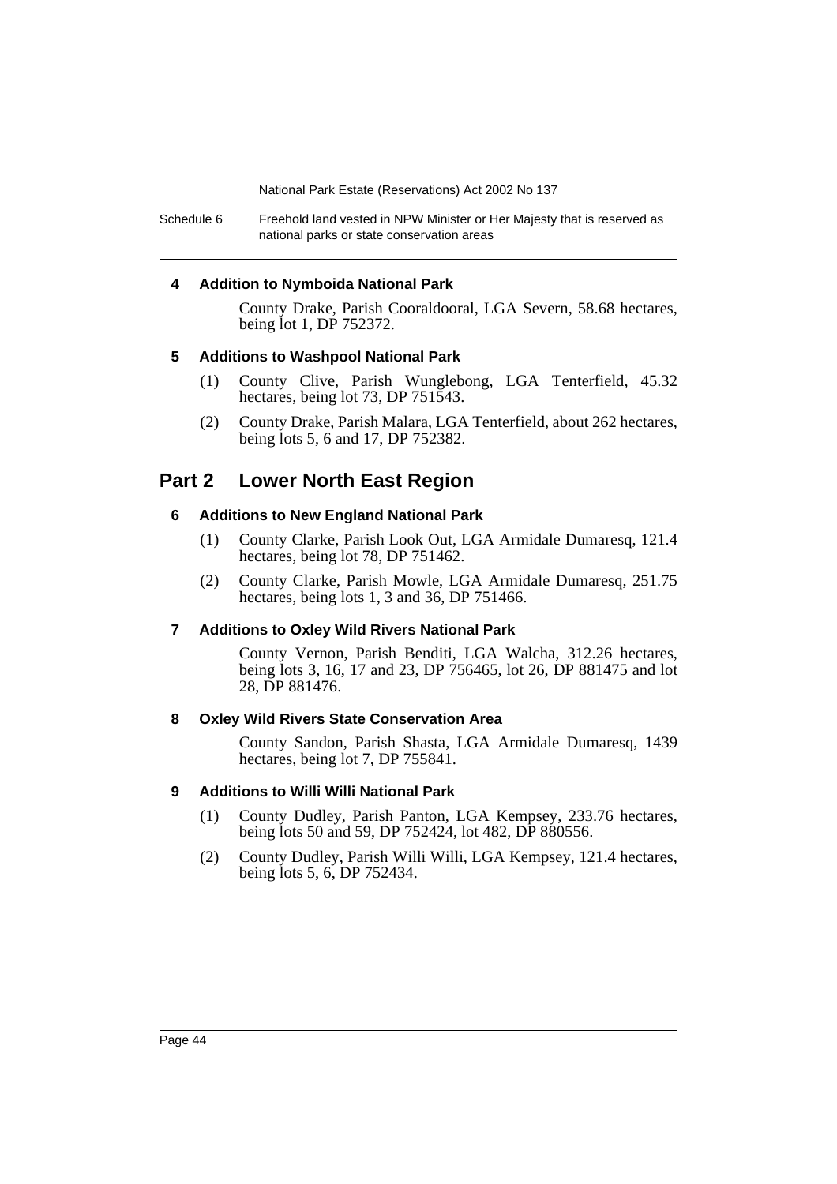#### 4 Addition to Nymboida National Park

County Drake, Parish Cooraldooral, LGA Severn, 58.68 hectares, being lot 1, DP 752372.

#### 5 Additions to Washpool National Park

(1) County Clive, Parish Wunglebong, LGA Tenterfield, 45.32 hectares, being lot 73, DP 751543.

(2) County Drake, Parish Malara, LGA Tenterfield, about 262 hectares, being lots 5, 6 and 17, DP 752382.

## Part 2 Lower North East Region

#### 6 Additions to New England National Park

(1) County Clarke, Parish Look Out, LGA Armidale Dumaresq, 121.4 hectares, being lot 78, DP 751462.

(2) County Clarke, Parish Mowle, LGA Armidale Dumaresq, 251.75 hectares, being lots 1, 3 and 36, DP 751466.

#### 7 Additions to Oxley Wild Rivers National Park

County Vernon, Parish Benditi, LGA Walcha, 312.26 hectares, being lots 3, 16, 17 and 23, DP 756465, lot 26, DP 881475 and lot 28, DP 881476.

#### 8 Oxley Wild Rivers State Conservation Area

County Sandon, Parish Shasta, LGA Armidale Dumaresq, 1439 hectares, being lot 7, DP 755841.

#### 9 Additions to Willi Willi National Park

(1) County Dudley, Parish Panton, LGA Kempsey, 233.76 hectares, being lots 50 and 59, DP 752424, lot 482, DP 880556.

(2) County Dudley, Parish Willi Willi, LGA Kempsey, 121.4 hectares, being lots 5, 6, DP 752434.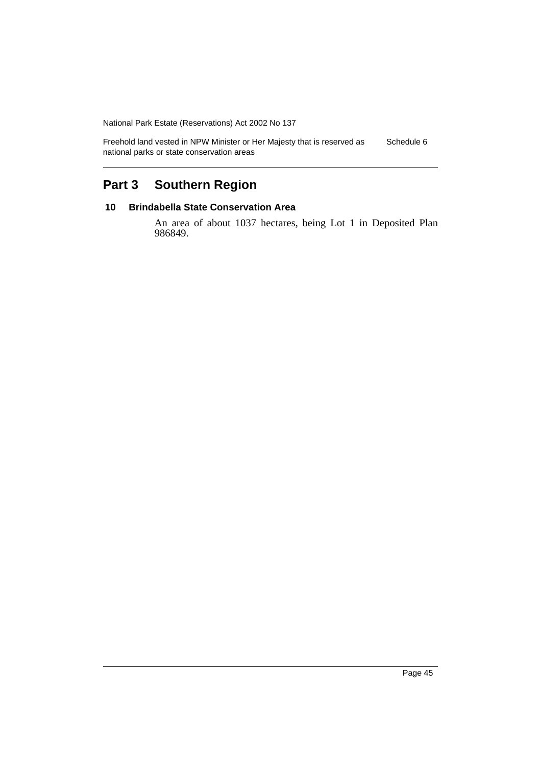## Part 3 Southern Region

### 10 Brindabella State Conservation Area

An area of about 1037 hectares, being Lot 1 in Deposited Plan 986849.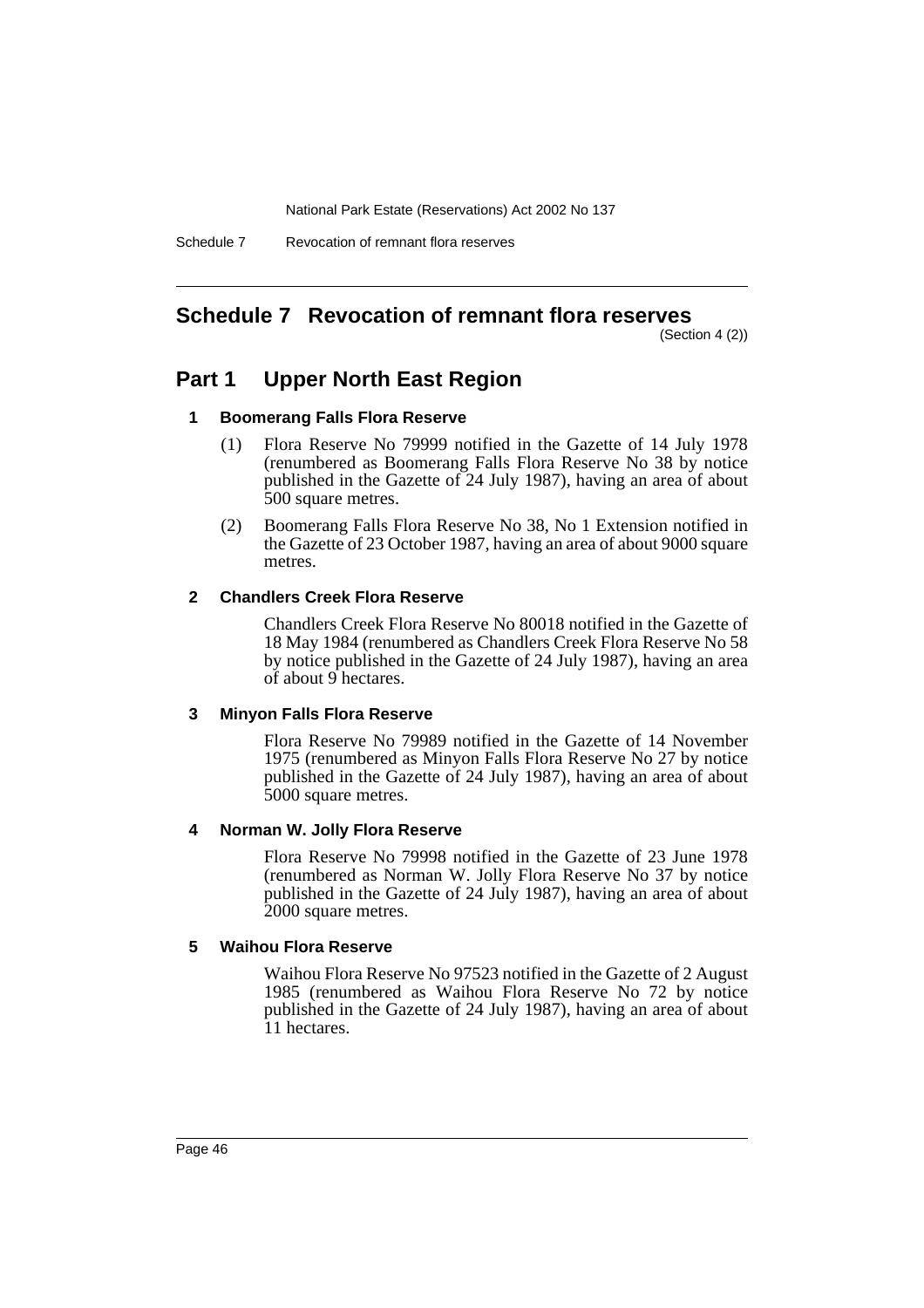# Schedule 7 Revocation of remnant flora reserves

(Section 4 (2))

## Part 1 Upper North East Region

### 1 Boomerang Falls Flora Reserve

(1) Flora Reserve No 79999 notified in the Gazette of 14 July 1978 (renumbered as Boomerang Falls Flora Reserve No 38 by notice published in the Gazette of 24 July 1987), having an area of about 500 square metres.

(2) Boomerang Falls Flora Reserve No 38, No 1 Extension notified in the Gazette of 23 October 1987, having an area of about 9000 square metres.

### 2 Chandlers Creek Flora Reserve

Chandlers Creek Flora Reserve No 80018 notified in the Gazette of 18 May 1984 (renumbered as Chandlers Creek Flora Reserve No 58 by notice published in the Gazette of 24 July 1987), having an area of about 9 hectares.

### 3 Minyon Falls Flora Reserve

Flora Reserve No 79989 notified in the Gazette of 14 November 1975 (renumbered as Minyon Falls Flora Reserve No 27 by notice published in the Gazette of 24 July 1987), having an area of about 5000 square metres.

### 4 Norman W. Jolly Flora Reserve

Flora Reserve No 79998 notified in the Gazette of 23 June 1978 (renumbered as Norman W. Jolly Flora Reserve No 37 by notice published in the Gazette of 24 July 1987), having an area of about 2000 square metres.

### 5 Waihou Flora Reserve

Waihou Flora Reserve No 97523 notified in the Gazette of 2 August 1985 (renumbered as Waihou Flora Reserve No 72 by notice published in the Gazette of 24 July 1987), having an area of about 11 hectares.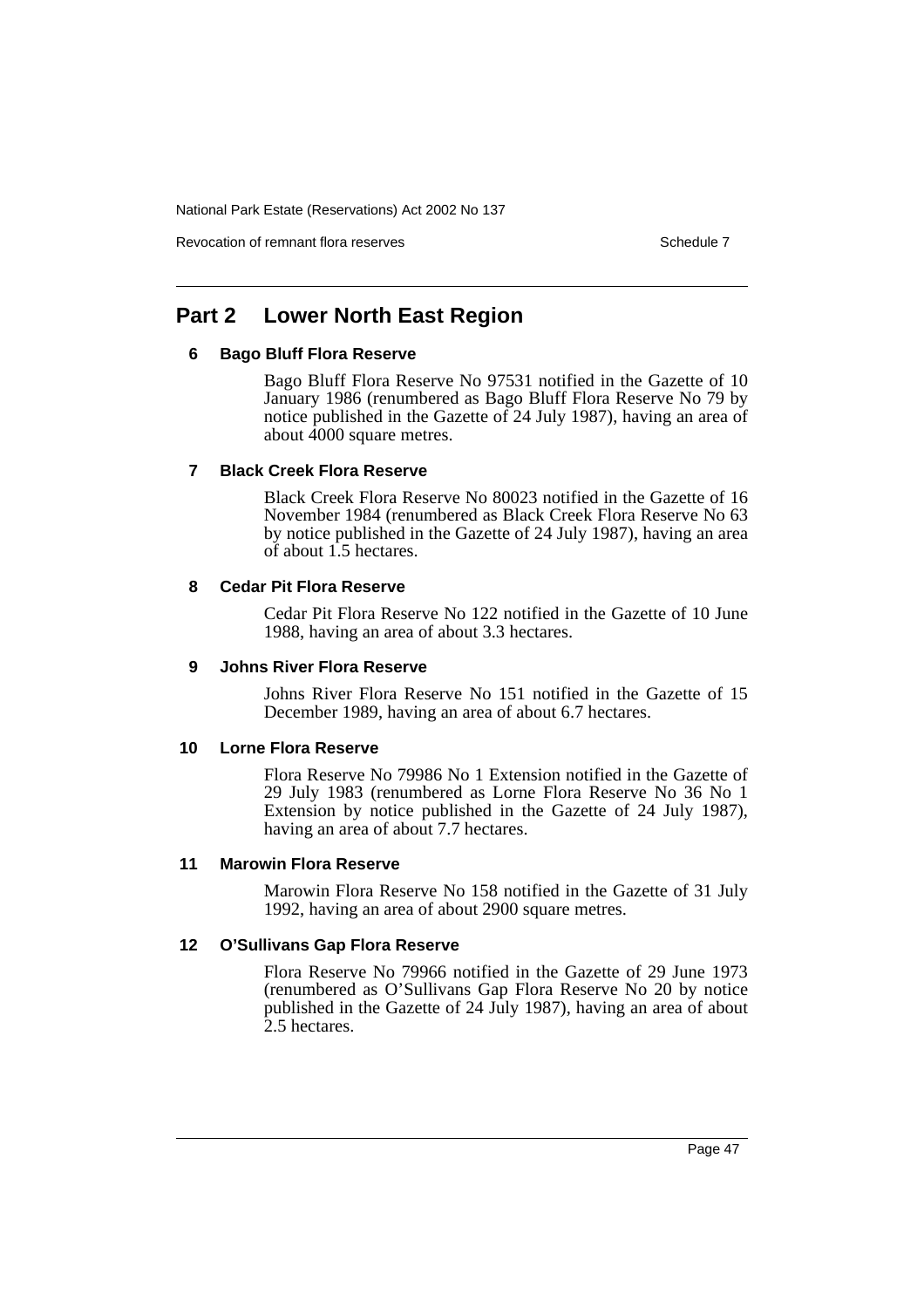## Part 2 Lower North East Region

### 6 Bago Bluff Flora Reserve

Bago Bluff Flora Reserve No 97531 notified in the Gazette of 10 January 1986 (renumbered as Bago Bluff Flora Reserve No 79 by notice published in the Gazette of 24 July 1987), having an area of about 4000 square metres.

### 7 Black Creek Flora Reserve

Black Creek Flora Reserve No 80023 notified in the Gazette of 16 November 1984 (renumbered as Black Creek Flora Reserve No 63 by notice published in the Gazette of 24 July 1987), having an area of about 1.5 hectares.

### 8 Cedar Pit Flora Reserve

Cedar Pit Flora Reserve No 122 notified in the Gazette of 10 June 1988, having an area of about 3.3 hectares.

### 9 Johns River Flora Reserve

Johns River Flora Reserve No 151 notified in the Gazette of 15 December 1989, having an area of about 6.7 hectares.

### 10 Lorne Flora Reserve

Flora Reserve No 79986 No 1 Extension notified in the Gazette of 29 July 1983 (renumbered as Lorne Flora Reserve No 36 No 1 Extension by notice published in the Gazette of 24 July 1987), having an area of about 7.7 hectares.

### 11 Marowin Flora Reserve

Marowin Flora Reserve No 158 notified in the Gazette of 31 July 1992, having an area of about 2900 square metres.

### 12 O'Sullivans Gap Flora Reserve

Flora Reserve No 79966 notified in the Gazette of 29 June 1973 (renumbered as O'Sullivans Gap Flora Reserve No 20 by notice published in the Gazette of 24 July 1987), having an area of about 2.5 hectares.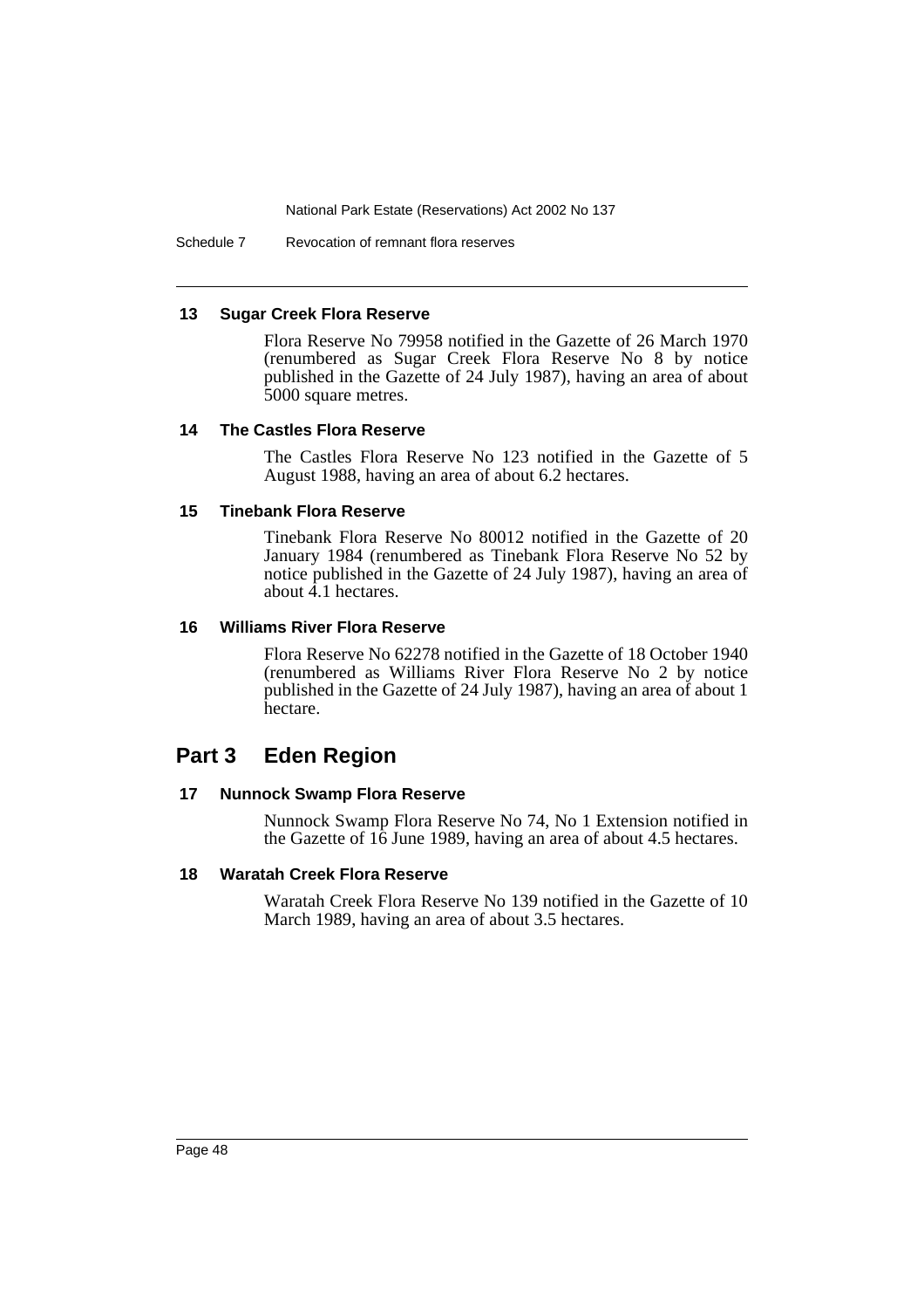### 13 Sugar Creek Flora Reserve

Flora Reserve No 79958 notified in the Gazette of 26 March 1970 (renumbered as Sugar Creek Flora Reserve No 8 by notice published in the Gazette of 24 July 1987), having an area of about 5000 square metres.

### 14 The Castles Flora Reserve

The Castles Flora Reserve No 123 notified in the Gazette of 5 August 1988, having an area of about 6.2 hectares.

### 15 Tinebank Flora Reserve

Tinebank Flora Reserve No 80012 notified in the Gazette of 20 January 1984 (renumbered as Tinebank Flora Reserve No 52 by notice published in the Gazette of 24 July 1987), having an area of about 4.1 hectares.

### 16 Williams River Flora Reserve

Flora Reserve No 62278 notified in the Gazette of 18 October 1940 (renumbered as Williams River Flora Reserve No 2 by notice published in the Gazette of 24 July 1987), having an area of about 1 hectare.

## Part 3 Eden Region

### 17 Nunnock Swamp Flora Reserve

Nunnock Swamp Flora Reserve No 74, No 1 Extension notified in the Gazette of 16 June 1989, having an area of about 4.5 hectares.

### 18 Waratah Creek Flora Reserve

Waratah Creek Flora Reserve No 139 notified in the Gazette of 10 March 1989, having an area of about 3.5 hectares.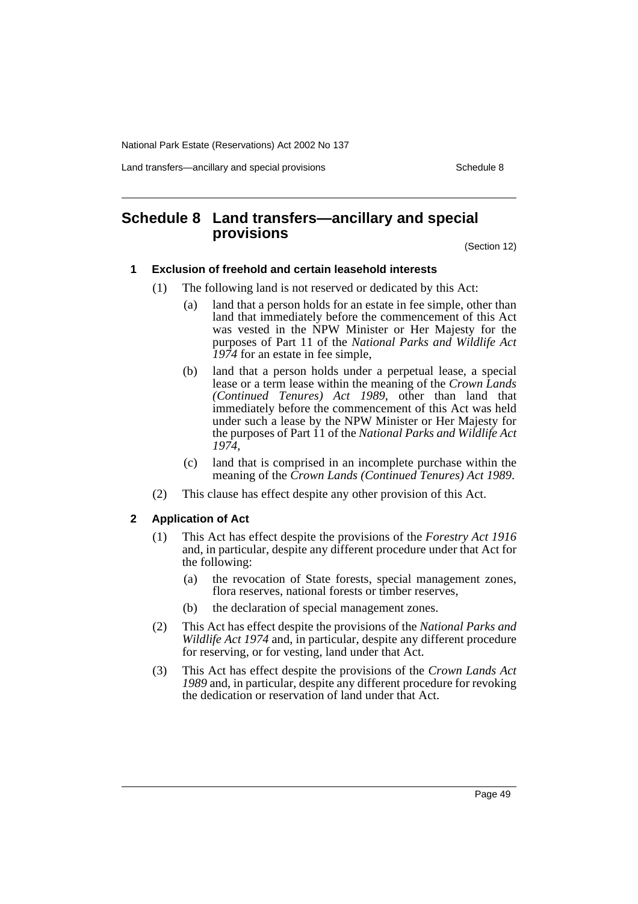## Schedule 8 Land transfers—ancillary and special provisions

(Section 12)

### 1 Exclusion of freehold and certain leasehold interests

(1) The following land is not reserved or dedicated by this Act:

(a) land that a person holds for an estate in fee simple, other than land that immediately before the commencement of this Act was vested in the NPW Minister or Her Majesty for the purposes of Part 11 of the *National Parks and Wildlife Act 1974* for an estate in fee simple,

(b) land that a person holds under a perpetual lease, a special lease or a term lease within the meaning of the *Crown Lands (Continued Tenures) Act 1989*, other than land that immediately before the commencement of this Act was held under such a lease by the NPW Minister or Her Majesty for the purposes of Part 11 of the *National Parks and Wildlife Act 1974*,

(c) land that is comprised in an incomplete purchase within the meaning of the *Crown Lands (Continued Tenures) Act 1989*.

(2) This clause has effect despite any other provision of this Act.

### 2 Application of Act

(1) This Act has effect despite the provisions of the *Forestry Act 1916* and, in particular, despite any different procedure under that Act for the following:

(a) the revocation of State forests, special management zones, flora reserves, national forests or timber reserves,

(b) the declaration of special management zones.

(2) This Act has effect despite the provisions of the *National Parks and Wildlife Act 1974* and, in particular, despite any different procedure for reserving, or for vesting, land under that Act.

(3) This Act has effect despite the provisions of the *Crown Lands Act 1989* and, in particular, despite any different procedure for revoking the dedication or reservation of land under that Act.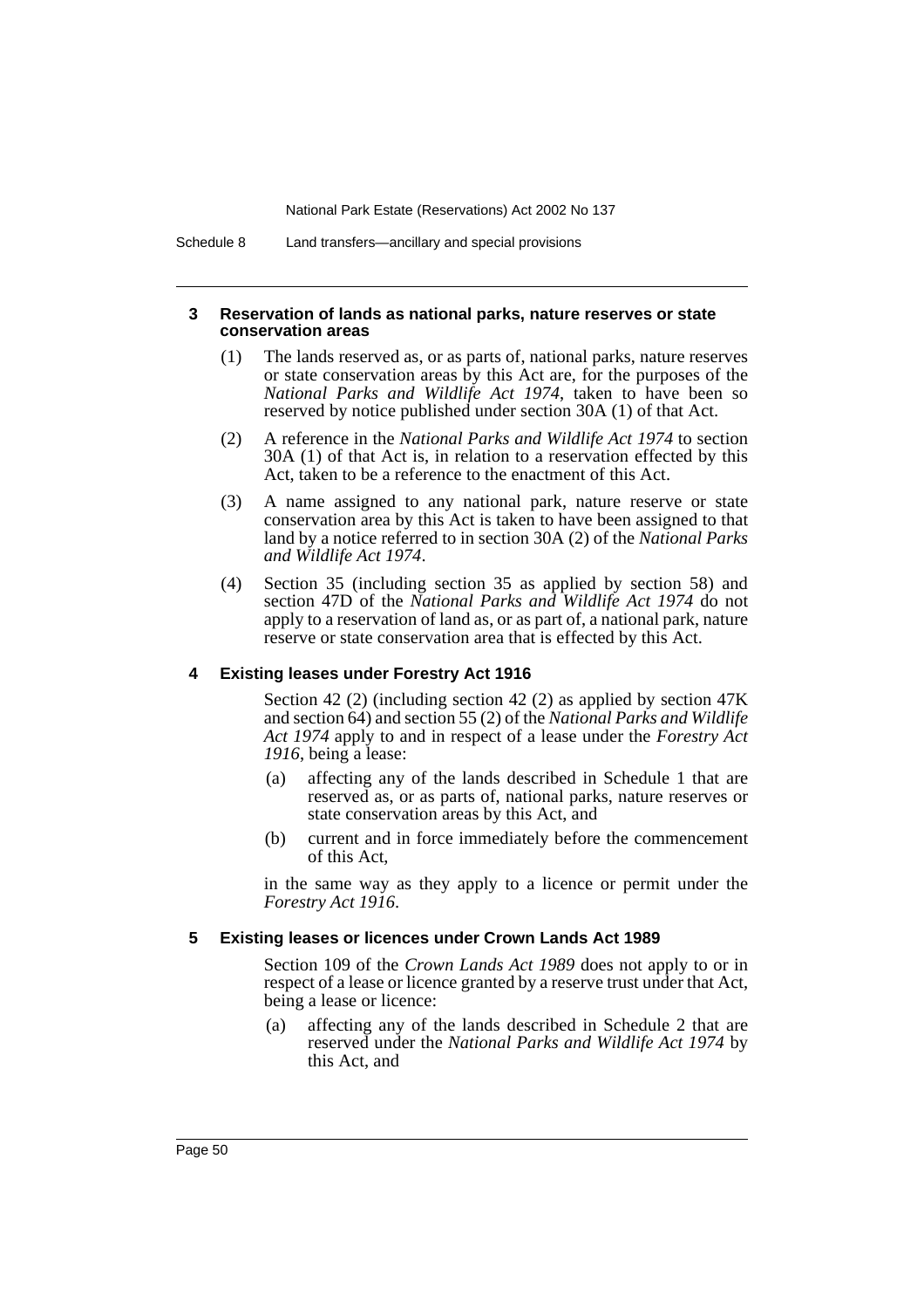### 3 Reservation of lands as national parks, nature reserves or state conservation areas

(1) The lands reserved as, or as parts of, national parks, nature reserves or state conservation areas by this Act are, for the purposes of the *National Parks and Wildlife Act 1974*, taken to have been so reserved by notice published under section 30A (1) of that Act.

(2) A reference in the *National Parks and Wildlife Act 1974* to section 30A (1) of that Act is, in relation to a reservation effected by this Act, taken to be a reference to the enactment of this Act.

(3) A name assigned to any national park, nature reserve or state conservation area by this Act is taken to have been assigned to that land by a notice referred to in section 30A (2) of the *National Parks and Wildlife Act 1974*.

(4) Section 35 (including section 35 as applied by section 58) and section 47D of the *National Parks and Wildlife Act 1974* do not apply to a reservation of land as, or as part of, a national park, nature reserve or state conservation area that is effected by this Act.

### 4 Existing leases under Forestry Act 1916

Section 42 (2) (including section 42 (2) as applied by section 47K and section 64) and section 55 (2) of the *National Parks and Wildlife Act 1974* apply to and in respect of a lease under the *Forestry Act 1916*, being a lease:

(a) affecting any of the lands described in Schedule 1 that are reserved as, or as parts of, national parks, nature reserves or state conservation areas by this Act, and

(b) current and in force immediately before the commencement of this Act,

in the same way as they apply to a licence or permit under the *Forestry Act 1916*.

### 5 Existing leases or licences under Crown Lands Act 1989

Section 109 of the *Crown Lands Act 1989* does not apply to or in respect of a lease or licence granted by a reserve trust under that Act, being a lease or licence:

(a) affecting any of the lands described in Schedule 2 that are reserved under the *National Parks and Wildlife Act 1974* by this Act, and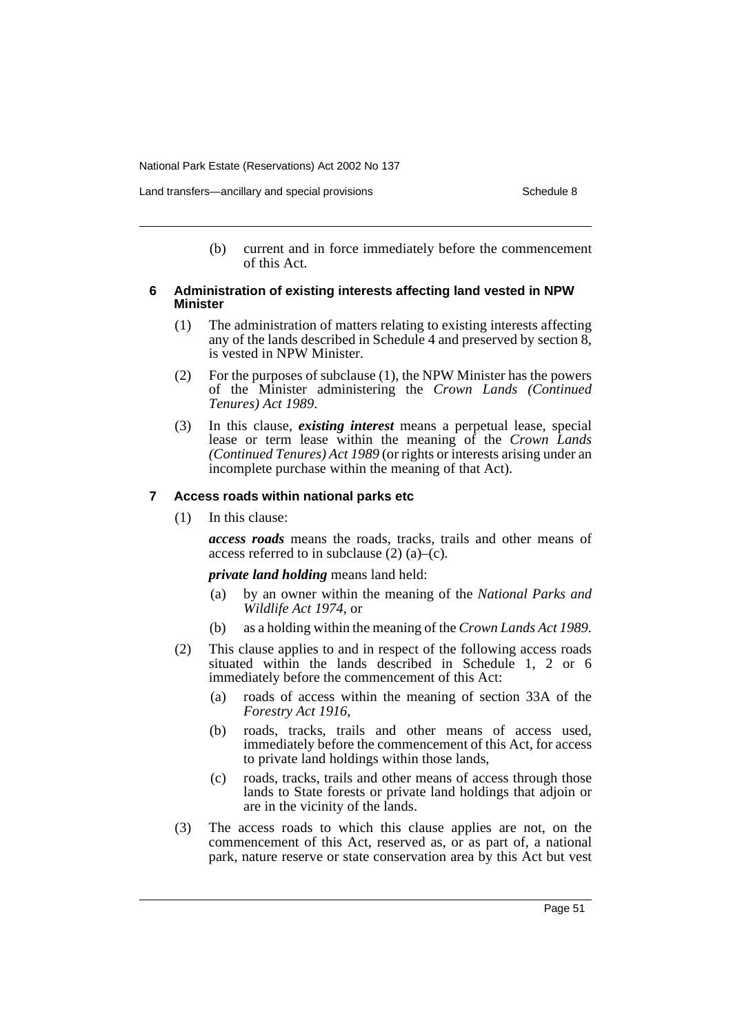(b) current and in force immediately before the commencement of this Act.

#### 6 Administration of existing interests affecting land vested in NPW Minister

(1) The administration of matters relating to existing interests affecting any of the lands described in Schedule 4 and preserved by section 8, is vested in NPW Minister.

(2) For the purposes of subclause (1), the NPW Minister has the powers of the Minister administering the *Crown Lands (Continued Tenures) Act 1989*.

(3) In this clause, ***existing interest*** means a perpetual lease, special lease or term lease within the meaning of the *Crown Lands (Continued Tenures) Act 1989* (or rights or interests arising under an incomplete purchase within the meaning of that Act).

#### 7 Access roads within national parks etc

(1) In this clause:

***access roads*** means the roads, tracks, trails and other means of access referred to in subclause (2) (a)–(c).

***private land holding*** means land held:

- (a) by an owner within the meaning of the *National Parks and Wildlife Act 1974*, or
- (b) as a holding within the meaning of the *Crown Lands Act 1989*.

(2) This clause applies to and in respect of the following access roads situated within the lands described in Schedule 1, 2 or 6 immediately before the commencement of this Act:

- (a) roads of access within the meaning of section 33A of the *Forestry Act 1916*,
- (b) roads, tracks, trails and other means of access used, immediately before the commencement of this Act, for access to private land holdings within those lands,
- (c) roads, tracks, trails and other means of access through those lands to State forests or private land holdings that adjoin or are in the vicinity of the lands.

(3) The access roads to which this clause applies are not, on the commencement of this Act, reserved as, or as part of, a national park, nature reserve or state conservation area by this Act but vest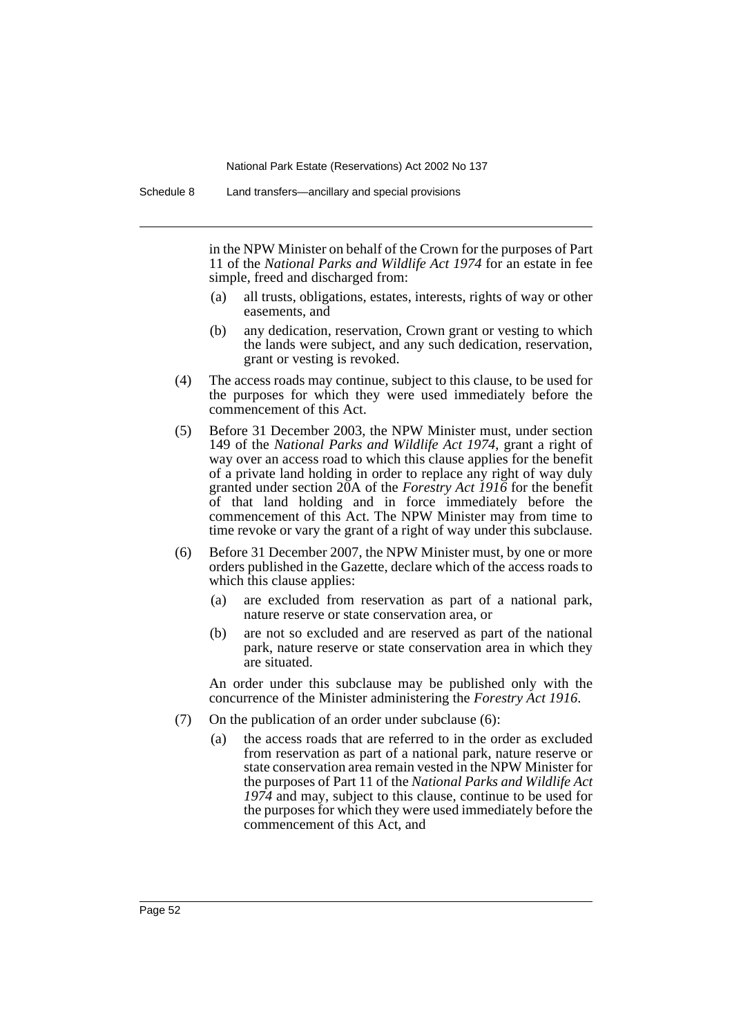in the NPW Minister on behalf of the Crown for the purposes of Part 11 of the *National Parks and Wildlife Act 1974* for an estate in fee simple, freed and discharged from:

(a) all trusts, obligations, estates, interests, rights of way or other easements, and

(b) any dedication, reservation, Crown grant or vesting to which the lands were subject, and any such dedication, reservation, grant or vesting is revoked.

(4) The access roads may continue, subject to this clause, to be used for the purposes for which they were used immediately before the commencement of this Act.

(5) Before 31 December 2003, the NPW Minister must, under section 149 of the *National Parks and Wildlife Act 1974*, grant a right of way over an access road to which this clause applies for the benefit of a private land holding in order to replace any right of way duly granted under section 20A of the *Forestry Act 1916* for the benefit of that land holding and in force immediately before the commencement of this Act. The NPW Minister may from time to time revoke or vary the grant of a right of way under this subclause.

(6) Before 31 December 2007, the NPW Minister must, by one or more orders published in the Gazette, declare which of the access roads to which this clause applies:

(a) are excluded from reservation as part of a national park, nature reserve or state conservation area, or

(b) are not so excluded and are reserved as part of the national park, nature reserve or state conservation area in which they are situated.

An order under this subclause may be published only with the concurrence of the Minister administering the *Forestry Act 1916*.

(7) On the publication of an order under subclause (6):

(a) the access roads that are referred to in the order as excluded from reservation as part of a national park, nature reserve or state conservation area remain vested in the NPW Minister for the purposes of Part 11 of the *National Parks and Wildlife Act 1974* and may, subject to this clause, continue to be used for the purposes for which they were used immediately before the commencement of this Act, and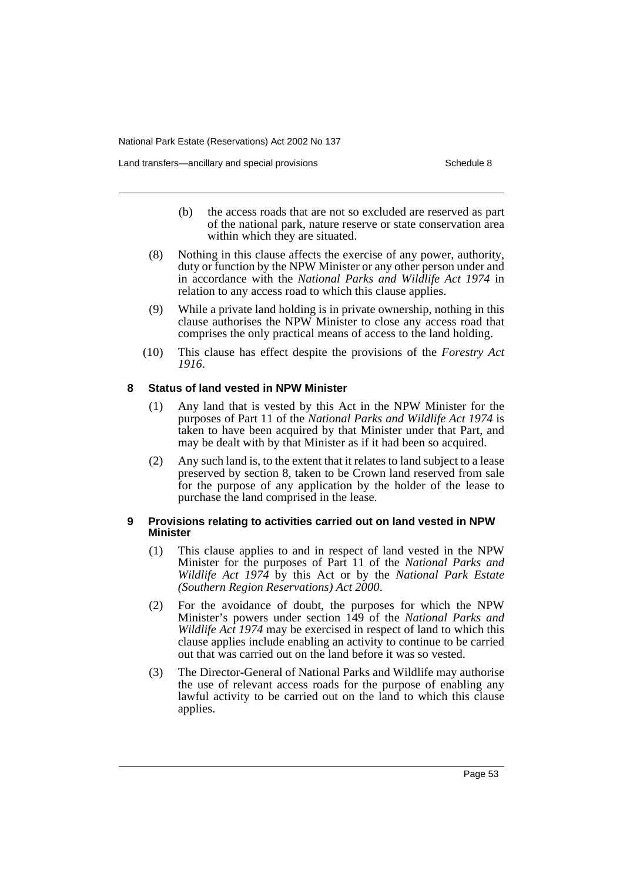(b) the access roads that are not so excluded are reserved as part of the national park, nature reserve or state conservation area within which they are situated.

(8) Nothing in this clause affects the exercise of any power, authority, duty or function by the NPW Minister or any other person under and in accordance with the *National Parks and Wildlife Act 1974* in relation to any access road to which this clause applies.

(9) While a private land holding is in private ownership, nothing in this clause authorises the NPW Minister to close any access road that comprises the only practical means of access to the land holding.

(10) This clause has effect despite the provisions of the *Forestry Act 1916*.

#### 8 Status of land vested in NPW Minister

(1) Any land that is vested by this Act in the NPW Minister for the purposes of Part 11 of the *National Parks and Wildlife Act 1974* is taken to have been acquired by that Minister under that Part, and may be dealt with by that Minister as if it had been so acquired.

(2) Any such land is, to the extent that it relates to land subject to a lease preserved by section 8, taken to be Crown land reserved from sale for the purpose of any application by the holder of the lease to purchase the land comprised in the lease.

#### 9 Provisions relating to activities carried out on land vested in NPW Minister

(1) This clause applies to and in respect of land vested in the NPW Minister for the purposes of Part 11 of the *National Parks and Wildlife Act 1974* by this Act or by the *National Park Estate (Southern Region Reservations) Act 2000*.

(2) For the avoidance of doubt, the purposes for which the NPW Minister's powers under section 149 of the *National Parks and Wildlife Act 1974* may be exercised in respect of land to which this clause applies include enabling an activity to continue to be carried out that was carried out on the land before it was so vested.

(3) The Director-General of National Parks and Wildlife may authorise the use of relevant access roads for the purpose of enabling any lawful activity to be carried out on the land to which this clause applies.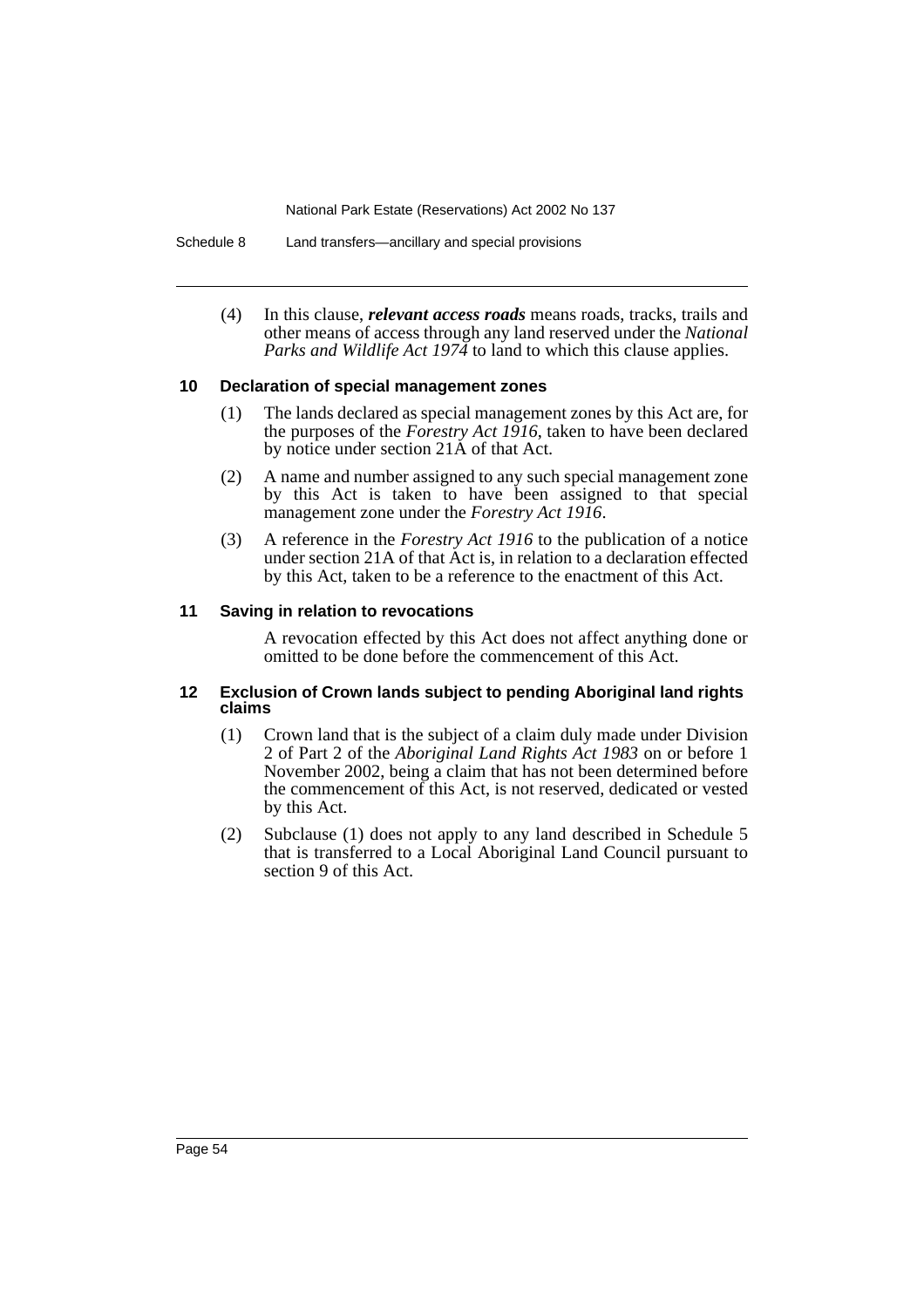(4) In this clause, ***relevant access roads*** means roads, tracks, trails and other means of access through any land reserved under the *National Parks and Wildlife Act 1974* to land to which this clause applies.

### 10 Declaration of special management zones

(1) The lands declared as special management zones by this Act are, for the purposes of the *Forestry Act 1916*, taken to have been declared by notice under section 21A of that Act.

(2) A name and number assigned to any such special management zone by this Act is taken to have been assigned to that special management zone under the *Forestry Act 1916*.

(3) A reference in the *Forestry Act 1916* to the publication of a notice under section 21A of that Act is, in relation to a declaration effected by this Act, taken to be a reference to the enactment of this Act.

### 11 Saving in relation to revocations

A revocation effected by this Act does not affect anything done or omitted to be done before the commencement of this Act.

### 12 Exclusion of Crown lands subject to pending Aboriginal land rights claims

(1) Crown land that is the subject of a claim duly made under Division 2 of Part 2 of the *Aboriginal Land Rights Act 1983* on or before 1 November 2002, being a claim that has not been determined before the commencement of this Act, is not reserved, dedicated or vested by this Act.

(2) Subclause (1) does not apply to any land described in Schedule 5 that is transferred to a Local Aboriginal Land Council pursuant to section 9 of this Act.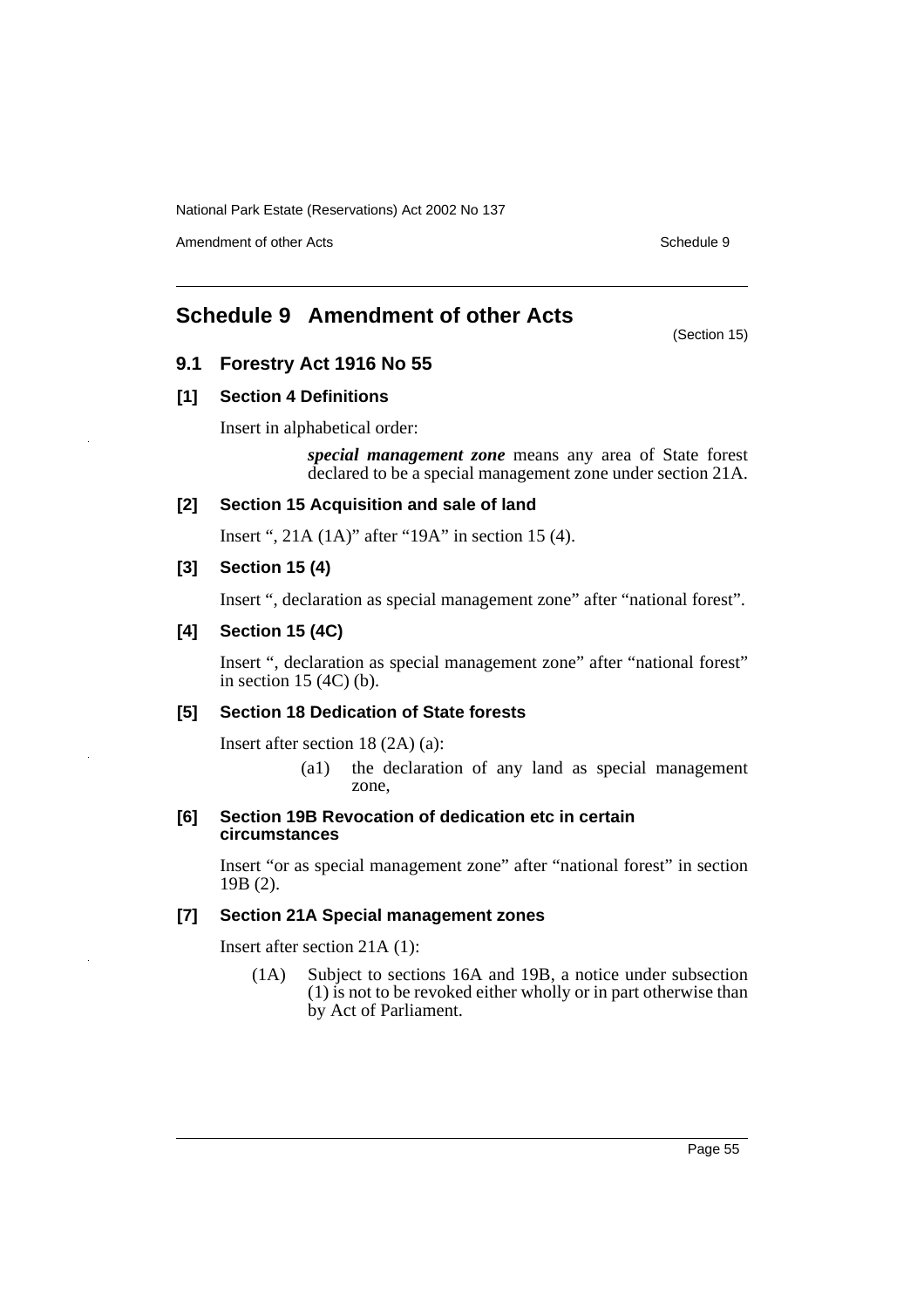# Schedule 9 Amendment of other Acts

(Section 15)

## 9.1 Forestry Act 1916 No 55

### [1] Section 4 Definitions

Insert in alphabetical order:

> ***special management zone*** means any area of State forest declared to be a special management zone under section 21A.

### [2] Section 15 Acquisition and sale of land

Insert ", 21A (1A)" after "19A" in section 15 (4).

### [3] Section 15 (4)

Insert ", declaration as special management zone" after "national forest".

### [4] Section 15 (4C)

Insert ", declaration as special management zone" after "national forest" in section 15 (4C) (b).

### [5] Section 18 Dedication of State forests

Insert after section 18 (2A) (a):

> (a1) the declaration of any land as special management zone,

### [6] Section 19B Revocation of dedication etc in certain circumstances

Insert "or as special management zone" after "national forest" in section 19B (2).

### [7] Section 21A Special management zones

Insert after section 21A (1):

> (1A) Subject to sections 16A and 19B, a notice under subsection (1) is not to be revoked either wholly or in part otherwise than by Act of Parliament.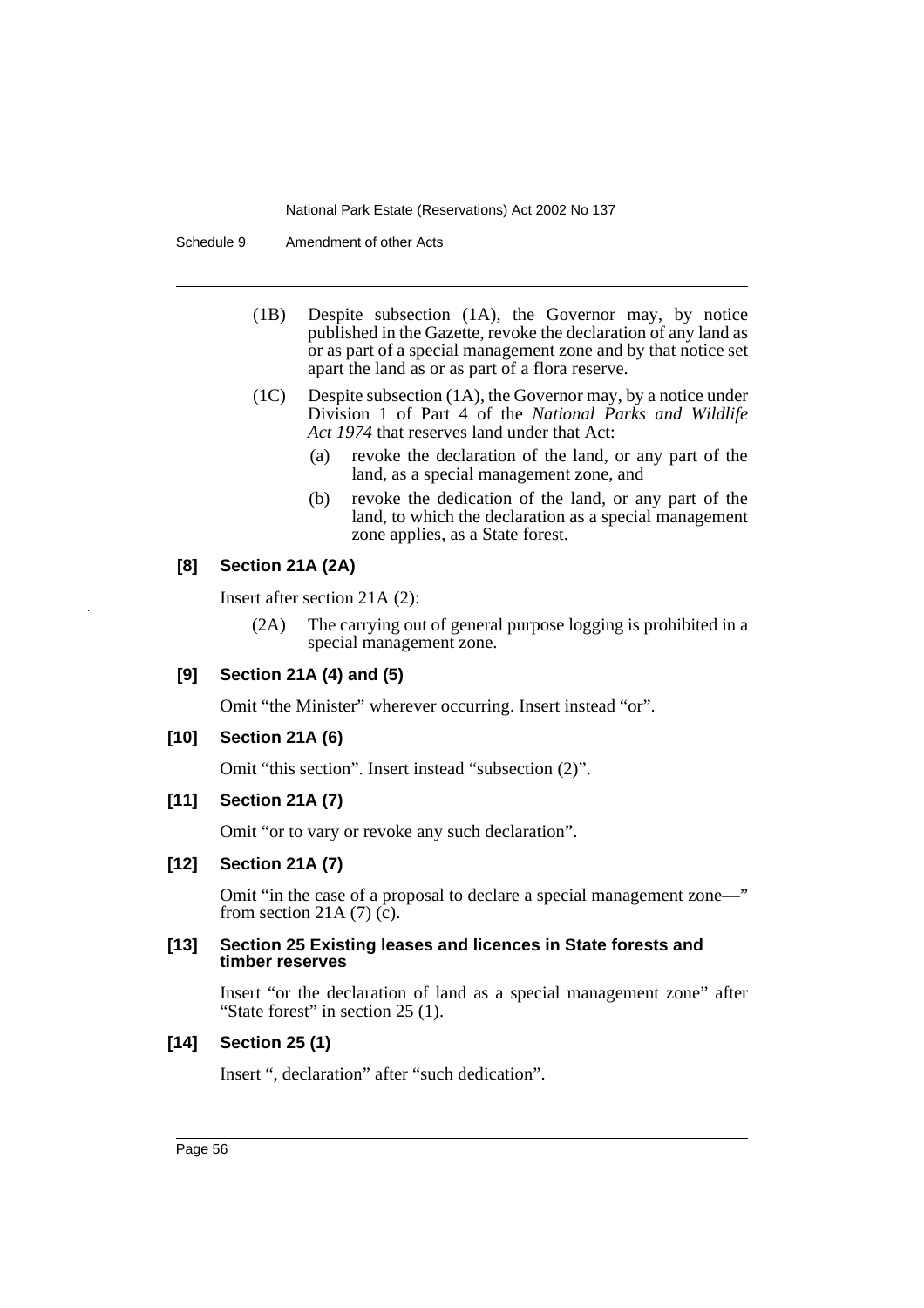(1B) Despite subsection (1A), the Governor may, by notice published in the Gazette, revoke the declaration of any land as or as part of a special management zone and by that notice set apart the land as or as part of a flora reserve.

(1C) Despite subsection (1A), the Governor may, by a notice under Division 1 of Part 4 of the *National Parks and Wildlife Act 1974* that reserves land under that Act:

(a) revoke the declaration of the land, or any part of the land, as a special management zone, and

(b) revoke the dedication of the land, or any part of the land, to which the declaration as a special management zone applies, as a State forest.

**[8] Section 21A (2A)**

Insert after section 21A (2):

(2A) The carrying out of general purpose logging is prohibited in a special management zone.

**[9] Section 21A (4) and (5)**

Omit "the Minister" wherever occurring. Insert instead "or".

**[10] Section 21A (6)**

Omit "this section". Insert instead "subsection (2)".

**[11] Section 21A (7)**

Omit "or to vary or revoke any such declaration".

**[12] Section 21A (7)**

Omit "in the case of a proposal to declare a special management zone—" from section 21A (7) (c).

**[13] Section 25 Existing leases and licences in State forests and timber reserves**

Insert "or the declaration of land as a special management zone" after "State forest" in section 25 (1).

**[14] Section 25 (1)**

Insert ", declaration" after "such dedication".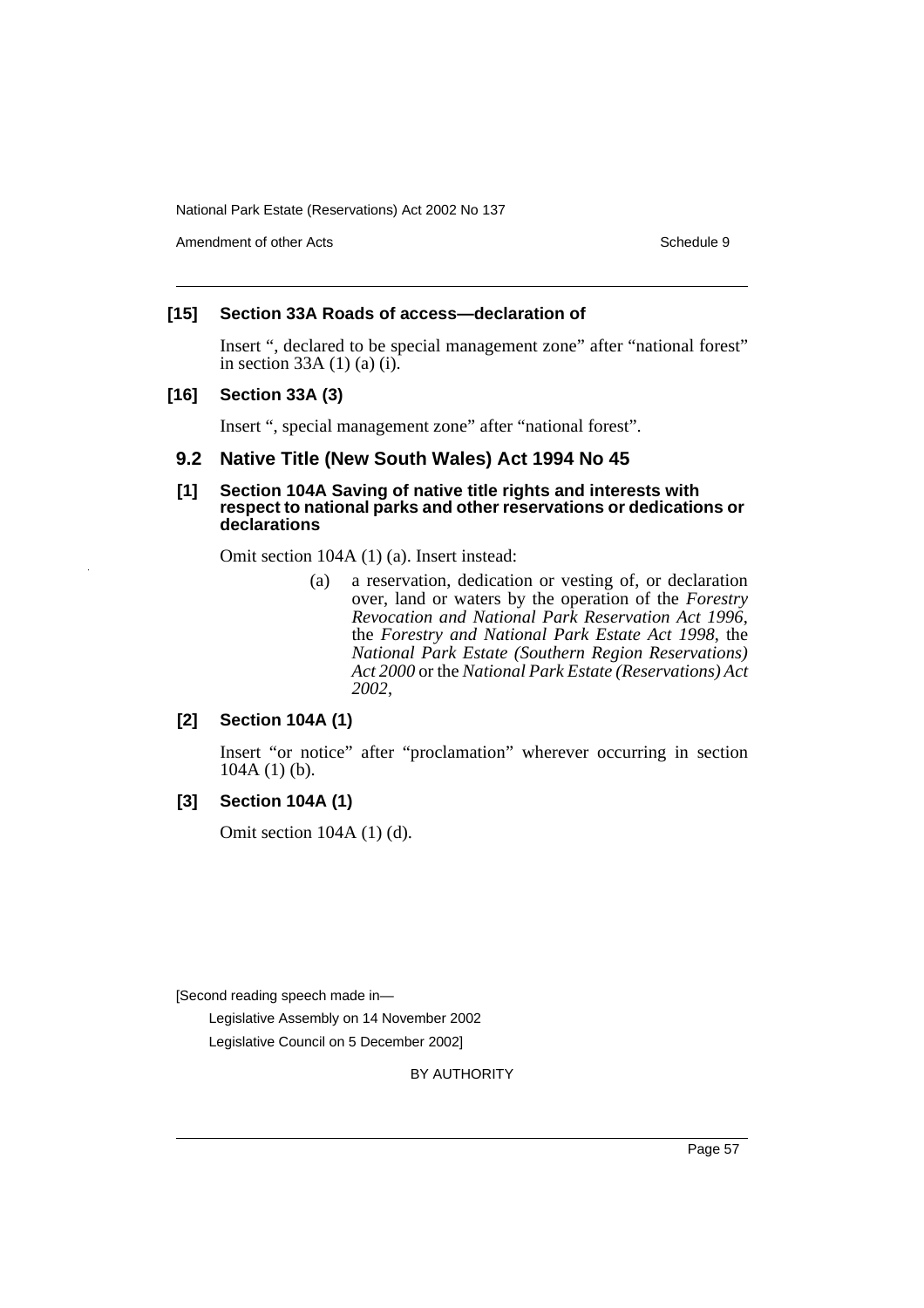### [15] Section 33A Roads of access—declaration of

Insert ", declared to be special management zone" after "national forest" in section 33A (1) (a) (i).

### [16] Section 33A (3)

Insert ", special management zone" after "national forest".

## 9.2 Native Title (New South Wales) Act 1994 No 45

### [1] Section 104A Saving of native title rights and interests with respect to national parks and other reservations or dedications or declarations

Omit section 104A (1) (a). Insert instead:

> (a) a reservation, dedication or vesting of, or declaration over, land or waters by the operation of the *Forestry Revocation and National Park Reservation Act 1996*, the *Forestry and National Park Estate Act 1998*, the *National Park Estate (Southern Region Reservations) Act 2000* or the *National Park Estate (Reservations) Act 2002*,

### [2] Section 104A (1)

Insert "or notice" after "proclamation" wherever occurring in section 104A (1) (b).

### [3] Section 104A (1)

Omit section 104A (1) (d).

[Second reading speech made in—

Legislative Assembly on 14 November 2002

Legislative Council on 5 December 2002]

BY AUTHORITY